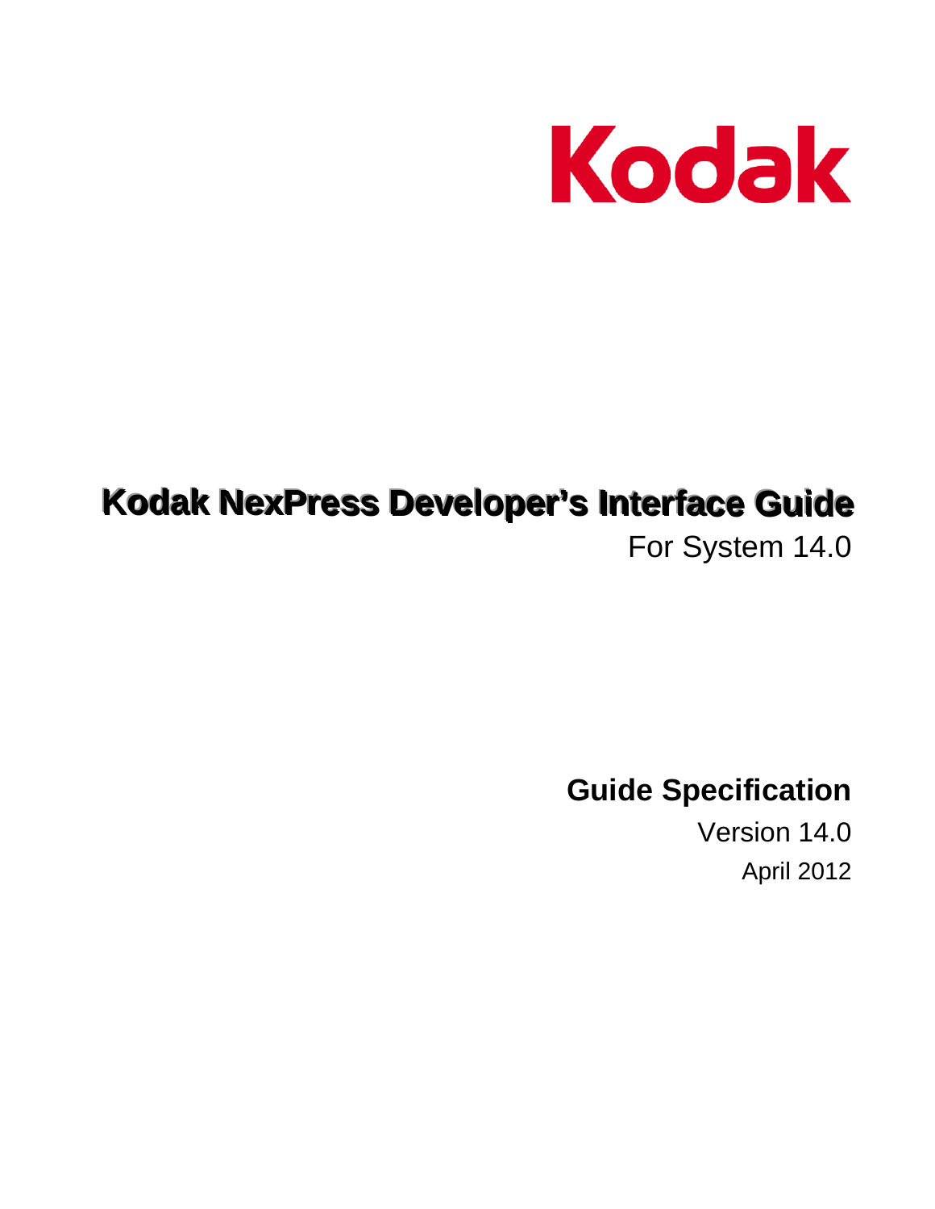Kodak

# Kodak NexPress Developer's Interface Guide

For System 14.0

## Guide Specification

Version 14.0

April 2012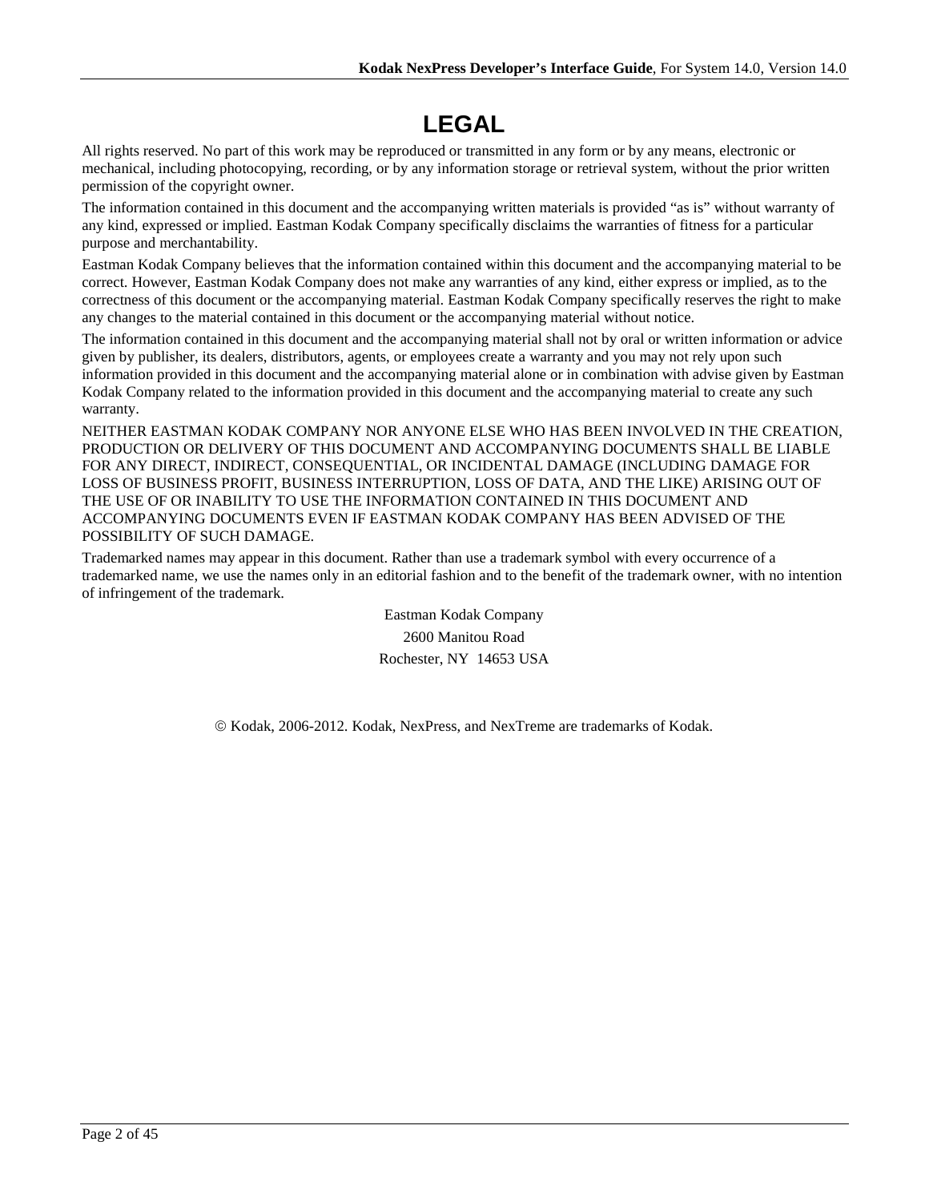# LEGAL

All rights reserved. No part of this work may be reproduced or transmitted in any form or by any means, electronic or mechanical, including photocopying, recording, or by any information storage or retrieval system, without the prior written permission of the copyright owner.

The information contained in this document and the accompanying written materials is provided "as is" without warranty of any kind, expressed or implied. Eastman Kodak Company specifically disclaims the warranties of fitness for a particular purpose and merchantability.

Eastman Kodak Company believes that the information contained within this document and the accompanying material to be correct. However, Eastman Kodak Company does not make any warranties of any kind, either express or implied, as to the correctness of this document or the accompanying material. Eastman Kodak Company specifically reserves the right to make any changes to the material contained in this document or the accompanying material without notice.

The information contained in this document and the accompanying material shall not by oral or written information or advice given by publisher, its dealers, distributors, agents, or employees create a warranty and you may not rely upon such information provided in this document and the accompanying material alone or in combination with advise given by Eastman Kodak Company related to the information provided in this document and the accompanying material to create any such warranty.

NEITHER EASTMAN KODAK COMPANY NOR ANYONE ELSE WHO HAS BEEN INVOLVED IN THE CREATION, PRODUCTION OR DELIVERY OF THIS DOCUMENT AND ACCOMPANYING DOCUMENTS SHALL BE LIABLE FOR ANY DIRECT, INDIRECT, CONSEQUENTIAL, OR INCIDENTAL DAMAGE (INCLUDING DAMAGE FOR LOSS OF BUSINESS PROFIT, BUSINESS INTERRUPTION, LOSS OF DATA, AND THE LIKE) ARISING OUT OF THE USE OF OR INABILITY TO USE THE INFORMATION CONTAINED IN THIS DOCUMENT AND ACCOMPANYING DOCUMENTS EVEN IF EASTMAN KODAK COMPANY HAS BEEN ADVISED OF THE POSSIBILITY OF SUCH DAMAGE.

Trademarked names may appear in this document. Rather than use a trademark symbol with every occurrence of a trademarked name, we use the names only in an editorial fashion and to the benefit of the trademark owner, with no intention of infringement of the trademark.

Eastman Kodak Company

2600 Manitou Road

Rochester, NY 14653 USA

© Kodak, 2006-2012. Kodak, NexPress, and NexTreme are trademarks of Kodak.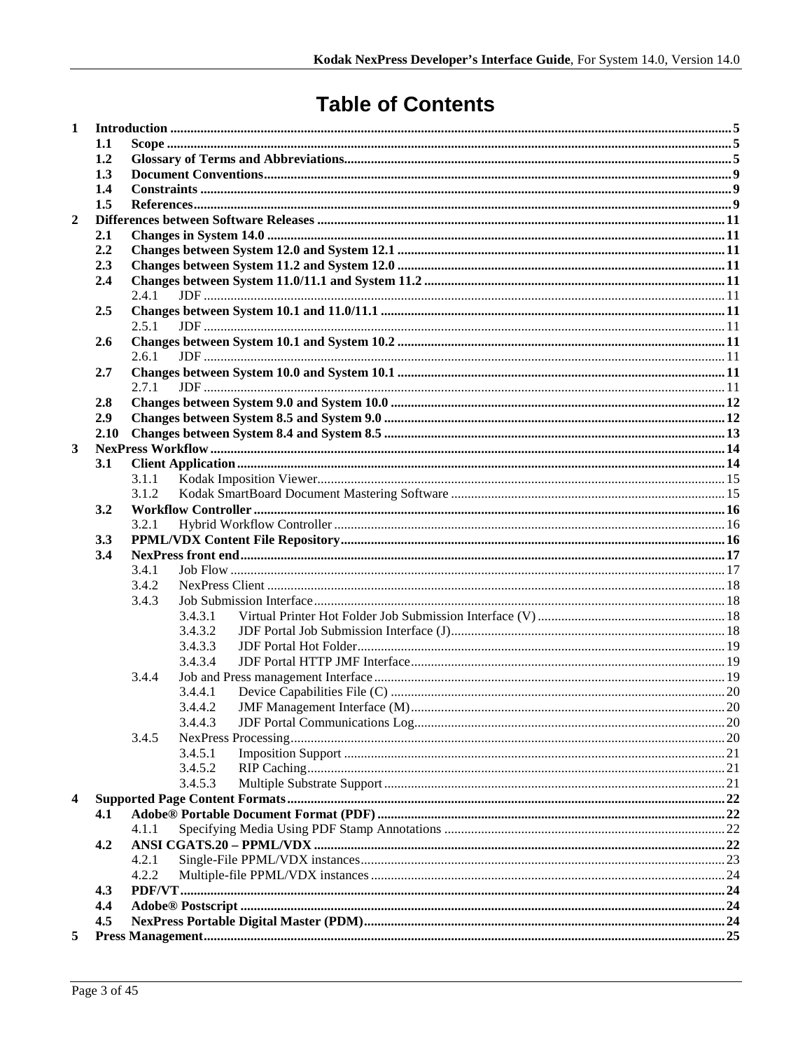# Table of Contents

- 1 Introduction ... 5
  - 1.1 Scope ... 5
  - 1.2 Glossary of Terms and Abbreviations ... 5
  - 1.3 Document Conventions ... 9
  - 1.4 Constraints ... 9
  - 1.5 References ... 9
- 2 Differences between Software Releases ... 11
  - 2.1 Changes in System 14.0 ... 11
  - 2.2 Changes between System 12.0 and System 12.1 ... 11
  - 2.3 Changes between System 11.2 and System 12.0 ... 11
  - 2.4 Changes between System 11.0/11.1 and System 11.2 ... 11
    - 2.4.1 JDF ... 11
  - 2.5 Changes between System 10.1 and 11.0/11.1 ... 11
    - 2.5.1 JDF ... 11
  - 2.6 Changes between System 10.1 and System 10.2 ... 11
    - 2.6.1 JDF ... 11
  - 2.7 Changes between System 10.0 and System 10.1 ... 11
    - 2.7.1 JDF ... 11
  - 2.8 Changes between System 9.0 and System 10.0 ... 12
  - 2.9 Changes between System 8.5 and System 9.0 ... 12
  - 2.10 Changes between System 8.4 and System 8.5 ... 13
- 3 NexPress Workflow ... 14
  - 3.1 Client Application ... 14
    - 3.1.1 Kodak Imposition Viewer ... 15
    - 3.1.2 Kodak SmartBoard Document Mastering Software ... 15
  - 3.2 Workflow Controller ... 16
    - 3.2.1 Hybrid Workflow Controller ... 16
  - 3.3 PPML/VDX Content File Repository ... 16
  - 3.4 NexPress front end ... 17
    - 3.4.1 Job Flow ... 17
    - 3.4.2 NexPress Client ... 18
    - 3.4.3 Job Submission Interface ... 18
      - 3.4.3.1 Virtual Printer Hot Folder Job Submission Interface (V) ... 18
      - 3.4.3.2 JDF Portal Job Submission Interface (J) ... 18
      - 3.4.3.3 JDF Portal Hot Folder ... 19
      - 3.4.3.4 JDF Portal HTTP JMF Interface ... 19
    - 3.4.4 Job and Press management Interface ... 19
      - 3.4.4.1 Device Capabilities File (C) ... 20
      - 3.4.4.2 JMF Management Interface (M) ... 20
      - 3.4.4.3 JDF Portal Communications Log ... 20
    - 3.4.5 NexPress Processing ... 20
      - 3.4.5.1 Imposition Support ... 21
      - 3.4.5.2 RIP Caching ... 21
      - 3.4.5.3 Multiple Substrate Support ... 21
- 4 Supported Page Content Formats ... 22
  - 4.1 Adobe® Portable Document Format (PDF) ... 22
    - 4.1.1 Specifying Media Using PDF Stamp Annotations ... 22
  - 4.2 ANSI CGATS.20 – PPML/VDX ... 22
    - 4.2.1 Single-File PPML/VDX instances ... 23
    - 4.2.2 Multiple-file PPML/VDX instances ... 24
  - 4.3 PDF/VT ... 24
  - 4.4 Adobe® Postscript ... 24
  - 4.5 NexPress Portable Digital Master (PDM) ... 24
- 5 Press Management ... 25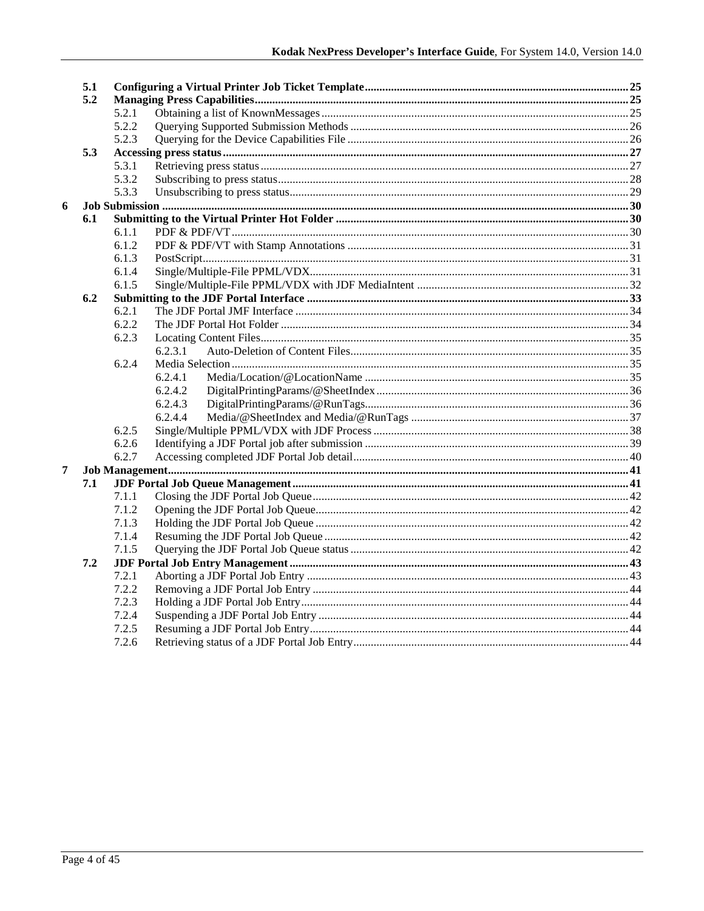- **5.1 Configuring a Virtual Printer Job Ticket Template** ... 25
- **5.2 Managing Press Capabilities** ... 25
  - 5.2.1 Obtaining a list of KnownMessages ... 25
  - 5.2.2 Querying Supported Submission Methods ... 26
  - 5.2.3 Querying for the Device Capabilities File ... 26
- **5.3 Accessing press status** ... 27
  - 5.3.1 Retrieving press status ... 27
  - 5.3.2 Subscribing to press status ... 28
  - 5.3.3 Unsubscribing to press status ... 29

**6 Job Submission** ... 30

- **6.1 Submitting to the Virtual Printer Hot Folder** ... 30
  - 6.1.1 PDF & PDF/VT ... 30
  - 6.1.2 PDF & PDF/VT with Stamp Annotations ... 31
  - 6.1.3 PostScript ... 31
  - 6.1.4 Single/Multiple-File PPML/VDX ... 31
  - 6.1.5 Single/Multiple-File PPML/VDX with JDF MediaIntent ... 32
- **6.2 Submitting to the JDF Portal Interface** ... 33
  - 6.2.1 The JDF Portal JMF Interface ... 34
  - 6.2.2 The JDF Portal Hot Folder ... 34
  - 6.2.3 Locating Content Files ... 35
    - 6.2.3.1 Auto-Deletion of Content Files ... 35
  - 6.2.4 Media Selection ... 35
    - 6.2.4.1 Media/Location/@LocationName ... 35
    - 6.2.4.2 DigitalPrintingParams/@SheetIndex ... 36
    - 6.2.4.3 DigitalPrintingParams/@RunTags ... 36
    - 6.2.4.4 Media/@SheetIndex and Media/@RunTags ... 37
  - 6.2.5 Single/Multiple PPML/VDX with JDF Process ... 38
  - 6.2.6 Identifying a JDF Portal job after submission ... 39
  - 6.2.7 Accessing completed JDF Portal Job detail ... 40

**7 Job Management** ... 41

- **7.1 JDF Portal Job Queue Management** ... 41
  - 7.1.1 Closing the JDF Portal Job Queue ... 42
  - 7.1.2 Opening the JDF Portal Job Queue ... 42
  - 7.1.3 Holding the JDF Portal Job Queue ... 42
  - 7.1.4 Resuming the JDF Portal Job Queue ... 42
  - 7.1.5 Querying the JDF Portal Job Queue status ... 42
- **7.2 JDF Portal Job Entry Management** ... 43
  - 7.2.1 Aborting a JDF Portal Job Entry ... 43
  - 7.2.2 Removing a JDF Portal Job Entry ... 44
  - 7.2.3 Holding a JDF Portal Job Entry ... 44
  - 7.2.4 Suspending a JDF Portal Job Entry ... 44
  - 7.2.5 Resuming a JDF Portal Job Entry ... 44
  - 7.2.6 Retrieving status of a JDF Portal Job Entry ... 44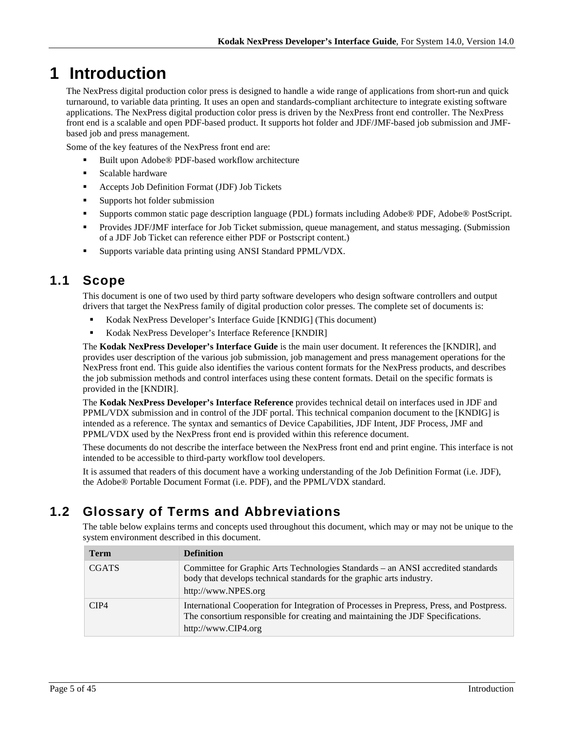# 1 Introduction

The NexPress digital production color press is designed to handle a wide range of applications from short-run and quick turnaround, to variable data printing. It uses an open and standards-compliant architecture to integrate existing software applications. The NexPress digital production color press is driven by the NexPress front end controller. The NexPress front end is a scalable and open PDF-based product. It supports hot folder and JDF/JMF-based job submission and JMF-based job and press management.

Some of the key features of the NexPress front end are:

- Built upon Adobe® PDF-based workflow architecture
- Scalable hardware
- Accepts Job Definition Format (JDF) Job Tickets
- Supports hot folder submission
- Supports common static page description language (PDL) formats including Adobe® PDF, Adobe® PostScript.
- Provides JDF/JMF interface for Job Ticket submission, queue management, and status messaging. (Submission of a JDF Job Ticket can reference either PDF or Postscript content.)
- Supports variable data printing using ANSI Standard PPML/VDX.

## 1.1 Scope

This document is one of two used by third party software developers who design software controllers and output drivers that target the NexPress family of digital production color presses. The complete set of documents is:

- Kodak NexPress Developer's Interface Guide [KNDIG] (This document)
- Kodak NexPress Developer's Interface Reference [KNDIR]

The **Kodak NexPress Developer's Interface Guide** is the main user document. It references the [KNDIR], and provides user description of the various job submission, job management and press management operations for the NexPress front end. This guide also identifies the various content formats for the NexPress products, and describes the job submission methods and control interfaces using these content formats. Detail on the specific formats is provided in the [KNDIR].

The **Kodak NexPress Developer's Interface Reference** provides technical detail on interfaces used in JDF and PPML/VDX submission and in control of the JDF portal. This technical companion document to the [KNDIG] is intended as a reference. The syntax and semantics of Device Capabilities, JDF Intent, JDF Process, JMF and PPML/VDX used by the NexPress front end is provided within this reference document.

These documents do not describe the interface between the NexPress front end and print engine. This interface is not intended to be accessible to third-party workflow tool developers.

It is assumed that readers of this document have a working understanding of the Job Definition Format (i.e. JDF), the Adobe® Portable Document Format (i.e. PDF), and the PPML/VDX standard.

## 1.2 Glossary of Terms and Abbreviations

The table below explains terms and concepts used throughout this document, which may or may not be unique to the system environment described in this document.

| Term | Definition |
|---|---|
| CGATS | Committee for Graphic Arts Technologies Standards – an ANSI accredited standards body that develops technical standards for the graphic arts industry. http://www.NPES.org |
| CIP4 | International Cooperation for Integration of Processes in Prepress, Press, and Postpress. The consortium responsible for creating and maintaining the JDF Specifications. http://www.CIP4.org |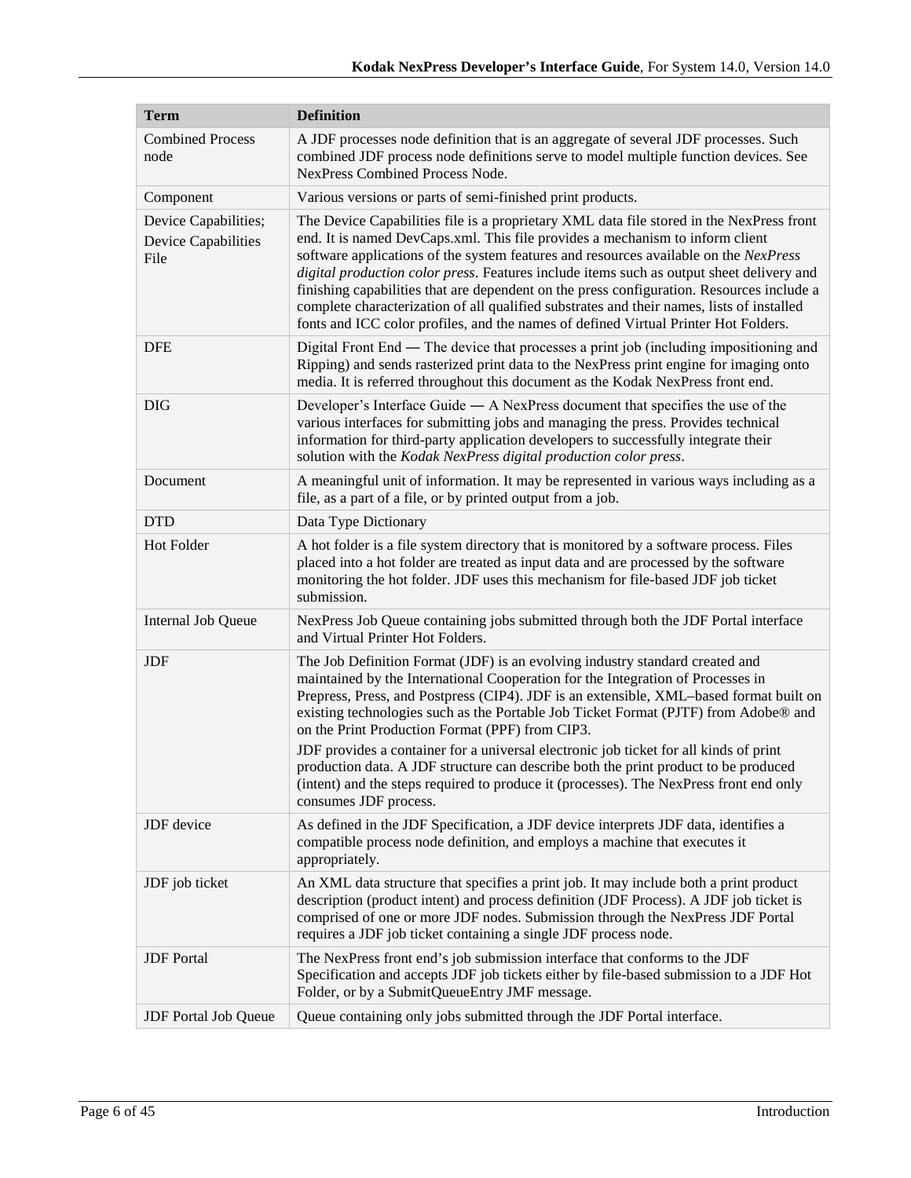| Term | Definition |
| --- | --- |
| Combined Process node | A JDF processes node definition that is an aggregate of several JDF processes. Such combined JDF process node definitions serve to model multiple function devices. See NexPress Combined Process Node. |
| Component | Various versions or parts of semi-finished print products. |
| Device Capabilities; Device Capabilities File | The Device Capabilities file is a proprietary XML data file stored in the NexPress front end. It is named DevCaps.xml. This file provides a mechanism to inform client software applications of the system features and resources available on the *NexPress digital production color press*. Features include items such as output sheet delivery and finishing capabilities that are dependent on the press configuration. Resources include a complete characterization of all qualified substrates and their names, lists of installed fonts and ICC color profiles, and the names of defined Virtual Printer Hot Folders. |
| DFE | Digital Front End — The device that processes a print job (including impositioning and Ripping) and sends rasterized print data to the NexPress print engine for imaging onto media. It is referred throughout this document as the Kodak NexPress front end. |
| DIG | Developer's Interface Guide — A NexPress document that specifies the use of the various interfaces for submitting jobs and managing the press. Provides technical information for third-party application developers to successfully integrate their solution with the *Kodak NexPress digital production color press*. |
| Document | A meaningful unit of information. It may be represented in various ways including as a file, as a part of a file, or by printed output from a job. |
| DTD | Data Type Dictionary |
| Hot Folder | A hot folder is a file system directory that is monitored by a software process. Files placed into a hot folder are treated as input data and are processed by the software monitoring the hot folder. JDF uses this mechanism for file-based JDF job ticket submission. |
| Internal Job Queue | NexPress Job Queue containing jobs submitted through both the JDF Portal interface and Virtual Printer Hot Folders. |
| JDF | The Job Definition Format (JDF) is an evolving industry standard created and maintained by the International Cooperation for the Integration of Processes in Prepress, Press, and Postpress (CIP4). JDF is an extensible, XML–based format built on existing technologies such as the Portable Job Ticket Format (PJTF) from Adobe® and on the Print Production Format (PPF) from CIP3.<br>JDF provides a container for a universal electronic job ticket for all kinds of print production data. A JDF structure can describe both the print product to be produced (intent) and the steps required to produce it (processes). The NexPress front end only consumes JDF process. |
| JDF device | As defined in the JDF Specification, a JDF device interprets JDF data, identifies a compatible process node definition, and employs a machine that executes it appropriately. |
| JDF job ticket | An XML data structure that specifies a print job. It may include both a print product description (product intent) and process definition (JDF Process). A JDF job ticket is comprised of one or more JDF nodes. Submission through the NexPress JDF Portal requires a JDF job ticket containing a single JDF process node. |
| JDF Portal | The NexPress front end's job submission interface that conforms to the JDF Specification and accepts JDF job tickets either by file-based submission to a JDF Hot Folder, or by a SubmitQueueEntry JMF message. |
| JDF Portal Job Queue | Queue containing only jobs submitted through the JDF Portal interface. |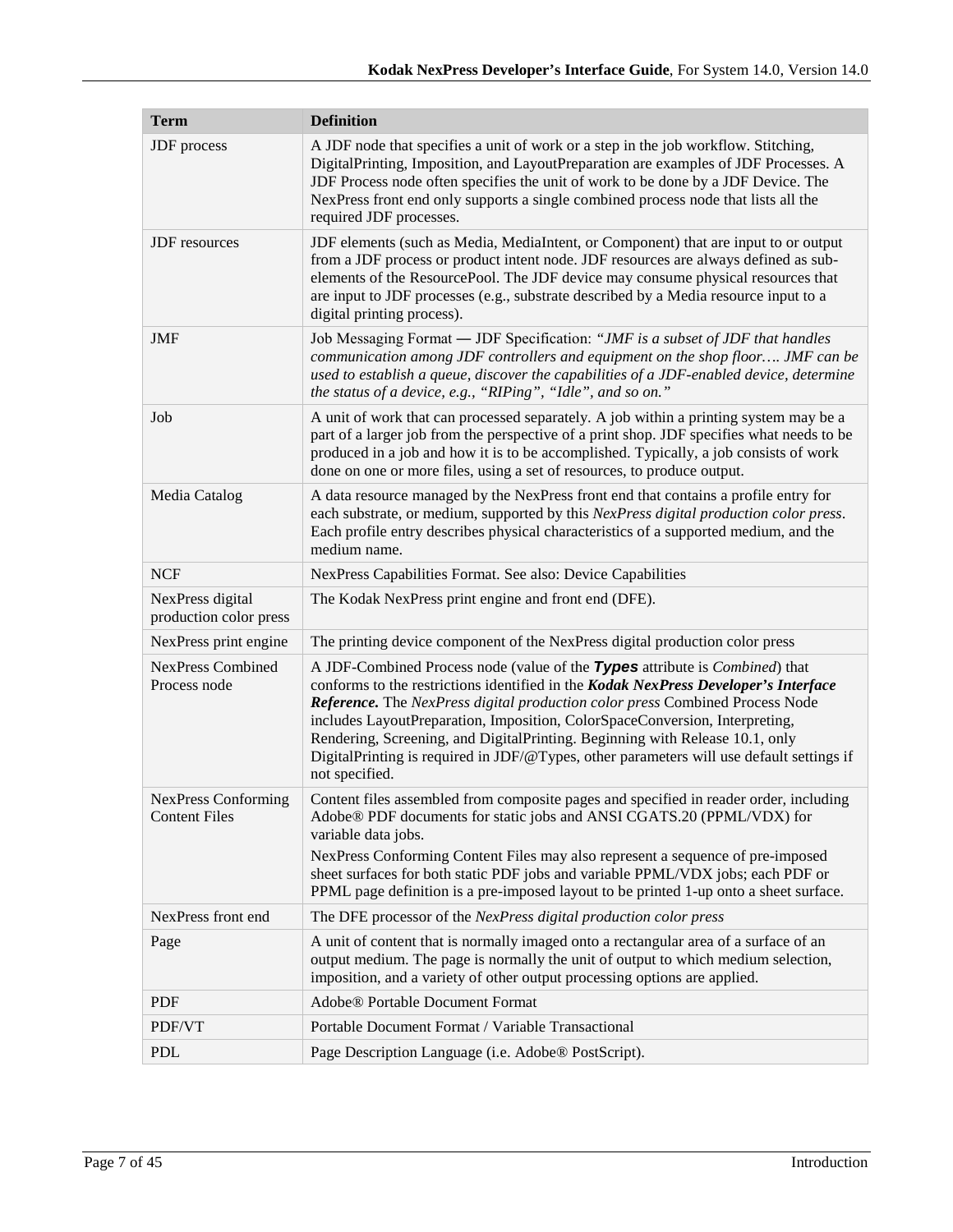| Term | Definition |
| --- | --- |
| JDF process | A JDF node that specifies a unit of work or a step in the job workflow. Stitching, DigitalPrinting, Imposition, and LayoutPreparation are examples of JDF Processes. A JDF Process node often specifies the unit of work to be done by a JDF Device. The NexPress front end only supports a single combined process node that lists all the required JDF processes. |
| JDF resources | JDF elements (such as Media, MediaIntent, or Component) that are input to or output from a JDF process or product intent node. JDF resources are always defined as sub-elements of the ResourcePool. The JDF device may consume physical resources that are input to JDF processes (e.g., substrate described by a Media resource input to a digital printing process). |
| JMF | Job Messaging Format — JDF Specification: *"JMF is a subset of JDF that handles communication among JDF controllers and equipment on the shop floor…. JMF can be used to establish a queue, discover the capabilities of a JDF-enabled device, determine the status of a device, e.g., "RIPing", "Idle", and so on."* |
| Job | A unit of work that can processed separately. A job within a printing system may be a part of a larger job from the perspective of a print shop. JDF specifies what needs to be produced in a job and how it is to be accomplished. Typically, a job consists of work done on one or more files, using a set of resources, to produce output. |
| Media Catalog | A data resource managed by the NexPress front end that contains a profile entry for each substrate, or medium, supported by this *NexPress digital production color press*. Each profile entry describes physical characteristics of a supported medium, and the medium name. |
| NCF | NexPress Capabilities Format. See also: Device Capabilities |
| NexPress digital production color press | The Kodak NexPress print engine and front end (DFE). |
| NexPress print engine | The printing device component of the NexPress digital production color press |
| NexPress Combined Process node | A JDF-Combined Process node (value of the ***Types*** attribute is *Combined*) that conforms to the restrictions identified in the ***Kodak NexPress Developer's Interface Reference.*** The *NexPress digital production color press* Combined Process Node includes LayoutPreparation, Imposition, ColorSpaceConversion, Interpreting, Rendering, Screening, and DigitalPrinting. Beginning with Release 10.1, only DigitalPrinting is required in JDF/@Types, other parameters will use default settings if not specified. |
| NexPress Conforming Content Files | Content files assembled from composite pages and specified in reader order, including Adobe® PDF documents for static jobs and ANSI CGATS.20 (PPML/VDX) for variable data jobs.<br>NexPress Conforming Content Files may also represent a sequence of pre-imposed sheet surfaces for both static PDF jobs and variable PPML/VDX jobs; each PDF or PPML page definition is a pre-imposed layout to be printed 1-up onto a sheet surface. |
| NexPress front end | The DFE processor of the *NexPress digital production color press* |
| Page | A unit of content that is normally imaged onto a rectangular area of a surface of an output medium. The page is normally the unit of output to which medium selection, imposition, and a variety of other output processing options are applied. |
| PDF | Adobe® Portable Document Format |
| PDF/VT | Portable Document Format / Variable Transactional |
| PDL | Page Description Language (i.e. Adobe® PostScript). |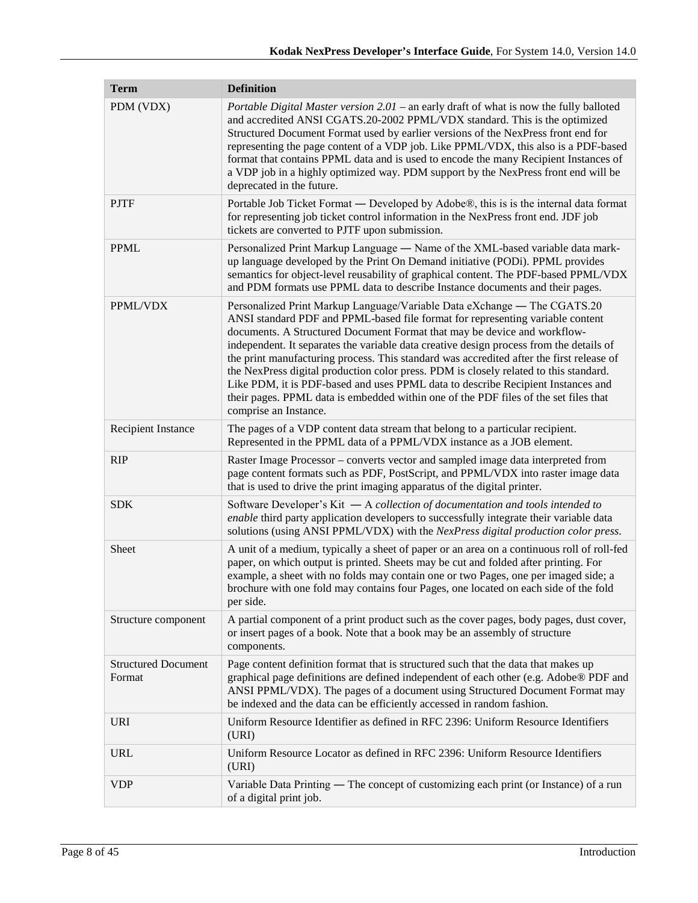| Term | Definition |
|---|---|
| PDM (VDX) | *Portable Digital Master version 2.01* – an early draft of what is now the fully balloted and accredited ANSI CGATS.20-2002 PPML/VDX standard. This is the optimized Structured Document Format used by earlier versions of the NexPress front end for representing the page content of a VDP job. Like PPML/VDX, this also is a PDF-based format that contains PPML data and is used to encode the many Recipient Instances of a VDP job in a highly optimized way. PDM support by the NexPress front end will be deprecated in the future. |
| PJTF | Portable Job Ticket Format — Developed by Adobe®, this is is the internal data format for representing job ticket control information in the NexPress front end. JDF job tickets are converted to PJTF upon submission. |
| PPML | Personalized Print Markup Language — Name of the XML-based variable data mark-up language developed by the Print On Demand initiative (PODi). PPML provides semantics for object-level reusability of graphical content. The PDF-based PPML/VDX and PDM formats use PPML data to describe Instance documents and their pages. |
| PPML/VDX | Personalized Print Markup Language/Variable Data eXchange — The CGATS.20 ANSI standard PDF and PPML-based file format for representing variable content documents. A Structured Document Format that may be device and workflow-independent. It separates the variable data creative design process from the details of the print manufacturing process. This standard was accredited after the first release of the NexPress digital production color press. PDM is closely related to this standard. Like PDM, it is PDF-based and uses PPML data to describe Recipient Instances and their pages. PPML data is embedded within one of the PDF files of the set files that comprise an Instance. |
| Recipient Instance | The pages of a VDP content data stream that belong to a particular recipient. Represented in the PPML data of a PPML/VDX instance as a JOB element. |
| RIP | Raster Image Processor – converts vector and sampled image data interpreted from page content formats such as PDF, PostScript, and PPML/VDX into raster image data that is used to drive the print imaging apparatus of the digital printer. |
| SDK | Software Developer's Kit — A *collection of documentation and tools intended to enable* third party application developers to successfully integrate their variable data solutions (using ANSI PPML/VDX) with the *NexPress digital production color press*. |
| Sheet | A unit of a medium, typically a sheet of paper or an area on a continuous roll of roll-fed paper, on which output is printed. Sheets may be cut and folded after printing. For example, a sheet with no folds may contain one or two Pages, one per imaged side; a brochure with one fold may contains four Pages, one located on each side of the fold per side. |
| Structure component | A partial component of a print product such as the cover pages, body pages, dust cover, or insert pages of a book. Note that a book may be an assembly of structure components. |
| Structured Document Format | Page content definition format that is structured such that the data that makes up graphical page definitions are defined independent of each other (e.g. Adobe® PDF and ANSI PPML/VDX). The pages of a document using Structured Document Format may be indexed and the data can be efficiently accessed in random fashion. |
| URI | Uniform Resource Identifier as defined in RFC 2396: Uniform Resource Identifiers (URI) |
| URL | Uniform Resource Locator as defined in RFC 2396: Uniform Resource Identifiers (URI) |
| VDP | Variable Data Printing — The concept of customizing each print (or Instance) of a run of a digital print job. |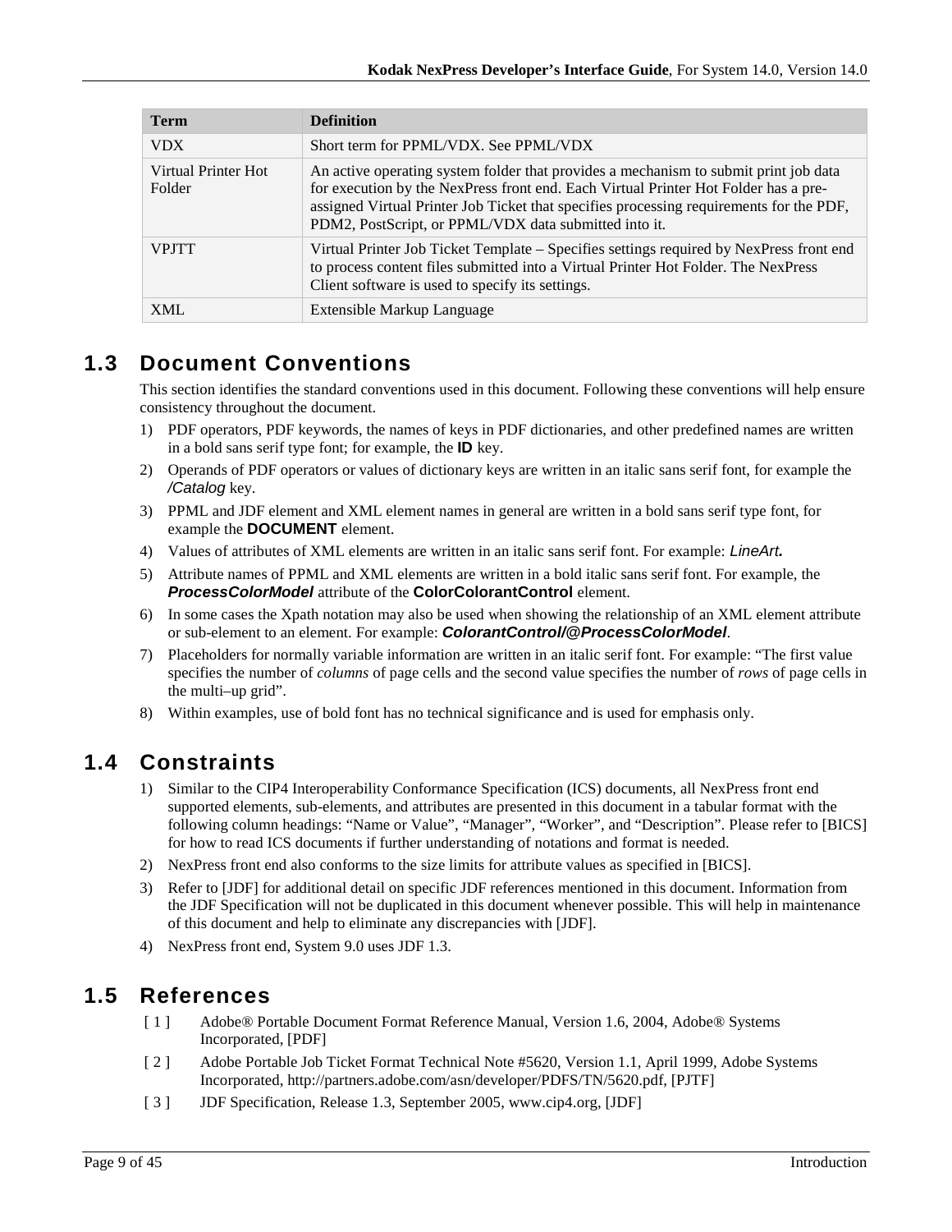| Term | Definition |
|---|---|
| VDX | Short term for PPML/VDX. See PPML/VDX |
| Virtual Printer Hot Folder | An active operating system folder that provides a mechanism to submit print job data for execution by the NexPress front end. Each Virtual Printer Hot Folder has a pre-assigned Virtual Printer Job Ticket that specifies processing requirements for the PDF, PDM2, PostScript, or PPML/VDX data submitted into it. |
| VPJTT | Virtual Printer Job Ticket Template – Specifies settings required by NexPress front end to process content files submitted into a Virtual Printer Hot Folder. The NexPress Client software is used to specify its settings. |
| XML | Extensible Markup Language |

## 1.3 Document Conventions

This section identifies the standard conventions used in this document. Following these conventions will help ensure consistency throughout the document.

1) PDF operators, PDF keywords, the names of keys in PDF dictionaries, and other predefined names are written in a bold sans serif type font; for example, the **ID** key.
2) Operands of PDF operators or values of dictionary keys are written in an italic sans serif font, for example the */Catalog* key.
3) PPML and JDF element and XML element names in general are written in a bold sans serif type font, for example the **DOCUMENT** element.
4) Values of attributes of XML elements are written in an italic sans serif font. For example: *LineArt***.**
5) Attribute names of PPML and XML elements are written in a bold italic sans serif font. For example, the ***ProcessColorModel*** attribute of the **ColorColorantControl** element.
6) In some cases the Xpath notation may also be used when showing the relationship of an XML element attribute or sub-element to an element. For example: ***ColorantControl/@ProcessColorModel***.
7) Placeholders for normally variable information are written in an italic serif font. For example: "The first value specifies the number of *columns* of page cells and the second value specifies the number of *rows* of page cells in the multi–up grid".
8) Within examples, use of bold font has no technical significance and is used for emphasis only.

## 1.4 Constraints

1) Similar to the CIP4 Interoperability Conformance Specification (ICS) documents, all NexPress front end supported elements, sub-elements, and attributes are presented in this document in a tabular format with the following column headings: "Name or Value", "Manager", "Worker", and "Description". Please refer to [BICS] for how to read ICS documents if further understanding of notations and format is needed.
2) NexPress front end also conforms to the size limits for attribute values as specified in [BICS].
3) Refer to [JDF] for additional detail on specific JDF references mentioned in this document. Information from the JDF Specification will not be duplicated in this document whenever possible. This will help in maintenance of this document and help to eliminate any discrepancies with [JDF].
4) NexPress front end, System 9.0 uses JDF 1.3.

## 1.5 References

[ 1 ] Adobe® Portable Document Format Reference Manual, Version 1.6, 2004, Adobe® Systems Incorporated, [PDF]

[ 2 ] Adobe Portable Job Ticket Format Technical Note #5620, Version 1.1, April 1999, Adobe Systems Incorporated, http://partners.adobe.com/asn/developer/PDFS/TN/5620.pdf, [PJTF]

[ 3 ] JDF Specification, Release 1.3, September 2005, www.cip4.org, [JDF]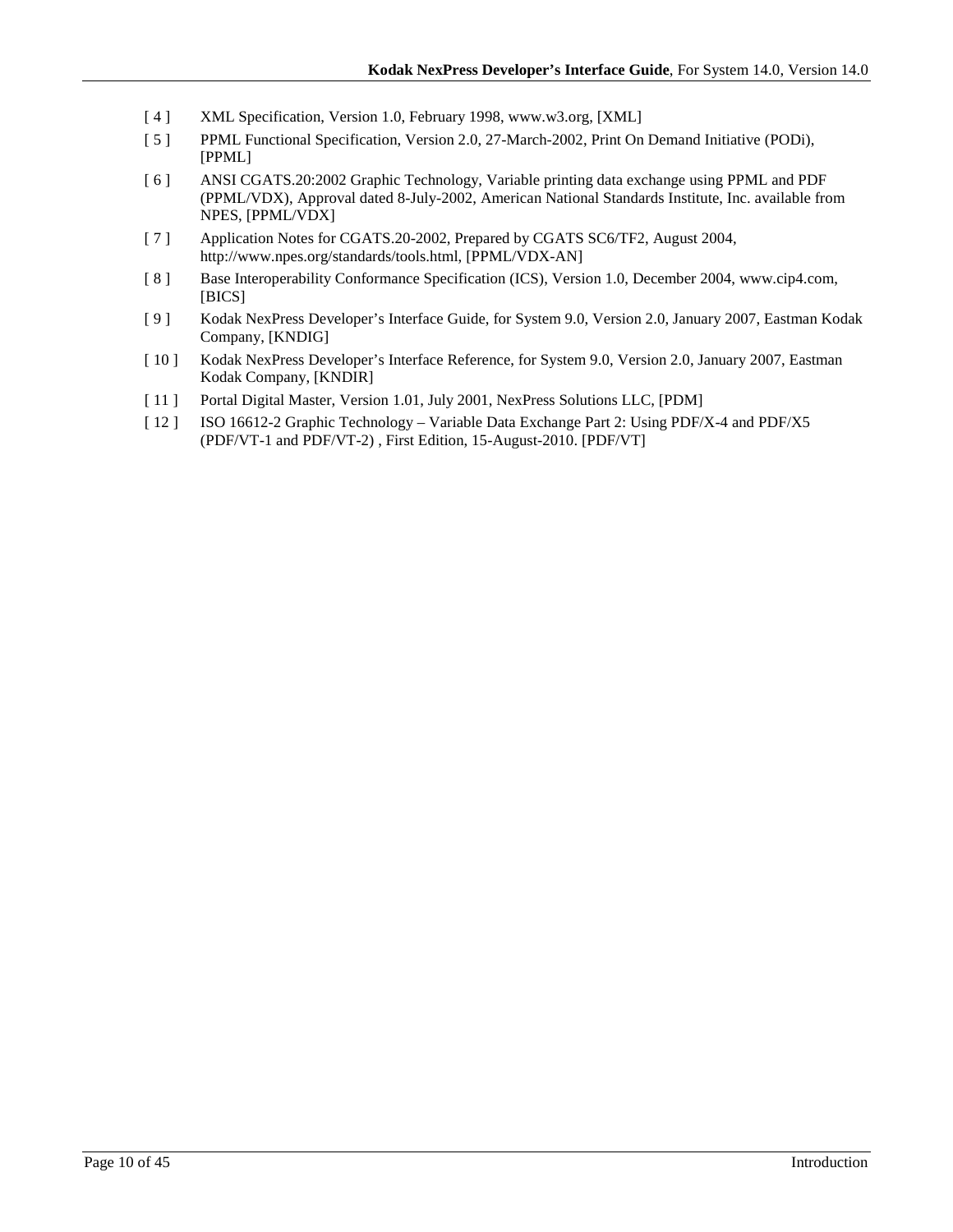[ 4 ] XML Specification, Version 1.0, February 1998, www.w3.org, [XML]

[ 5 ] PPML Functional Specification, Version 2.0, 27-March-2002, Print On Demand Initiative (PODi), [PPML]

[ 6 ] ANSI CGATS.20:2002 Graphic Technology, Variable printing data exchange using PPML and PDF (PPML/VDX), Approval dated 8-July-2002, American National Standards Institute, Inc. available from NPES, [PPML/VDX]

[ 7 ] Application Notes for CGATS.20-2002, Prepared by CGATS SC6/TF2, August 2004, http://www.npes.org/standards/tools.html, [PPML/VDX-AN]

[ 8 ] Base Interoperability Conformance Specification (ICS), Version 1.0, December 2004, www.cip4.com, [BICS]

[ 9 ] Kodak NexPress Developer's Interface Guide, for System 9.0, Version 2.0, January 2007, Eastman Kodak Company, [KNDIG]

[ 10 ] Kodak NexPress Developer's Interface Reference, for System 9.0, Version 2.0, January 2007, Eastman Kodak Company, [KNDIR]

[ 11 ] Portal Digital Master, Version 1.01, July 2001, NexPress Solutions LLC, [PDM]

[ 12 ] ISO 16612-2 Graphic Technology – Variable Data Exchange Part 2: Using PDF/X-4 and PDF/X5 (PDF/VT-1 and PDF/VT-2) , First Edition, 15-August-2010. [PDF/VT]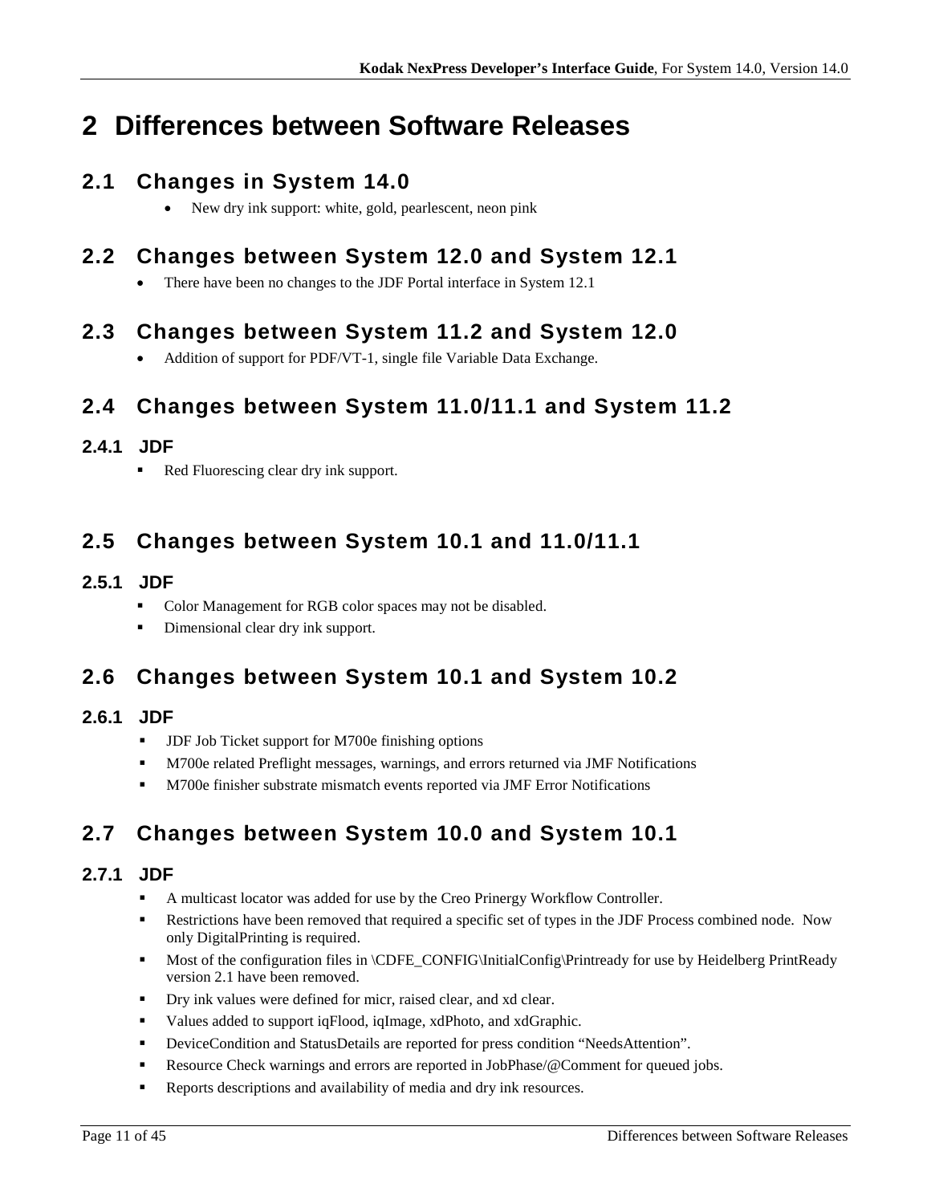# 2 Differences between Software Releases

## 2.1 Changes in System 14.0

- New dry ink support: white, gold, pearlescent, neon pink

## 2.2 Changes between System 12.0 and System 12.1

- There have been no changes to the JDF Portal interface in System 12.1

## 2.3 Changes between System 11.2 and System 12.0

- Addition of support for PDF/VT-1, single file Variable Data Exchange.

## 2.4 Changes between System 11.0/11.1 and System 11.2

### 2.4.1 JDF

- Red Fluorescing clear dry ink support.

## 2.5 Changes between System 10.1 and 11.0/11.1

### 2.5.1 JDF

- Color Management for RGB color spaces may not be disabled.
- Dimensional clear dry ink support.

## 2.6 Changes between System 10.1 and System 10.2

### 2.6.1 JDF

- JDF Job Ticket support for M700e finishing options
- M700e related Preflight messages, warnings, and errors returned via JMF Notifications
- M700e finisher substrate mismatch events reported via JMF Error Notifications

## 2.7 Changes between System 10.0 and System 10.1

### 2.7.1 JDF

- A multicast locator was added for use by the Creo Prinergy Workflow Controller.
- Restrictions have been removed that required a specific set of types in the JDF Process combined node. Now only DigitalPrinting is required.
- Most of the configuration files in \CDFE_CONFIG\InitialConfig\Printready for use by Heidelberg PrintReady version 2.1 have been removed.
- Dry ink values were defined for micr, raised clear, and xd clear.
- Values added to support iqFlood, iqImage, xdPhoto, and xdGraphic.
- DeviceCondition and StatusDetails are reported for press condition "NeedsAttention".
- Resource Check warnings and errors are reported in JobPhase/@Comment for queued jobs.
- Reports descriptions and availability of media and dry ink resources.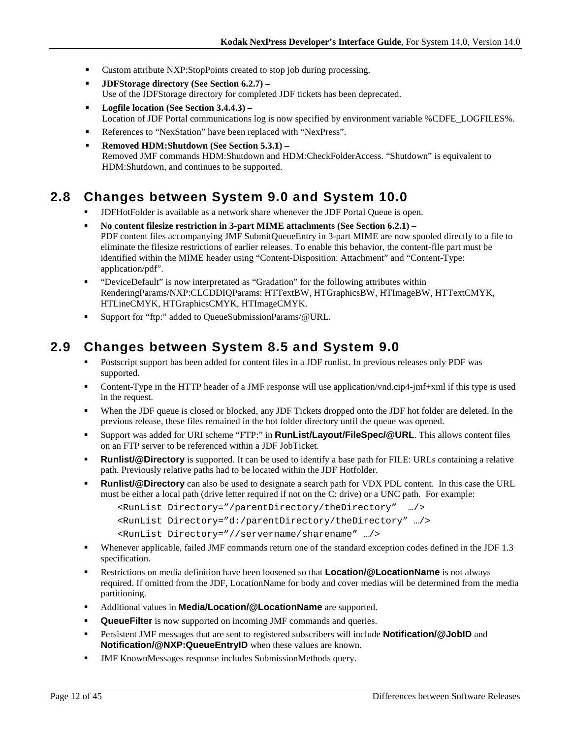- Custom attribute NXP:StopPoints created to stop job during processing.
- **JDFStorage directory (See Section 6.2.7) –**
  Use of the JDFStorage directory for completed JDF tickets has been deprecated.
- **Logfile location (See Section 3.4.4.3) –**
  Location of JDF Portal communications log is now specified by environment variable %CDFE_LOGFILES%.
- References to "NexStation" have been replaced with "NexPress".
- **Removed HDM:Shutdown (See Section 5.3.1) –**
  Removed JMF commands HDM:Shutdown and HDM:CheckFolderAccess. "Shutdown" is equivalent to HDM:Shutdown, and continues to be supported.

## 2.8 Changes between System 9.0 and System 10.0

- JDFHotFolder is available as a network share whenever the JDF Portal Queue is open.
- **No content filesize restriction in 3-part MIME attachments (See Section 6.2.1) –**
  PDF content files accompanying JMF SubmitQueueEntry in 3-part MIME are now spooled directly to a file to eliminate the filesize restrictions of earlier releases. To enable this behavior, the content-file part must be identified within the MIME header using "Content-Disposition: Attachment" and "Content-Type: application/pdf".
- "DeviceDefault" is now interpretated as "Gradation" for the following attributes within RenderingParams/NXP:CLCDDIQParams: HTTextBW, HTGraphicsBW, HTImageBW, HTTextCMYK, HTLineCMYK, HTGraphicsCMYK, HTImageCMYK.
- Support for "ftp:" added to QueueSubmissionParams/@URL.

## 2.9 Changes between System 8.5 and System 9.0

- Postscript support has been added for content files in a JDF runlist. In previous releases only PDF was supported.
- Content-Type in the HTTP header of a JMF response will use application/vnd.cip4-jmf+xml if this type is used in the request.
- When the JDF queue is closed or blocked, any JDF Tickets dropped onto the JDF hot folder are deleted. In the previous release, these files remained in the hot folder directory until the queue was opened.
- Support was added for URI scheme "FTP:" in **RunList/Layout/FileSpec/@URL**. This allows content files on an FTP server to be referenced within a JDF JobTicket.
- **Runlist/@Directory** is supported. It can be used to identify a base path for FILE: URLs containing a relative path. Previously relative paths had to be located within the JDF Hotfolder.
- **Runlist/@Directory** can also be used to designate a search path for VDX PDL content. In this case the URL must be either a local path (drive letter required if not on the C: drive) or a UNC path. For example:

```
<RunList Directory="/parentDirectory/theDirectory"  …/>
<RunList Directory="d:/parentDirectory/theDirectory" …/>
<RunList Directory="//servername/sharename" …/>
```

- Whenever applicable, failed JMF commands return one of the standard exception codes defined in the JDF 1.3 specification.
- Restrictions on media definition have been loosened so that **Location/@LocationName** is not always required. If omitted from the JDF, LocationName for body and cover medias will be determined from the media partitioning.
- Additional values in **Media/Location/@LocationName** are supported.
- **QueueFilter** is now supported on incoming JMF commands and queries.
- Persistent JMF messages that are sent to registered subscribers will include **Notification/@JobID** and **Notification/@NXP:QueueEntryID** when these values are known.
- JMF KnownMessages response includes SubmissionMethods query.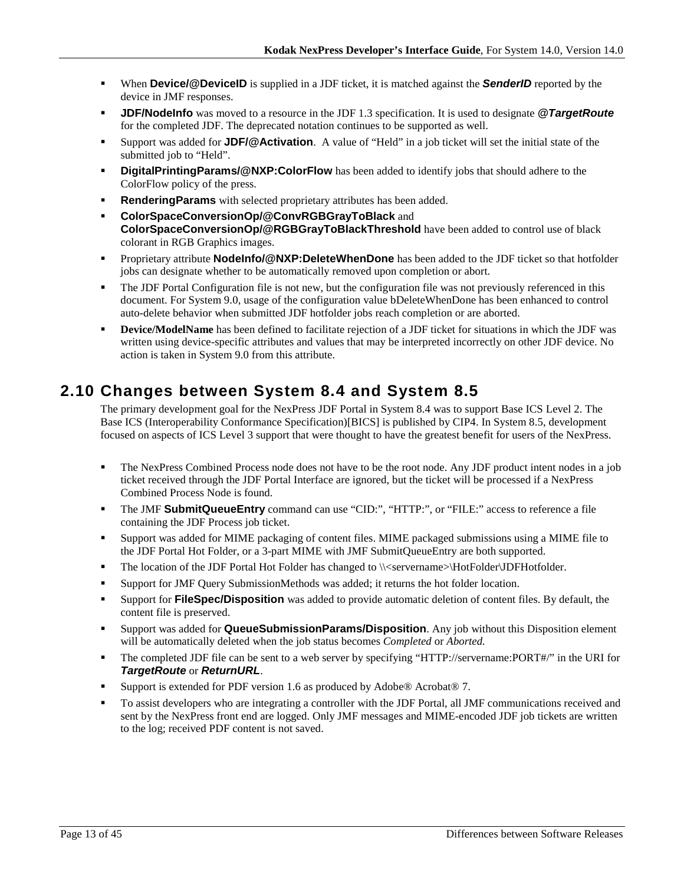- When **Device/@DeviceID** is supplied in a JDF ticket, it is matched against the ***SenderID*** reported by the device in JMF responses.
- **JDF/NodeInfo** was moved to a resource in the JDF 1.3 specification. It is used to designate ***@TargetRoute*** for the completed JDF. The deprecated notation continues to be supported as well.
- Support was added for **JDF/@Activation**. A value of "Held" in a job ticket will set the initial state of the submitted job to "Held".
- **DigitalPrintingParams/@NXP:ColorFlow** has been added to identify jobs that should adhere to the ColorFlow policy of the press.
- **RenderingParams** with selected proprietary attributes has been added.
- **ColorSpaceConversionOp/@ConvRGBGrayToBlack** and **ColorSpaceConversionOp/@RGBGrayToBlackThreshold** have been added to control use of black colorant in RGB Graphics images.
- Proprietary attribute **NodeInfo/@NXP:DeleteWhenDone** has been added to the JDF ticket so that hotfolder jobs can designate whether to be automatically removed upon completion or abort.
- The JDF Portal Configuration file is not new, but the configuration file was not previously referenced in this document. For System 9.0, usage of the configuration value bDeleteWhenDone has been enhanced to control auto-delete behavior when submitted JDF hotfolder jobs reach completion or are aborted.
- **Device/ModelName** has been defined to facilitate rejection of a JDF ticket for situations in which the JDF was written using device-specific attributes and values that may be interpreted incorrectly on other JDF device. No action is taken in System 9.0 from this attribute.

## 2.10 Changes between System 8.4 and System 8.5

The primary development goal for the NexPress JDF Portal in System 8.4 was to support Base ICS Level 2. The Base ICS (Interoperability Conformance Specification)[BICS] is published by CIP4. In System 8.5, development focused on aspects of ICS Level 3 support that were thought to have the greatest benefit for users of the NexPress.

- The NexPress Combined Process node does not have to be the root node. Any JDF product intent nodes in a job ticket received through the JDF Portal Interface are ignored, but the ticket will be processed if a NexPress Combined Process Node is found.
- The JMF **SubmitQueueEntry** command can use "CID:", "HTTP:", or "FILE:" access to reference a file containing the JDF Process job ticket.
- Support was added for MIME packaging of content files. MIME packaged submissions using a MIME file to the JDF Portal Hot Folder, or a 3-part MIME with JMF SubmitQueueEntry are both supported.
- The location of the JDF Portal Hot Folder has changed to \\<servername>\HotFolder\JDFHotfolder.
- Support for JMF Query SubmissionMethods was added; it returns the hot folder location.
- Support for **FileSpec/Disposition** was added to provide automatic deletion of content files. By default, the content file is preserved.
- Support was added for **QueueSubmissionParams/Disposition**. Any job without this Disposition element will be automatically deleted when the job status becomes *Completed* or *Aborted.*
- The completed JDF file can be sent to a web server by specifying "HTTP://servername:PORT#/" in the URI for ***TargetRoute*** or ***ReturnURL***.
- Support is extended for PDF version 1.6 as produced by Adobe® Acrobat® 7.
- To assist developers who are integrating a controller with the JDF Portal, all JMF communications received and sent by the NexPress front end are logged. Only JMF messages and MIME-encoded JDF job tickets are written to the log; received PDF content is not saved.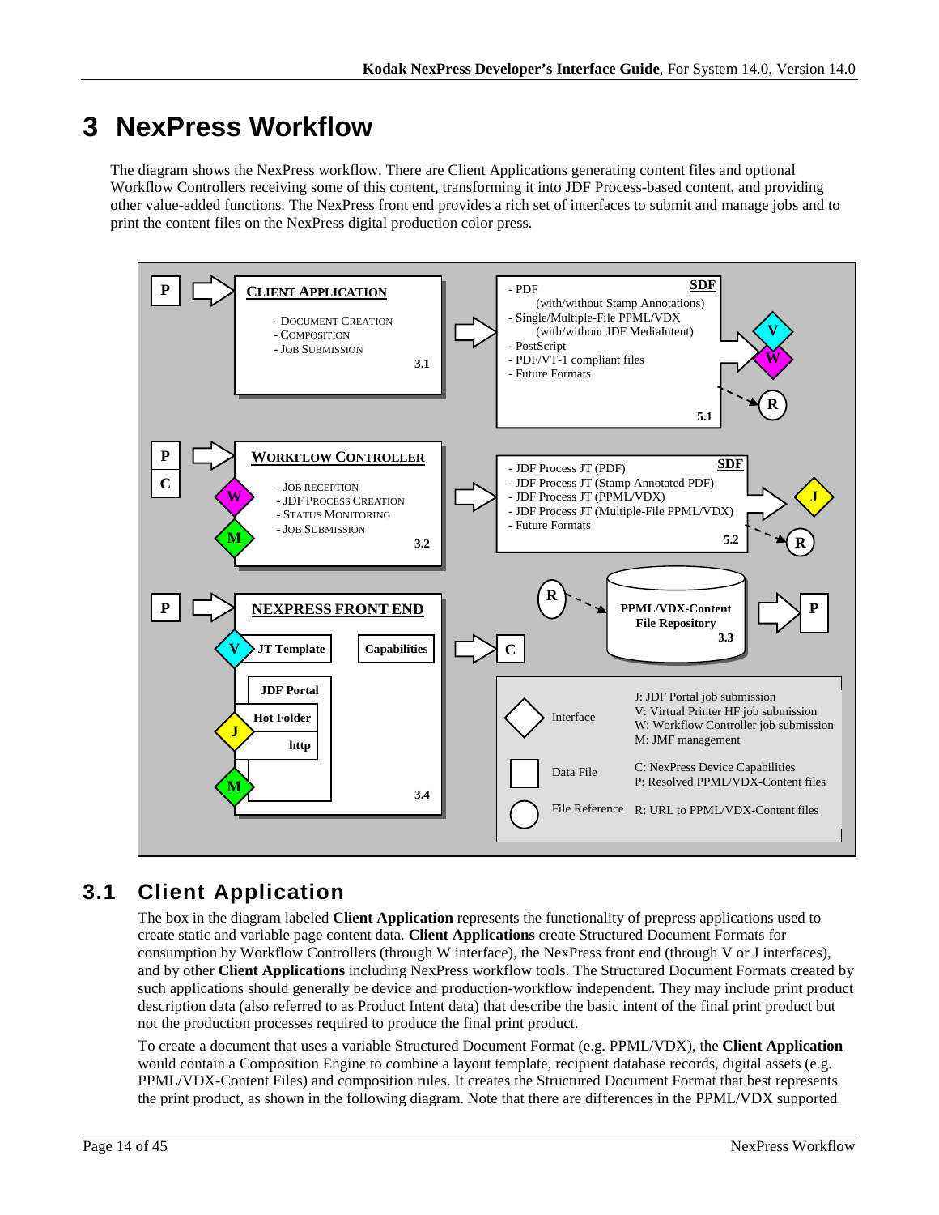# 3 NexPress Workflow

The diagram shows the NexPress workflow. There are Client Applications generating content files and optional Workflow Controllers receiving some of this content, transforming it into JDF Process-based content, and providing other value-added functions. The NexPress front end provides a rich set of interfaces to submit and manage jobs and to print the content files on the NexPress digital production color press.

## 3.1 Client Application

The box in the diagram labeled **Client Application** represents the functionality of prepress applications used to create static and variable page content data. **Client Applications** create Structured Document Formats for consumption by Workflow Controllers (through W interface), the NexPress front end (through V or J interfaces), and by other **Client Applications** including NexPress workflow tools. The Structured Document Formats created by such applications should generally be device and production-workflow independent. They may include print product description data (also referred to as Product Intent data) that describe the basic intent of the final print product but not the production processes required to produce the final print product.

To create a document that uses a variable Structured Document Format (e.g. PPML/VDX), the **Client Application** would contain a Composition Engine to combine a layout template, recipient database records, digital assets (e.g. PPML/VDX-Content Files) and composition rules. It creates the Structured Document Format that best represents the print product, as shown in the following diagram. Note that there are differences in the PPML/VDX supported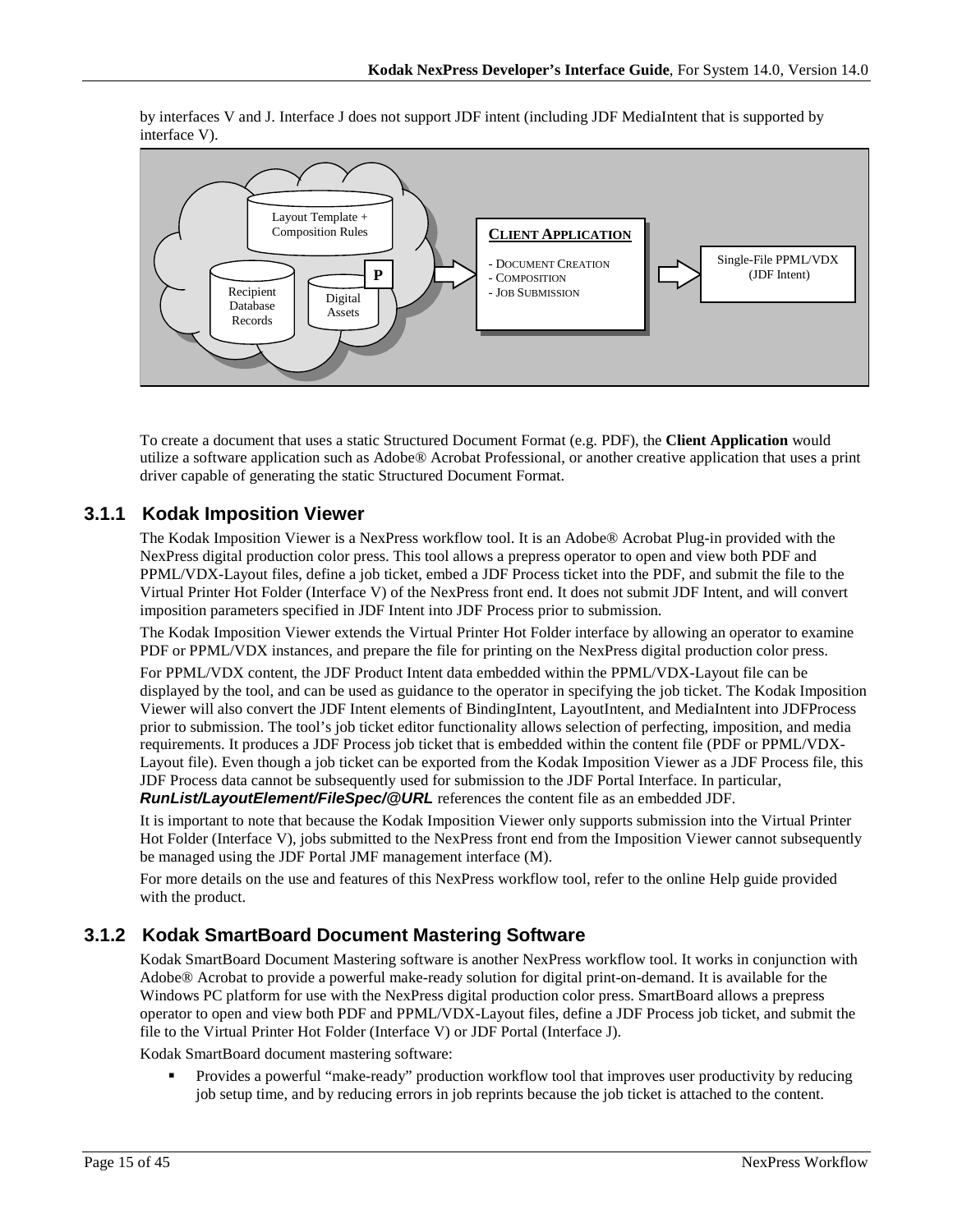by interfaces V and J. Interface J does not support JDF intent (including JDF MediaIntent that is supported by interface V).

Layout Template + Composition Rules

Recipient Database Records

Digital Assets

P

**CLIENT APPLICATION**

- DOCUMENT CREATION
- COMPOSITION
- JOB SUBMISSION

Single-File PPML/VDX (JDF Intent)

To create a document that uses a static Structured Document Format (e.g. PDF), the **Client Application** would utilize a software application such as Adobe® Acrobat Professional, or another creative application that uses a print driver capable of generating the static Structured Document Format.

### 3.1.1 Kodak Imposition Viewer

The Kodak Imposition Viewer is a NexPress workflow tool. It is an Adobe® Acrobat Plug-in provided with the NexPress digital production color press. This tool allows a prepress operator to open and view both PDF and PPML/VDX-Layout files, define a job ticket, embed a JDF Process ticket into the PDF, and submit the file to the Virtual Printer Hot Folder (Interface V) of the NexPress front end. It does not submit JDF Intent, and will convert imposition parameters specified in JDF Intent into JDF Process prior to submission.

The Kodak Imposition Viewer extends the Virtual Printer Hot Folder interface by allowing an operator to examine PDF or PPML/VDX instances, and prepare the file for printing on the NexPress digital production color press.

For PPML/VDX content, the JDF Product Intent data embedded within the PPML/VDX-Layout file can be displayed by the tool, and can be used as guidance to the operator in specifying the job ticket. The Kodak Imposition Viewer will also convert the JDF Intent elements of BindingIntent, LayoutIntent, and MediaIntent into JDFProcess prior to submission. The tool's job ticket editor functionality allows selection of perfecting, imposition, and media requirements. It produces a JDF Process job ticket that is embedded within the content file (PDF or PPML/VDX-Layout file). Even though a job ticket can be exported from the Kodak Imposition Viewer as a JDF Process file, this JDF Process data cannot be subsequently used for submission to the JDF Portal Interface. In particular, ***RunList/LayoutElement/FileSpec/@URL*** references the content file as an embedded JDF.

It is important to note that because the Kodak Imposition Viewer only supports submission into the Virtual Printer Hot Folder (Interface V), jobs submitted to the NexPress front end from the Imposition Viewer cannot subsequently be managed using the JDF Portal JMF management interface (M).

For more details on the use and features of this NexPress workflow tool, refer to the online Help guide provided with the product.

### 3.1.2 Kodak SmartBoard Document Mastering Software

Kodak SmartBoard Document Mastering software is another NexPress workflow tool. It works in conjunction with Adobe® Acrobat to provide a powerful make-ready solution for digital print-on-demand. It is available for the Windows PC platform for use with the NexPress digital production color press. SmartBoard allows a prepress operator to open and view both PDF and PPML/VDX-Layout files, define a JDF Process job ticket, and submit the file to the Virtual Printer Hot Folder (Interface V) or JDF Portal (Interface J).

Kodak SmartBoard document mastering software:

- Provides a powerful "make-ready" production workflow tool that improves user productivity by reducing job setup time, and by reducing errors in job reprints because the job ticket is attached to the content.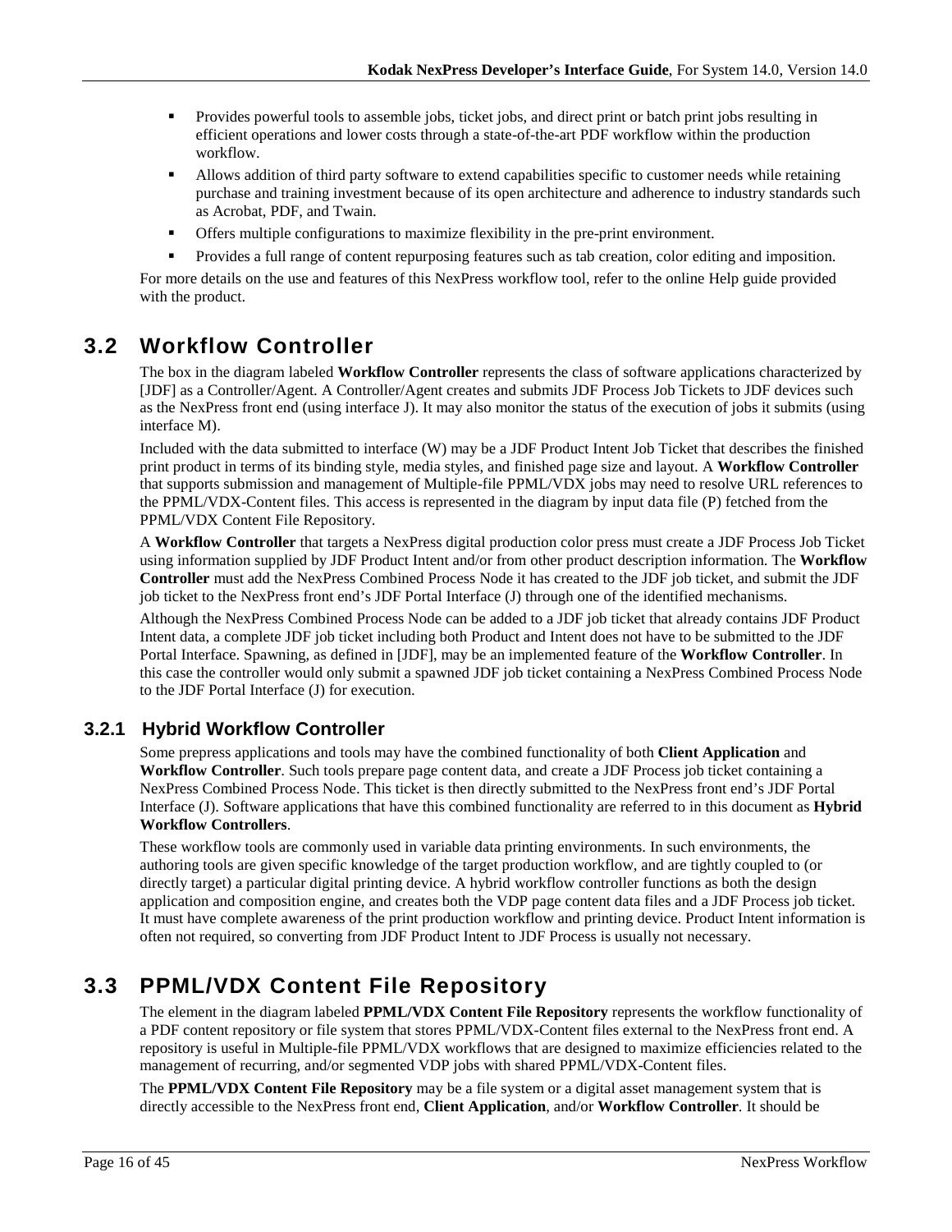- Provides powerful tools to assemble jobs, ticket jobs, and direct print or batch print jobs resulting in efficient operations and lower costs through a state-of-the-art PDF workflow within the production workflow.
- Allows addition of third party software to extend capabilities specific to customer needs while retaining purchase and training investment because of its open architecture and adherence to industry standards such as Acrobat, PDF, and Twain.
- Offers multiple configurations to maximize flexibility in the pre-print environment.
- Provides a full range of content repurposing features such as tab creation, color editing and imposition.

For more details on the use and features of this NexPress workflow tool, refer to the online Help guide provided with the product.

## 3.2 Workflow Controller

The box in the diagram labeled **Workflow Controller** represents the class of software applications characterized by [JDF] as a Controller/Agent. A Controller/Agent creates and submits JDF Process Job Tickets to JDF devices such as the NexPress front end (using interface J). It may also monitor the status of the execution of jobs it submits (using interface M).

Included with the data submitted to interface (W) may be a JDF Product Intent Job Ticket that describes the finished print product in terms of its binding style, media styles, and finished page size and layout. A **Workflow Controller** that supports submission and management of Multiple-file PPML/VDX jobs may need to resolve URL references to the PPML/VDX-Content files. This access is represented in the diagram by input data file (P) fetched from the PPML/VDX Content File Repository.

A **Workflow Controller** that targets a NexPress digital production color press must create a JDF Process Job Ticket using information supplied by JDF Product Intent and/or from other product description information. The **Workflow Controller** must add the NexPress Combined Process Node it has created to the JDF job ticket, and submit the JDF job ticket to the NexPress front end's JDF Portal Interface (J) through one of the identified mechanisms.

Although the NexPress Combined Process Node can be added to a JDF job ticket that already contains JDF Product Intent data, a complete JDF job ticket including both Product and Intent does not have to be submitted to the JDF Portal Interface. Spawning, as defined in [JDF], may be an implemented feature of the **Workflow Controller**. In this case the controller would only submit a spawned JDF job ticket containing a NexPress Combined Process Node to the JDF Portal Interface (J) for execution.

### 3.2.1 Hybrid Workflow Controller

Some prepress applications and tools may have the combined functionality of both **Client Application** and **Workflow Controller**. Such tools prepare page content data, and create a JDF Process job ticket containing a NexPress Combined Process Node. This ticket is then directly submitted to the NexPress front end's JDF Portal Interface (J). Software applications that have this combined functionality are referred to in this document as **Hybrid Workflow Controllers**.

These workflow tools are commonly used in variable data printing environments. In such environments, the authoring tools are given specific knowledge of the target production workflow, and are tightly coupled to (or directly target) a particular digital printing device. A hybrid workflow controller functions as both the design application and composition engine, and creates both the VDP page content data files and a JDF Process job ticket. It must have complete awareness of the print production workflow and printing device. Product Intent information is often not required, so converting from JDF Product Intent to JDF Process is usually not necessary.

## 3.3 PPML/VDX Content File Repository

The element in the diagram labeled **PPML/VDX Content File Repository** represents the workflow functionality of a PDF content repository or file system that stores PPML/VDX-Content files external to the NexPress front end. A repository is useful in Multiple-file PPML/VDX workflows that are designed to maximize efficiencies related to the management of recurring, and/or segmented VDP jobs with shared PPML/VDX-Content files.

The **PPML/VDX Content File Repository** may be a file system or a digital asset management system that is directly accessible to the NexPress front end, **Client Application**, and/or **Workflow Controller**. It should be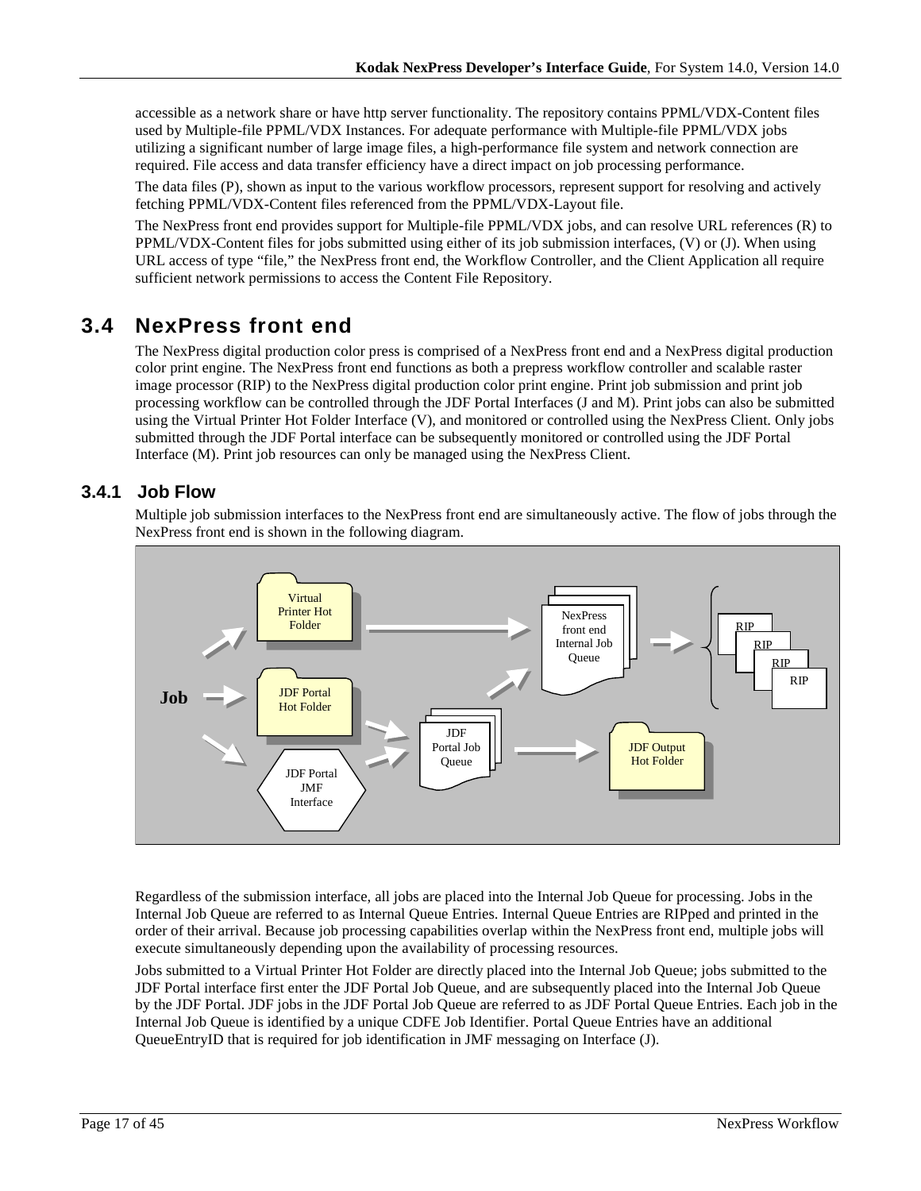accessible as a network share or have http server functionality. The repository contains PPML/VDX-Content files used by Multiple-file PPML/VDX Instances. For adequate performance with Multiple-file PPML/VDX jobs utilizing a significant number of large image files, a high-performance file system and network connection are required. File access and data transfer efficiency have a direct impact on job processing performance.

The data files (P), shown as input to the various workflow processors, represent support for resolving and actively fetching PPML/VDX-Content files referenced from the PPML/VDX-Layout file.

The NexPress front end provides support for Multiple-file PPML/VDX jobs, and can resolve URL references (R) to PPML/VDX-Content files for jobs submitted using either of its job submission interfaces, (V) or (J). When using URL access of type "file," the NexPress front end, the Workflow Controller, and the Client Application all require sufficient network permissions to access the Content File Repository.

## 3.4 NexPress front end

The NexPress digital production color press is comprised of a NexPress front end and a NexPress digital production color print engine. The NexPress front end functions as both a prepress workflow controller and scalable raster image processor (RIP) to the NexPress digital production color print engine. Print job submission and print job processing workflow can be controlled through the JDF Portal Interfaces (J and M). Print jobs can also be submitted using the Virtual Printer Hot Folder Interface (V), and monitored or controlled using the NexPress Client. Only jobs submitted through the JDF Portal interface can be subsequently monitored or controlled using the JDF Portal Interface (M). Print job resources can only be managed using the NexPress Client.

### 3.4.1 Job Flow

Multiple job submission interfaces to the NexPress front end are simultaneously active. The flow of jobs through the NexPress front end is shown in the following diagram.

Regardless of the submission interface, all jobs are placed into the Internal Job Queue for processing. Jobs in the Internal Job Queue are referred to as Internal Queue Entries. Internal Queue Entries are RIPped and printed in the order of their arrival. Because job processing capabilities overlap within the NexPress front end, multiple jobs will execute simultaneously depending upon the availability of processing resources.

Jobs submitted to a Virtual Printer Hot Folder are directly placed into the Internal Job Queue; jobs submitted to the JDF Portal interface first enter the JDF Portal Job Queue, and are subsequently placed into the Internal Job Queue by the JDF Portal. JDF jobs in the JDF Portal Job Queue are referred to as JDF Portal Queue Entries. Each job in the Internal Job Queue is identified by a unique CDFE Job Identifier. Portal Queue Entries have an additional QueueEntryID that is required for job identification in JMF messaging on Interface (J).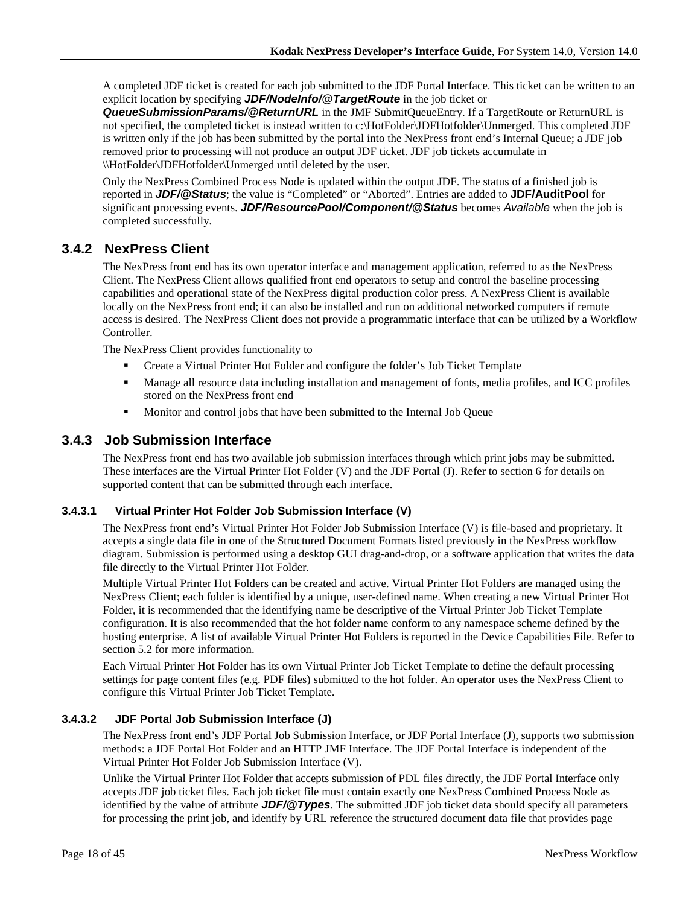A completed JDF ticket is created for each job submitted to the JDF Portal Interface. This ticket can be written to an explicit location by specifying ***JDF/NodeInfo/@TargetRoute*** in the job ticket or ***QueueSubmissionParams/@ReturnURL*** in the JMF SubmitQueueEntry. If a TargetRoute or ReturnURL is not specified, the completed ticket is instead written to c:\HotFolder\JDFHotfolder\Unmerged. This completed JDF is written only if the job has been submitted by the portal into the NexPress front end's Internal Queue; a JDF job removed prior to processing will not produce an output JDF ticket. JDF job tickets accumulate in \\HotFolder\JDFHotfolder\Unmerged until deleted by the user.

Only the NexPress Combined Process Node is updated within the output JDF. The status of a finished job is reported in ***JDF/@Status***; the value is "Completed" or "Aborted". Entries are added to **JDF/AuditPool** for significant processing events. ***JDF/ResourcePool/Component/@Status*** becomes *Available* when the job is completed successfully.

## 3.4.2 NexPress Client

The NexPress front end has its own operator interface and management application, referred to as the NexPress Client. The NexPress Client allows qualified front end operators to setup and control the baseline processing capabilities and operational state of the NexPress digital production color press. A NexPress Client is available locally on the NexPress front end; it can also be installed and run on additional networked computers if remote access is desired. The NexPress Client does not provide a programmatic interface that can be utilized by a Workflow Controller.

The NexPress Client provides functionality to

- Create a Virtual Printer Hot Folder and configure the folder's Job Ticket Template
- Manage all resource data including installation and management of fonts, media profiles, and ICC profiles stored on the NexPress front end
- Monitor and control jobs that have been submitted to the Internal Job Queue

## 3.4.3 Job Submission Interface

The NexPress front end has two available job submission interfaces through which print jobs may be submitted. These interfaces are the Virtual Printer Hot Folder (V) and the JDF Portal (J). Refer to section 6 for details on supported content that can be submitted through each interface.

### 3.4.3.1 Virtual Printer Hot Folder Job Submission Interface (V)

The NexPress front end's Virtual Printer Hot Folder Job Submission Interface (V) is file-based and proprietary. It accepts a single data file in one of the Structured Document Formats listed previously in the NexPress workflow diagram. Submission is performed using a desktop GUI drag-and-drop, or a software application that writes the data file directly to the Virtual Printer Hot Folder.

Multiple Virtual Printer Hot Folders can be created and active. Virtual Printer Hot Folders are managed using the NexPress Client; each folder is identified by a unique, user-defined name. When creating a new Virtual Printer Hot Folder, it is recommended that the identifying name be descriptive of the Virtual Printer Job Ticket Template configuration. It is also recommended that the hot folder name conform to any namespace scheme defined by the hosting enterprise. A list of available Virtual Printer Hot Folders is reported in the Device Capabilities File. Refer to section 5.2 for more information.

Each Virtual Printer Hot Folder has its own Virtual Printer Job Ticket Template to define the default processing settings for page content files (e.g. PDF files) submitted to the hot folder. An operator uses the NexPress Client to configure this Virtual Printer Job Ticket Template.

### 3.4.3.2 JDF Portal Job Submission Interface (J)

The NexPress front end's JDF Portal Job Submission Interface, or JDF Portal Interface (J), supports two submission methods: a JDF Portal Hot Folder and an HTTP JMF Interface. The JDF Portal Interface is independent of the Virtual Printer Hot Folder Job Submission Interface (V).

Unlike the Virtual Printer Hot Folder that accepts submission of PDL files directly, the JDF Portal Interface only accepts JDF job ticket files. Each job ticket file must contain exactly one NexPress Combined Process Node as identified by the value of attribute ***JDF/@Types***. The submitted JDF job ticket data should specify all parameters for processing the print job, and identify by URL reference the structured document data file that provides page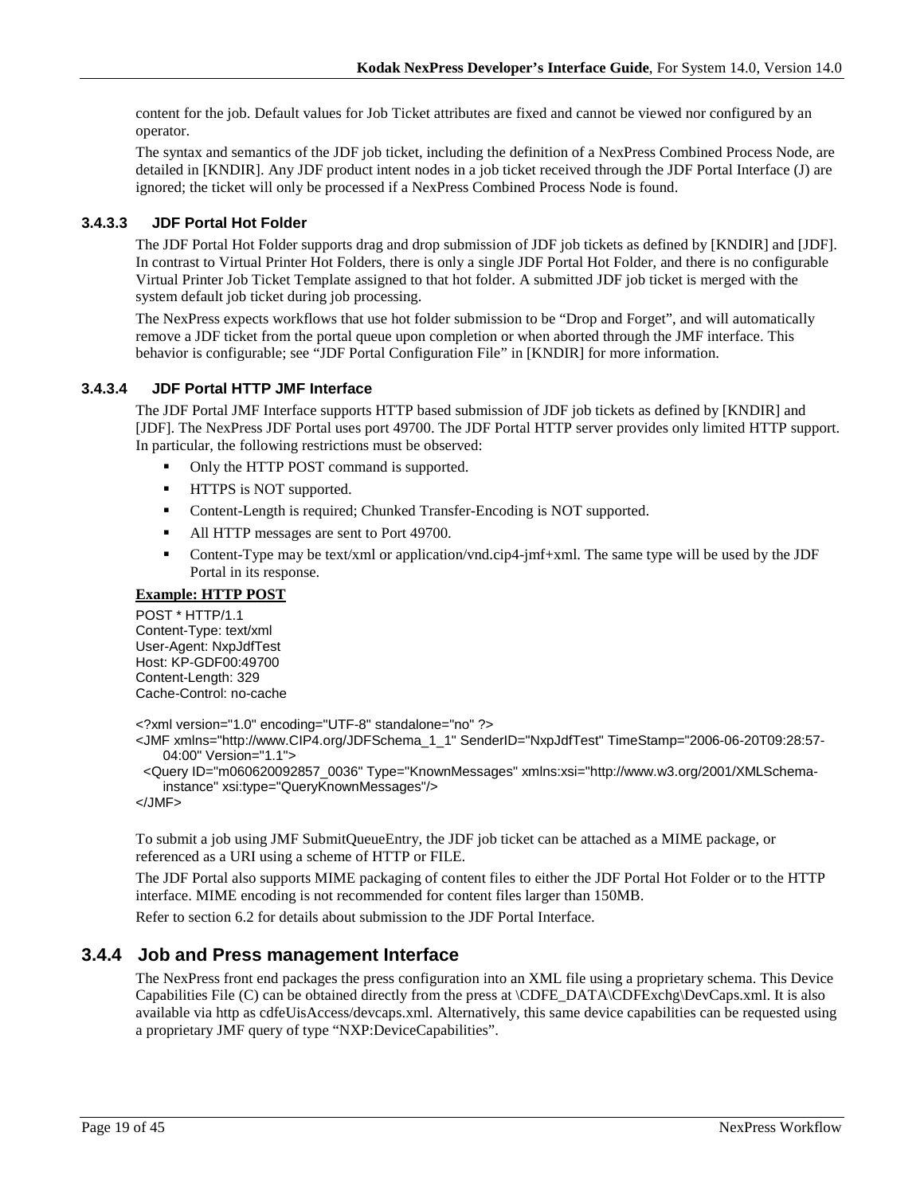content for the job. Default values for Job Ticket attributes are fixed and cannot be viewed nor configured by an operator.

The syntax and semantics of the JDF job ticket, including the definition of a NexPress Combined Process Node, are detailed in [KNDIR]. Any JDF product intent nodes in a job ticket received through the JDF Portal Interface (J) are ignored; the ticket will only be processed if a NexPress Combined Process Node is found.

#### 3.4.3.3 JDF Portal Hot Folder

The JDF Portal Hot Folder supports drag and drop submission of JDF job tickets as defined by [KNDIR] and [JDF]. In contrast to Virtual Printer Hot Folders, there is only a single JDF Portal Hot Folder, and there is no configurable Virtual Printer Job Ticket Template assigned to that hot folder. A submitted JDF job ticket is merged with the system default job ticket during job processing.

The NexPress expects workflows that use hot folder submission to be "Drop and Forget", and will automatically remove a JDF ticket from the portal queue upon completion or when aborted through the JMF interface. This behavior is configurable; see "JDF Portal Configuration File" in [KNDIR] for more information.

#### 3.4.3.4 JDF Portal HTTP JMF Interface

The JDF Portal JMF Interface supports HTTP based submission of JDF job tickets as defined by [KNDIR] and [JDF]. The NexPress JDF Portal uses port 49700. The JDF Portal HTTP server provides only limited HTTP support. In particular, the following restrictions must be observed:

- Only the HTTP POST command is supported.
- HTTPS is NOT supported.
- Content-Length is required; Chunked Transfer-Encoding is NOT supported.
- All HTTP messages are sent to Port 49700.
- Content-Type may be text/xml or application/vnd.cip4-jmf+xml. The same type will be used by the JDF Portal in its response.

**Example: HTTP POST**

```
POST * HTTP/1.1
Content-Type: text/xml
User-Agent: NxpJdfTest
Host: KP-GDF00:49700
Content-Length: 329
Cache-Control: no-cache

<?xml version="1.0" encoding="UTF-8" standalone="no" ?>
<JMF xmlns="http://www.CIP4.org/JDFSchema_1_1" SenderID="NxpJdfTest" TimeStamp="2006-06-20T09:28:57-04:00" Version="1.1">
  <Query ID="m060620092857_0036" Type="KnownMessages" xmlns:xsi="http://www.w3.org/2001/XMLSchema-instance" xsi:type="QueryKnownMessages"/>
</JMF>
```

To submit a job using JMF SubmitQueueEntry, the JDF job ticket can be attached as a MIME package, or referenced as a URI using a scheme of HTTP or FILE.

The JDF Portal also supports MIME packaging of content files to either the JDF Portal Hot Folder or to the HTTP interface. MIME encoding is not recommended for content files larger than 150MB.

Refer to section 6.2 for details about submission to the JDF Portal Interface.

### 3.4.4 Job and Press management Interface

The NexPress front end packages the press configuration into an XML file using a proprietary schema. This Device Capabilities File (C) can be obtained directly from the press at \CDFE_DATA\CDFExchg\DevCaps.xml. It is also available via http as cdfeUisAccess/devcaps.xml. Alternatively, this same device capabilities can be requested using a proprietary JMF query of type "NXP:DeviceCapabilities".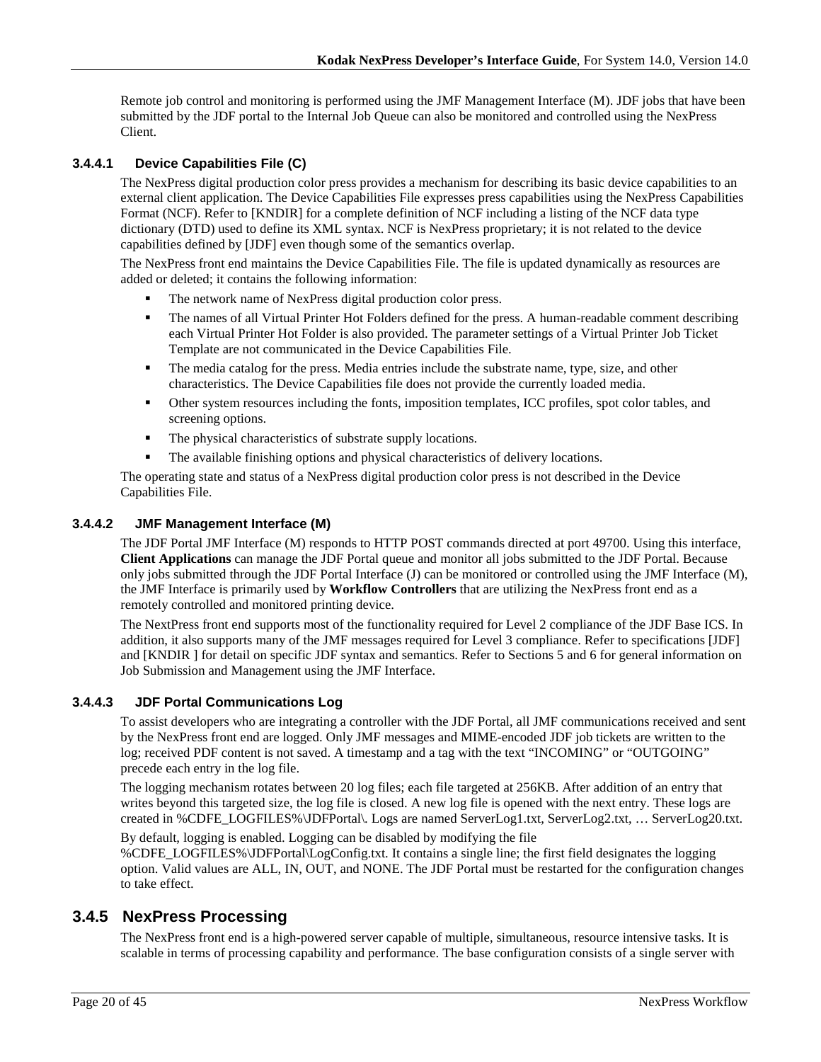Remote job control and monitoring is performed using the JMF Management Interface (M). JDF jobs that have been submitted by the JDF portal to the Internal Job Queue can also be monitored and controlled using the NexPress Client.

#### 3.4.4.1 Device Capabilities File (C)

The NexPress digital production color press provides a mechanism for describing its basic device capabilities to an external client application. The Device Capabilities File expresses press capabilities using the NexPress Capabilities Format (NCF). Refer to [KNDIR] for a complete definition of NCF including a listing of the NCF data type dictionary (DTD) used to define its XML syntax. NCF is NexPress proprietary; it is not related to the device capabilities defined by [JDF] even though some of the semantics overlap.

The NexPress front end maintains the Device Capabilities File. The file is updated dynamically as resources are added or deleted; it contains the following information:

- The network name of NexPress digital production color press.
- The names of all Virtual Printer Hot Folders defined for the press. A human-readable comment describing each Virtual Printer Hot Folder is also provided. The parameter settings of a Virtual Printer Job Ticket Template are not communicated in the Device Capabilities File.
- The media catalog for the press. Media entries include the substrate name, type, size, and other characteristics. The Device Capabilities file does not provide the currently loaded media.
- Other system resources including the fonts, imposition templates, ICC profiles, spot color tables, and screening options.
- The physical characteristics of substrate supply locations.
- The available finishing options and physical characteristics of delivery locations.

The operating state and status of a NexPress digital production color press is not described in the Device Capabilities File.

#### 3.4.4.2 JMF Management Interface (M)

The JDF Portal JMF Interface (M) responds to HTTP POST commands directed at port 49700. Using this interface, **Client Applications** can manage the JDF Portal queue and monitor all jobs submitted to the JDF Portal. Because only jobs submitted through the JDF Portal Interface (J) can be monitored or controlled using the JMF Interface (M), the JMF Interface is primarily used by **Workflow Controllers** that are utilizing the NexPress front end as a remotely controlled and monitored printing device.

The NextPress front end supports most of the functionality required for Level 2 compliance of the JDF Base ICS. In addition, it also supports many of the JMF messages required for Level 3 compliance. Refer to specifications [JDF] and [KNDIR ] for detail on specific JDF syntax and semantics. Refer to Sections 5 and 6 for general information on Job Submission and Management using the JMF Interface.

#### 3.4.4.3 JDF Portal Communications Log

To assist developers who are integrating a controller with the JDF Portal, all JMF communications received and sent by the NexPress front end are logged. Only JMF messages and MIME-encoded JDF job tickets are written to the log; received PDF content is not saved. A timestamp and a tag with the text “INCOMING” or “OUTGOING” precede each entry in the log file.

The logging mechanism rotates between 20 log files; each file targeted at 256KB. After addition of an entry that writes beyond this targeted size, the log file is closed. A new log file is opened with the next entry. These logs are created in %CDFE_LOGFILES%\JDFPortal\. Logs are named ServerLog1.txt, ServerLog2.txt, … ServerLog20.txt.

By default, logging is enabled. Logging can be disabled by modifying the file %CDFE_LOGFILES%\JDFPortal\LogConfig.txt. It contains a single line; the first field designates the logging option. Valid values are ALL, IN, OUT, and NONE. The JDF Portal must be restarted for the configuration changes to take effect.

### 3.4.5 NexPress Processing

The NexPress front end is a high-powered server capable of multiple, simultaneous, resource intensive tasks. It is scalable in terms of processing capability and performance. The base configuration consists of a single server with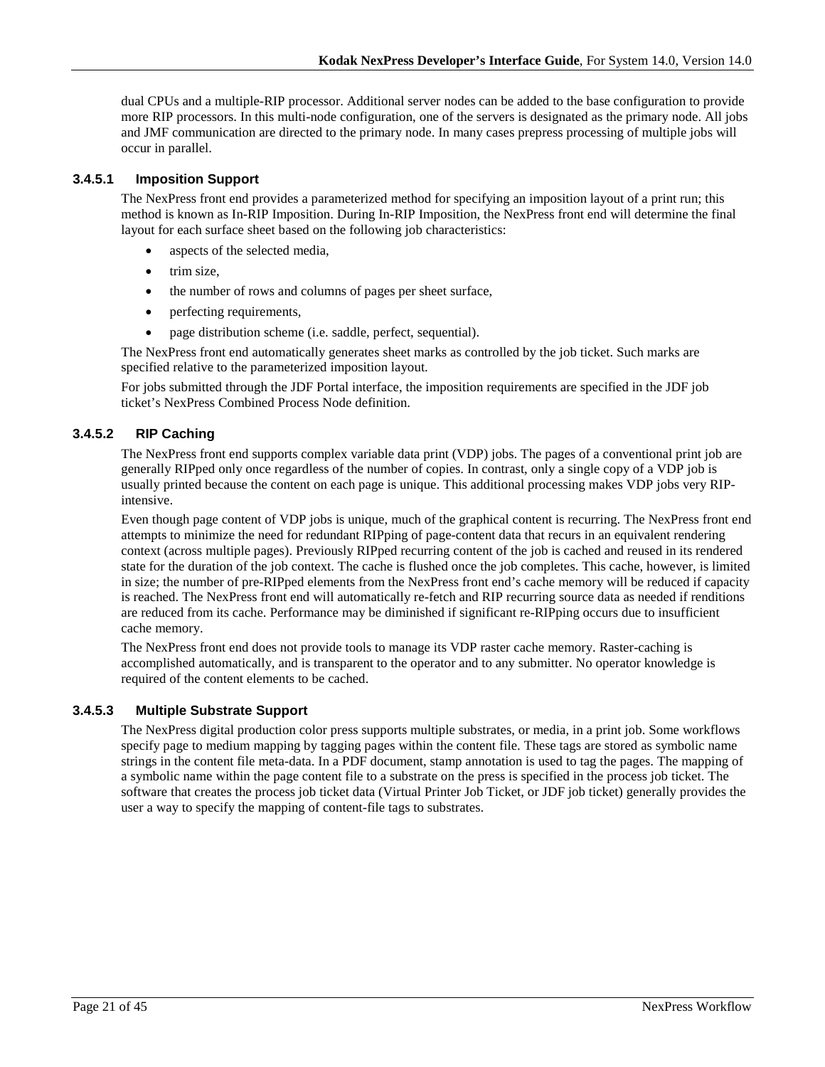dual CPUs and a multiple-RIP processor. Additional server nodes can be added to the base configuration to provide more RIP processors. In this multi-node configuration, one of the servers is designated as the primary node. All jobs and JMF communication are directed to the primary node. In many cases prepress processing of multiple jobs will occur in parallel.

#### 3.4.5.1 Imposition Support

The NexPress front end provides a parameterized method for specifying an imposition layout of a print run; this method is known as In-RIP Imposition. During In-RIP Imposition, the NexPress front end will determine the final layout for each surface sheet based on the following job characteristics:

- aspects of the selected media,
- trim size,
- the number of rows and columns of pages per sheet surface,
- perfecting requirements,
- page distribution scheme (i.e. saddle, perfect, sequential).

The NexPress front end automatically generates sheet marks as controlled by the job ticket. Such marks are specified relative to the parameterized imposition layout.

For jobs submitted through the JDF Portal interface, the imposition requirements are specified in the JDF job ticket's NexPress Combined Process Node definition.

#### 3.4.5.2 RIP Caching

The NexPress front end supports complex variable data print (VDP) jobs. The pages of a conventional print job are generally RIPped only once regardless of the number of copies. In contrast, only a single copy of a VDP job is usually printed because the content on each page is unique. This additional processing makes VDP jobs very RIP-intensive.

Even though page content of VDP jobs is unique, much of the graphical content is recurring. The NexPress front end attempts to minimize the need for redundant RIPping of page-content data that recurs in an equivalent rendering context (across multiple pages). Previously RIPped recurring content of the job is cached and reused in its rendered state for the duration of the job context. The cache is flushed once the job completes. This cache, however, is limited in size; the number of pre-RIPped elements from the NexPress front end's cache memory will be reduced if capacity is reached. The NexPress front end will automatically re-fetch and RIP recurring source data as needed if renditions are reduced from its cache. Performance may be diminished if significant re-RIPping occurs due to insufficient cache memory.

The NexPress front end does not provide tools to manage its VDP raster cache memory. Raster-caching is accomplished automatically, and is transparent to the operator and to any submitter. No operator knowledge is required of the content elements to be cached.

#### 3.4.5.3 Multiple Substrate Support

The NexPress digital production color press supports multiple substrates, or media, in a print job. Some workflows specify page to medium mapping by tagging pages within the content file. These tags are stored as symbolic name strings in the content file meta-data. In a PDF document, stamp annotation is used to tag the pages. The mapping of a symbolic name within the page content file to a substrate on the press is specified in the process job ticket. The software that creates the process job ticket data (Virtual Printer Job Ticket, or JDF job ticket) generally provides the user a way to specify the mapping of content-file tags to substrates.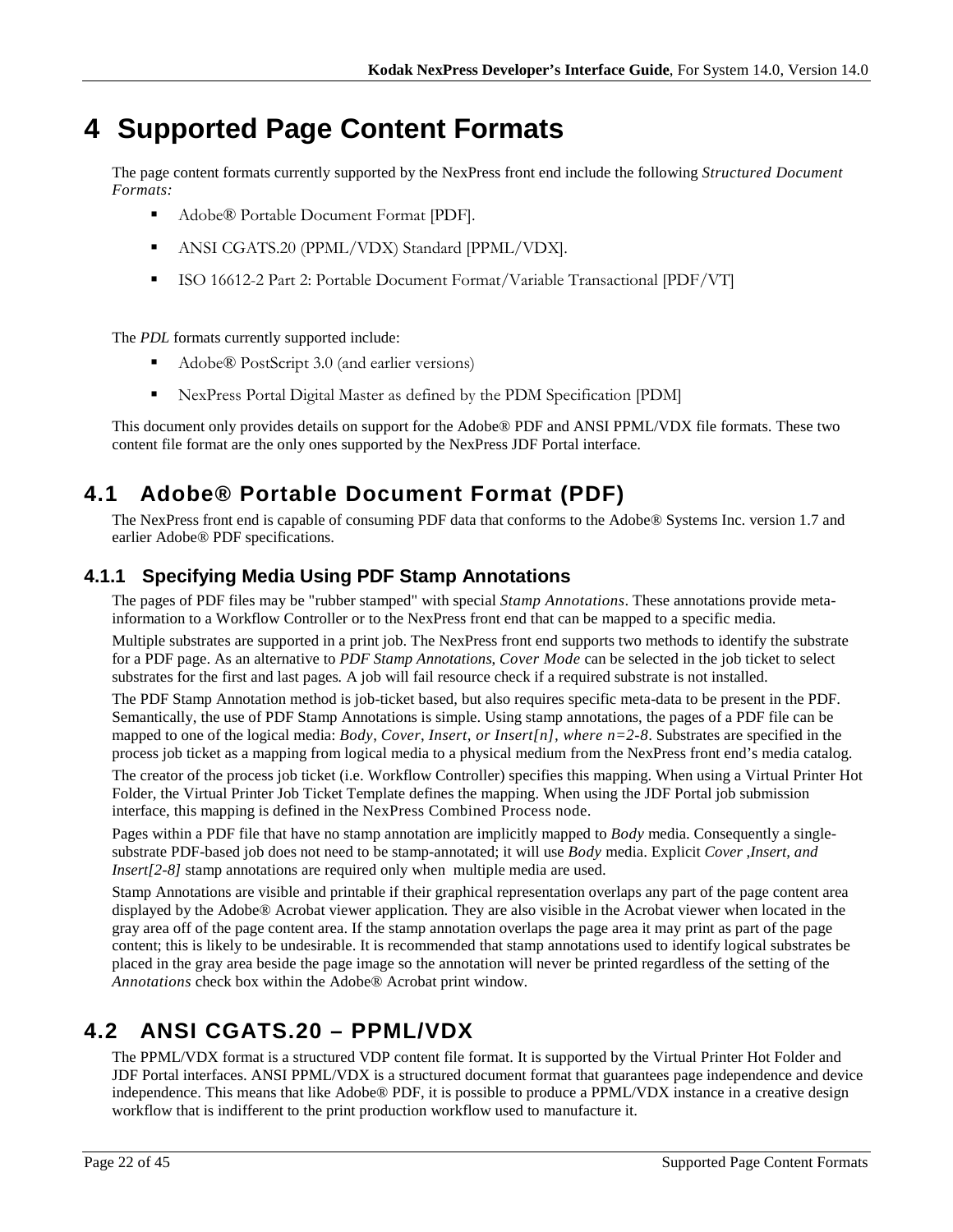# 4 Supported Page Content Formats

The page content formats currently supported by the NexPress front end include the following *Structured Document Formats:*

- Adobe® Portable Document Format [PDF].
- ANSI CGATS.20 (PPML/VDX) Standard [PPML/VDX].
- ISO 16612-2 Part 2: Portable Document Format/Variable Transactional [PDF/VT]

The *PDL* formats currently supported include:

- Adobe® PostScript 3.0 (and earlier versions)
- NexPress Portal Digital Master as defined by the PDM Specification [PDM]

This document only provides details on support for the Adobe® PDF and ANSI PPML/VDX file formats. These two content file format are the only ones supported by the NexPress JDF Portal interface.

## 4.1 Adobe® Portable Document Format (PDF)

The NexPress front end is capable of consuming PDF data that conforms to the Adobe® Systems Inc. version 1.7 and earlier Adobe® PDF specifications.

### 4.1.1 Specifying Media Using PDF Stamp Annotations

The pages of PDF files may be "rubber stamped" with special *Stamp Annotations*. These annotations provide meta-information to a Workflow Controller or to the NexPress front end that can be mapped to a specific media.

Multiple substrates are supported in a print job. The NexPress front end supports two methods to identify the substrate for a PDF page. As an alternative to *PDF Stamp Annotations, Cover Mode* can be selected in the job ticket to select substrates for the first and last pages*.* A job will fail resource check if a required substrate is not installed.

The PDF Stamp Annotation method is job-ticket based, but also requires specific meta-data to be present in the PDF. Semantically, the use of PDF Stamp Annotations is simple. Using stamp annotations, the pages of a PDF file can be mapped to one of the logical media: *Body*, *Cover*, *Insert, or Insert[n], where n=2-8*. Substrates are specified in the process job ticket as a mapping from logical media to a physical medium from the NexPress front end's media catalog.

The creator of the process job ticket (i.e. Workflow Controller) specifies this mapping. When using a Virtual Printer Hot Folder, the Virtual Printer Job Ticket Template defines the mapping. When using the JDF Portal job submission interface, this mapping is defined in the NexPress Combined Process node.

Pages within a PDF file that have no stamp annotation are implicitly mapped to *Body* media. Consequently a single-substrate PDF-based job does not need to be stamp-annotated; it will use *Body* media. Explicit *Cover ,Insert, and Insert[2-8]* stamp annotations are required only when multiple media are used.

Stamp Annotations are visible and printable if their graphical representation overlaps any part of the page content area displayed by the Adobe® Acrobat viewer application. They are also visible in the Acrobat viewer when located in the gray area off of the page content area. If the stamp annotation overlaps the page area it may print as part of the page content; this is likely to be undesirable. It is recommended that stamp annotations used to identify logical substrates be placed in the gray area beside the page image so the annotation will never be printed regardless of the setting of the *Annotations* check box within the Adobe® Acrobat print window.

## 4.2 ANSI CGATS.20 – PPML/VDX

The PPML/VDX format is a structured VDP content file format. It is supported by the Virtual Printer Hot Folder and JDF Portal interfaces. ANSI PPML/VDX is a structured document format that guarantees page independence and device independence. This means that like Adobe® PDF, it is possible to produce a PPML/VDX instance in a creative design workflow that is indifferent to the print production workflow used to manufacture it.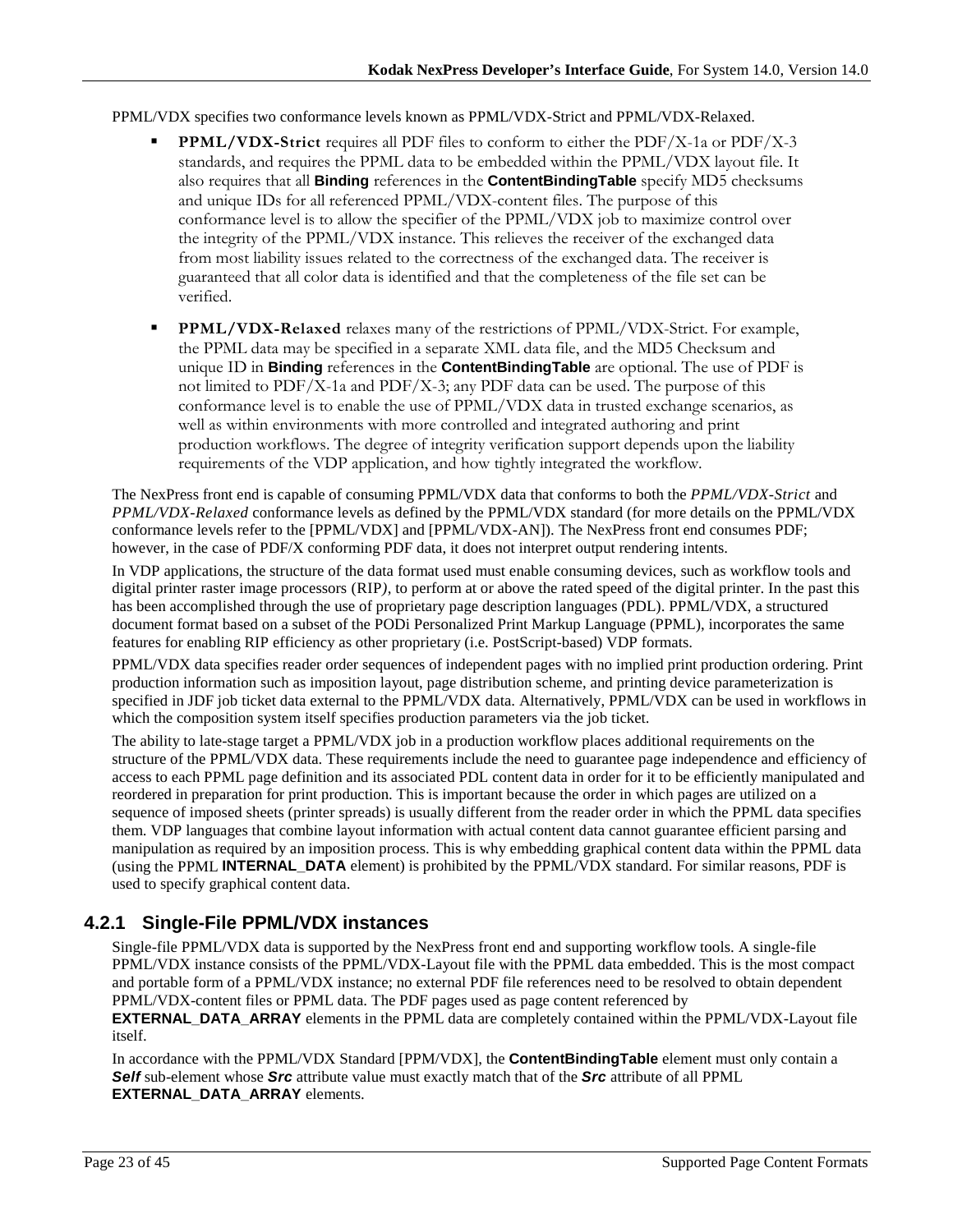PPML/VDX specifies two conformance levels known as PPML/VDX-Strict and PPML/VDX-Relaxed.

- **PPML/VDX-Strict** requires all PDF files to conform to either the PDF/X-1a or PDF/X-3 standards, and requires the PPML data to be embedded within the PPML/VDX layout file. It also requires that all **Binding** references in the **ContentBindingTable** specify MD5 checksums and unique IDs for all referenced PPML/VDX-content files. The purpose of this conformance level is to allow the specifier of the PPML/VDX job to maximize control over the integrity of the PPML/VDX instance. This relieves the receiver of the exchanged data from most liability issues related to the correctness of the exchanged data. The receiver is guaranteed that all color data is identified and that the completeness of the file set can be verified.
- **PPML/VDX-Relaxed** relaxes many of the restrictions of PPML/VDX-Strict. For example, the PPML data may be specified in a separate XML data file, and the MD5 Checksum and unique ID in **Binding** references in the **ContentBindingTable** are optional. The use of PDF is not limited to PDF/X-1a and PDF/X-3; any PDF data can be used. The purpose of this conformance level is to enable the use of PPML/VDX data in trusted exchange scenarios, as well as within environments with more controlled and integrated authoring and print production workflows. The degree of integrity verification support depends upon the liability requirements of the VDP application, and how tightly integrated the workflow.

The NexPress front end is capable of consuming PPML/VDX data that conforms to both the *PPML/VDX-Strict* and *PPML/VDX-Relaxed* conformance levels as defined by the PPML/VDX standard (for more details on the PPML/VDX conformance levels refer to the [PPML/VDX] and [PPML/VDX-AN]). The NexPress front end consumes PDF; however, in the case of PDF/X conforming PDF data, it does not interpret output rendering intents.

In VDP applications, the structure of the data format used must enable consuming devices, such as workflow tools and digital printer raster image processors (RIP*)*, to perform at or above the rated speed of the digital printer. In the past this has been accomplished through the use of proprietary page description languages (PDL). PPML/VDX, a structured document format based on a subset of the PODi Personalized Print Markup Language (PPML), incorporates the same features for enabling RIP efficiency as other proprietary (i.e. PostScript-based) VDP formats.

PPML/VDX data specifies reader order sequences of independent pages with no implied print production ordering. Print production information such as imposition layout, page distribution scheme, and printing device parameterization is specified in JDF job ticket data external to the PPML/VDX data. Alternatively, PPML/VDX can be used in workflows in which the composition system itself specifies production parameters via the job ticket.

The ability to late-stage target a PPML/VDX job in a production workflow places additional requirements on the structure of the PPML/VDX data. These requirements include the need to guarantee page independence and efficiency of access to each PPML page definition and its associated PDL content data in order for it to be efficiently manipulated and reordered in preparation for print production. This is important because the order in which pages are utilized on a sequence of imposed sheets (printer spreads) is usually different from the reader order in which the PPML data specifies them. VDP languages that combine layout information with actual content data cannot guarantee efficient parsing and manipulation as required by an imposition process. This is why embedding graphical content data within the PPML data (using the PPML **INTERNAL_DATA** element) is prohibited by the PPML/VDX standard. For similar reasons, PDF is used to specify graphical content data.

### 4.2.1 Single-File PPML/VDX instances

Single-file PPML/VDX data is supported by the NexPress front end and supporting workflow tools. A single-file PPML/VDX instance consists of the PPML/VDX-Layout file with the PPML data embedded. This is the most compact and portable form of a PPML/VDX instance; no external PDF file references need to be resolved to obtain dependent PPML/VDX-content files or PPML data. The PDF pages used as page content referenced by **EXTERNAL_DATA_ARRAY** elements in the PPML data are completely contained within the PPML/VDX-Layout file itself.

In accordance with the PPML/VDX Standard [PPM/VDX], the **ContentBindingTable** element must only contain a ***Self*** sub-element whose ***Src*** attribute value must exactly match that of the ***Src*** attribute of all PPML **EXTERNAL_DATA_ARRAY** elements.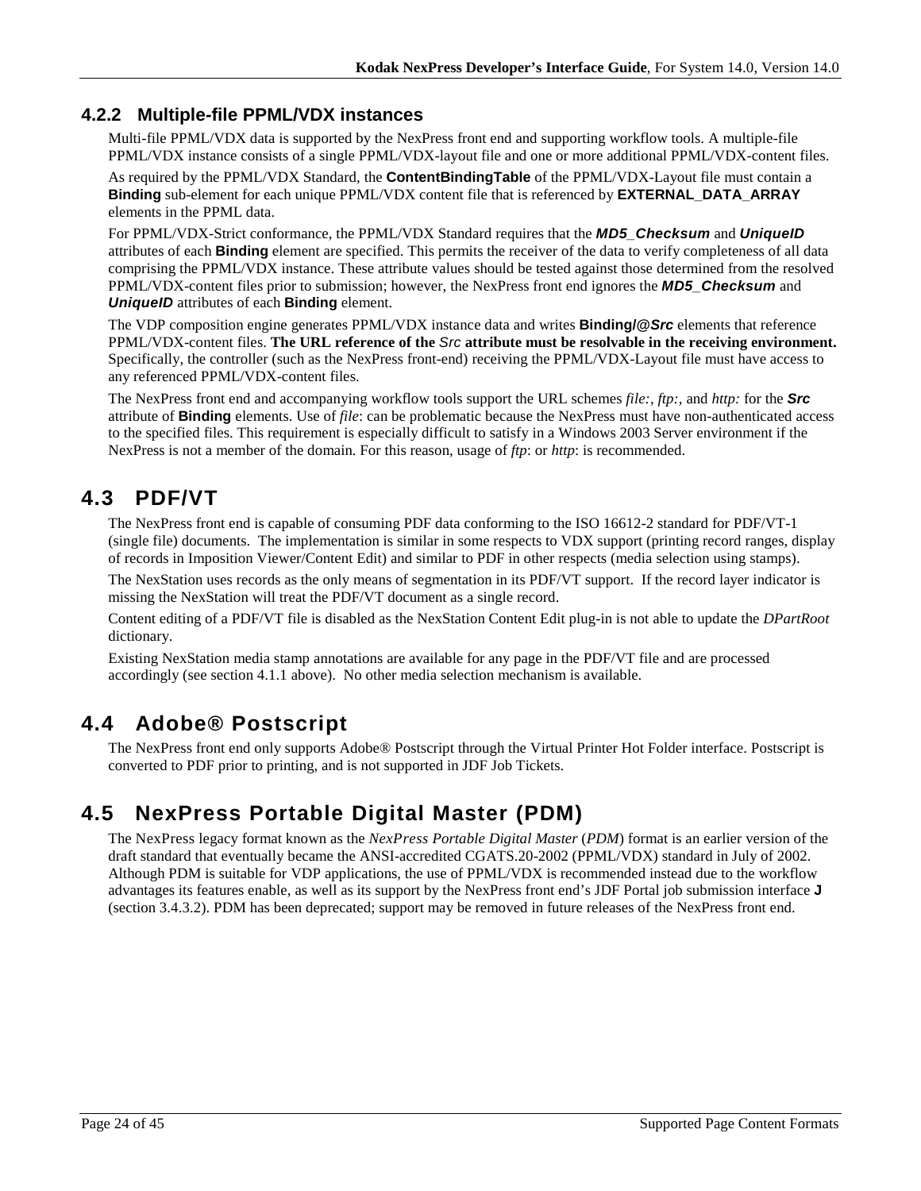### 4.2.2 Multiple-file PPML/VDX instances

Multi-file PPML/VDX data is supported by the NexPress front end and supporting workflow tools. A multiple-file PPML/VDX instance consists of a single PPML/VDX-layout file and one or more additional PPML/VDX-content files.

As required by the PPML/VDX Standard, the **ContentBindingTable** of the PPML/VDX-Layout file must contain a **Binding** sub-element for each unique PPML/VDX content file that is referenced by **EXTERNAL_DATA_ARRAY** elements in the PPML data.

For PPML/VDX-Strict conformance, the PPML/VDX Standard requires that the ***MD5_Checksum*** and ***UniqueID*** attributes of each **Binding** element are specified. This permits the receiver of the data to verify completeness of all data comprising the PPML/VDX instance. These attribute values should be tested against those determined from the resolved PPML/VDX-content files prior to submission; however, the NexPress front end ignores the ***MD5_Checksum*** and ***UniqueID*** attributes of each **Binding** element.

The VDP composition engine generates PPML/VDX instance data and writes **Binding/@*Src*** elements that reference PPML/VDX-content files. **The URL reference of the *Src* attribute must be resolvable in the receiving environment.** Specifically, the controller (such as the NexPress front-end) receiving the PPML/VDX-Layout file must have access to any referenced PPML/VDX-content files.

The NexPress front end and accompanying workflow tools support the URL schemes *file:*, *ftp:*, and *http:* for the ***Src*** attribute of **Binding** elements. Use of *file*: can be problematic because the NexPress must have non-authenticated access to the specified files. This requirement is especially difficult to satisfy in a Windows 2003 Server environment if the NexPress is not a member of the domain. For this reason, usage of *ftp*: or *http*: is recommended.

## 4.3 PDF/VT

The NexPress front end is capable of consuming PDF data conforming to the ISO 16612-2 standard for PDF/VT-1 (single file) documents. The implementation is similar in some respects to VDX support (printing record ranges, display of records in Imposition Viewer/Content Edit) and similar to PDF in other respects (media selection using stamps).

The NexStation uses records as the only means of segmentation in its PDF/VT support. If the record layer indicator is missing the NexStation will treat the PDF/VT document as a single record.

Content editing of a PDF/VT file is disabled as the NexStation Content Edit plug-in is not able to update the *DPartRoot* dictionary.

Existing NexStation media stamp annotations are available for any page in the PDF/VT file and are processed accordingly (see section 4.1.1 above). No other media selection mechanism is available.

## 4.4 Adobe® Postscript

The NexPress front end only supports Adobe® Postscript through the Virtual Printer Hot Folder interface. Postscript is converted to PDF prior to printing, and is not supported in JDF Job Tickets.

## 4.5 NexPress Portable Digital Master (PDM)

The NexPress legacy format known as the *NexPress Portable Digital Master* (*PDM*) format is an earlier version of the draft standard that eventually became the ANSI-accredited CGATS.20-2002 (PPML/VDX) standard in July of 2002. Although PDM is suitable for VDP applications, the use of PPML/VDX is recommended instead due to the workflow advantages its features enable, as well as its support by the NexPress front end's JDF Portal job submission interface **J** (section 3.4.3.2). PDM has been deprecated; support may be removed in future releases of the NexPress front end.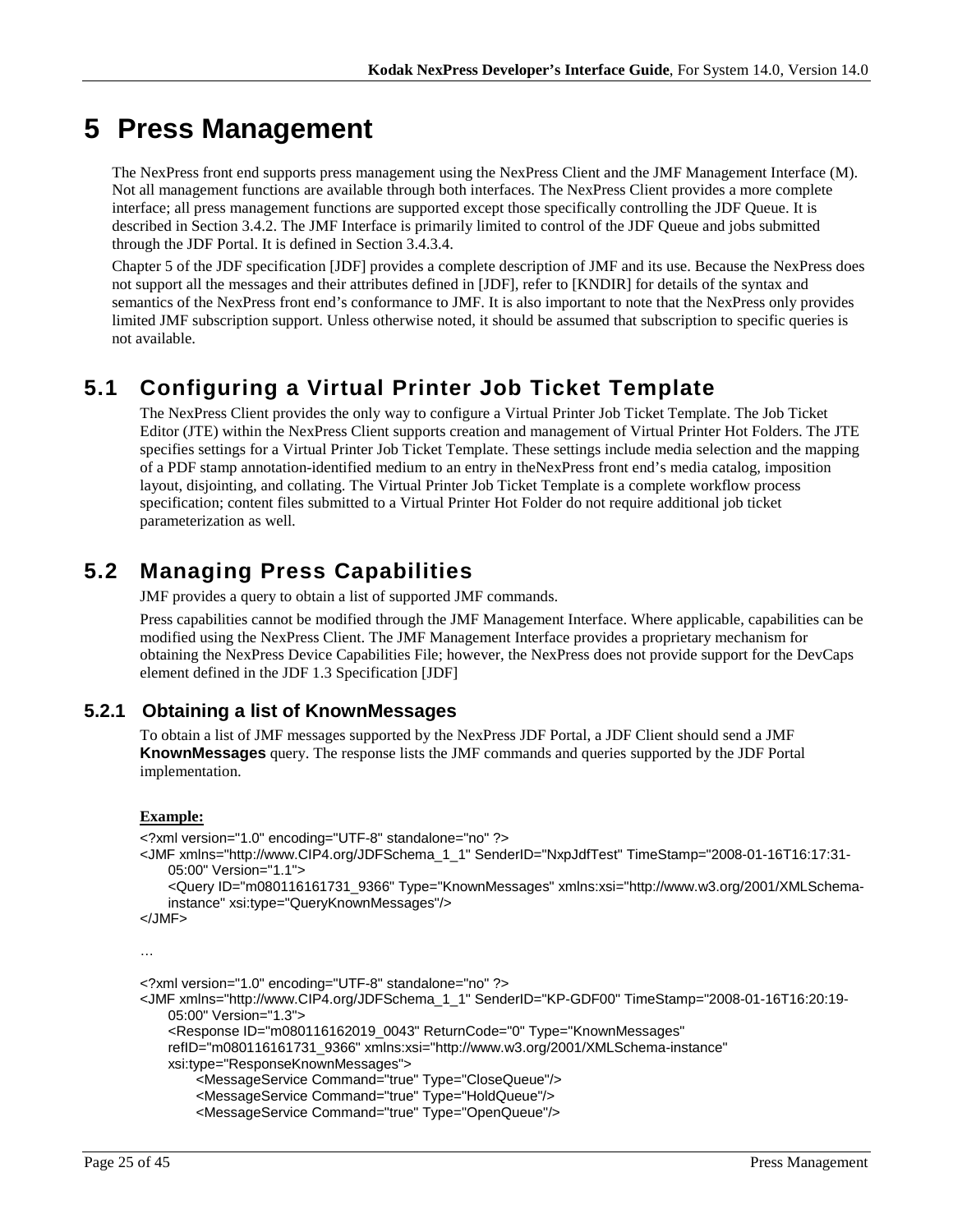# 5 Press Management

The NexPress front end supports press management using the NexPress Client and the JMF Management Interface (M). Not all management functions are available through both interfaces. The NexPress Client provides a more complete interface; all press management functions are supported except those specifically controlling the JDF Queue. It is described in Section 3.4.2. The JMF Interface is primarily limited to control of the JDF Queue and jobs submitted through the JDF Portal. It is defined in Section 3.4.3.4.

Chapter 5 of the JDF specification [JDF] provides a complete description of JMF and its use. Because the NexPress does not support all the messages and their attributes defined in [JDF], refer to [KNDIR] for details of the syntax and semantics of the NexPress front end's conformance to JMF. It is also important to note that the NexPress only provides limited JMF subscription support. Unless otherwise noted, it should be assumed that subscription to specific queries is not available.

## 5.1 Configuring a Virtual Printer Job Ticket Template

The NexPress Client provides the only way to configure a Virtual Printer Job Ticket Template. The Job Ticket Editor (JTE) within the NexPress Client supports creation and management of Virtual Printer Hot Folders. The JTE specifies settings for a Virtual Printer Job Ticket Template. These settings include media selection and the mapping of a PDF stamp annotation-identified medium to an entry in theNexPress front end's media catalog, imposition layout, disjointing, and collating. The Virtual Printer Job Ticket Template is a complete workflow process specification; content files submitted to a Virtual Printer Hot Folder do not require additional job ticket parameterization as well.

## 5.2 Managing Press Capabilities

JMF provides a query to obtain a list of supported JMF commands.

Press capabilities cannot be modified through the JMF Management Interface. Where applicable, capabilities can be modified using the NexPress Client. The JMF Management Interface provides a proprietary mechanism for obtaining the NexPress Device Capabilities File; however, the NexPress does not provide support for the DevCaps element defined in the JDF 1.3 Specification [JDF]

### 5.2.1 Obtaining a list of KnownMessages

To obtain a list of JMF messages supported by the NexPress JDF Portal, a JDF Client should send a JMF **KnownMessages** query. The response lists the JMF commands and queries supported by the JDF Portal implementation.

**Example:**

```
<?xml version="1.0" encoding="UTF-8" standalone="no" ?>
<JMF xmlns="http://www.CIP4.org/JDFSchema_1_1" SenderID="NxpJdfTest" TimeStamp="2008-01-16T16:17:31-
    05:00" Version="1.1">
    <Query ID="m080116161731_9366" Type="KnownMessages" xmlns:xsi="http://www.w3.org/2001/XMLSchema-
    instance" xsi:type="QueryKnownMessages"/>
</JMF>

…

<?xml version="1.0" encoding="UTF-8" standalone="no" ?>
<JMF xmlns="http://www.CIP4.org/JDFSchema_1_1" SenderID="KP-GDF00" TimeStamp="2008-01-16T16:20:19-
    05:00" Version="1.3">
    <Response ID="m080116162019_0043" ReturnCode="0" Type="KnownMessages"
    refID="m080116161731_9366" xmlns:xsi="http://www.w3.org/2001/XMLSchema-instance"
    xsi:type="ResponseKnownMessages">
        <MessageService Command="true" Type="CloseQueue"/>
        <MessageService Command="true" Type="HoldQueue"/>
        <MessageService Command="true" Type="OpenQueue"/>
```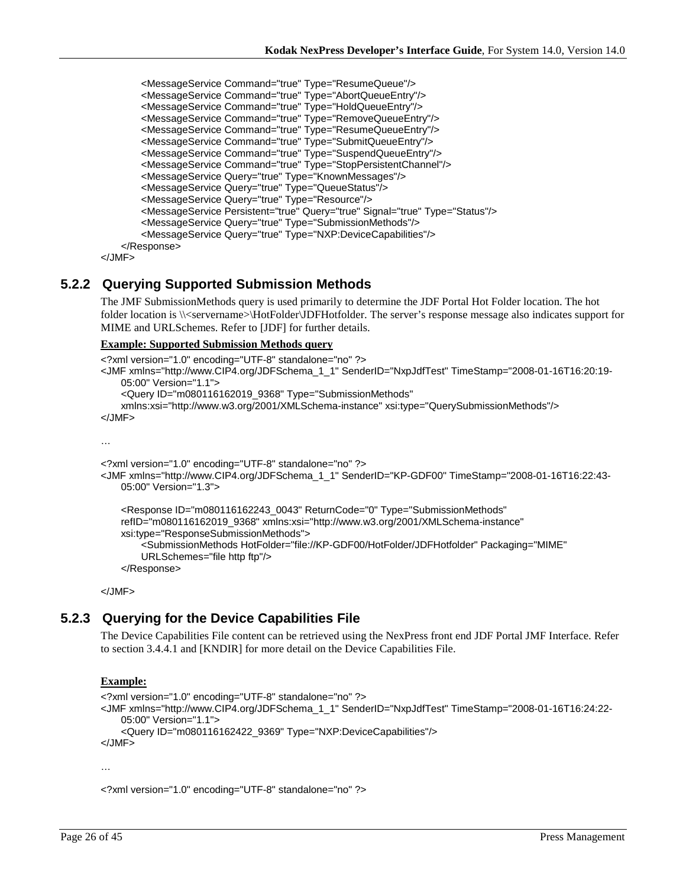```
        <MessageService Command="true" Type="ResumeQueue"/>
        <MessageService Command="true" Type="AbortQueueEntry"/>
        <MessageService Command="true" Type="HoldQueueEntry"/>
        <MessageService Command="true" Type="RemoveQueueEntry"/>
        <MessageService Command="true" Type="ResumeQueueEntry"/>
        <MessageService Command="true" Type="SubmitQueueEntry"/>
        <MessageService Command="true" Type="SuspendQueueEntry"/>
        <MessageService Command="true" Type="StopPersistentChannel"/>
        <MessageService Query="true" Type="KnownMessages"/>
        <MessageService Query="true" Type="QueueStatus"/>
        <MessageService Query="true" Type="Resource"/>
        <MessageService Persistent="true" Query="true" Signal="true" Type="Status"/>
        <MessageService Query="true" Type="SubmissionMethods"/>
        <MessageService Query="true" Type="NXP:DeviceCapabilities"/>
    </Response>
</JMF>
```

### 5.2.2 Querying Supported Submission Methods

The JMF SubmissionMethods query is used primarily to determine the JDF Portal Hot Folder location. The hot folder location is \\<servername>\HotFolder\JDFHotfolder. The server's response message also indicates support for MIME and URLSchemes. Refer to [JDF] for further details.

**Example: Supported Submission Methods query**

```
<?xml version="1.0" encoding="UTF-8" standalone="no" ?>
<JMF xmlns="http://www.CIP4.org/JDFSchema_1_1" SenderID="NxpJdfTest" TimeStamp="2008-01-16T16:20:19-
    05:00" Version="1.1">
    <Query ID="m080116162019_9368" Type="SubmissionMethods"
    xmlns:xsi="http://www.w3.org/2001/XMLSchema-instance" xsi:type="QuerySubmissionMethods"/>
</JMF>

…

<?xml version="1.0" encoding="UTF-8" standalone="no" ?>
<JMF xmlns="http://www.CIP4.org/JDFSchema_1_1" SenderID="KP-GDF00" TimeStamp="2008-01-16T16:22:43-
    05:00" Version="1.3">

    <Response ID="m080116162243_0043" ReturnCode="0" Type="SubmissionMethods"
    refID="m080116162019_9368" xmlns:xsi="http://www.w3.org/2001/XMLSchema-instance"
    xsi:type="ResponseSubmissionMethods">
        <SubmissionMethods HotFolder="file://KP-GDF00/HotFolder/JDFHotfolder" Packaging="MIME"
        URLSchemes="file http ftp"/>
    </Response>

</JMF>
```

### 5.2.3 Querying for the Device Capabilities File

The Device Capabilities File content can be retrieved using the NexPress front end JDF Portal JMF Interface. Refer to section 3.4.4.1 and [KNDIR] for more detail on the Device Capabilities File.

**Example:**

```
<?xml version="1.0" encoding="UTF-8" standalone="no" ?>
<JMF xmlns="http://www.CIP4.org/JDFSchema_1_1" SenderID="NxpJdfTest" TimeStamp="2008-01-16T16:24:22-
    05:00" Version="1.1">
    <Query ID="m080116162422_9369" Type="NXP:DeviceCapabilities"/>
</JMF>

…

<?xml version="1.0" encoding="UTF-8" standalone="no" ?>
```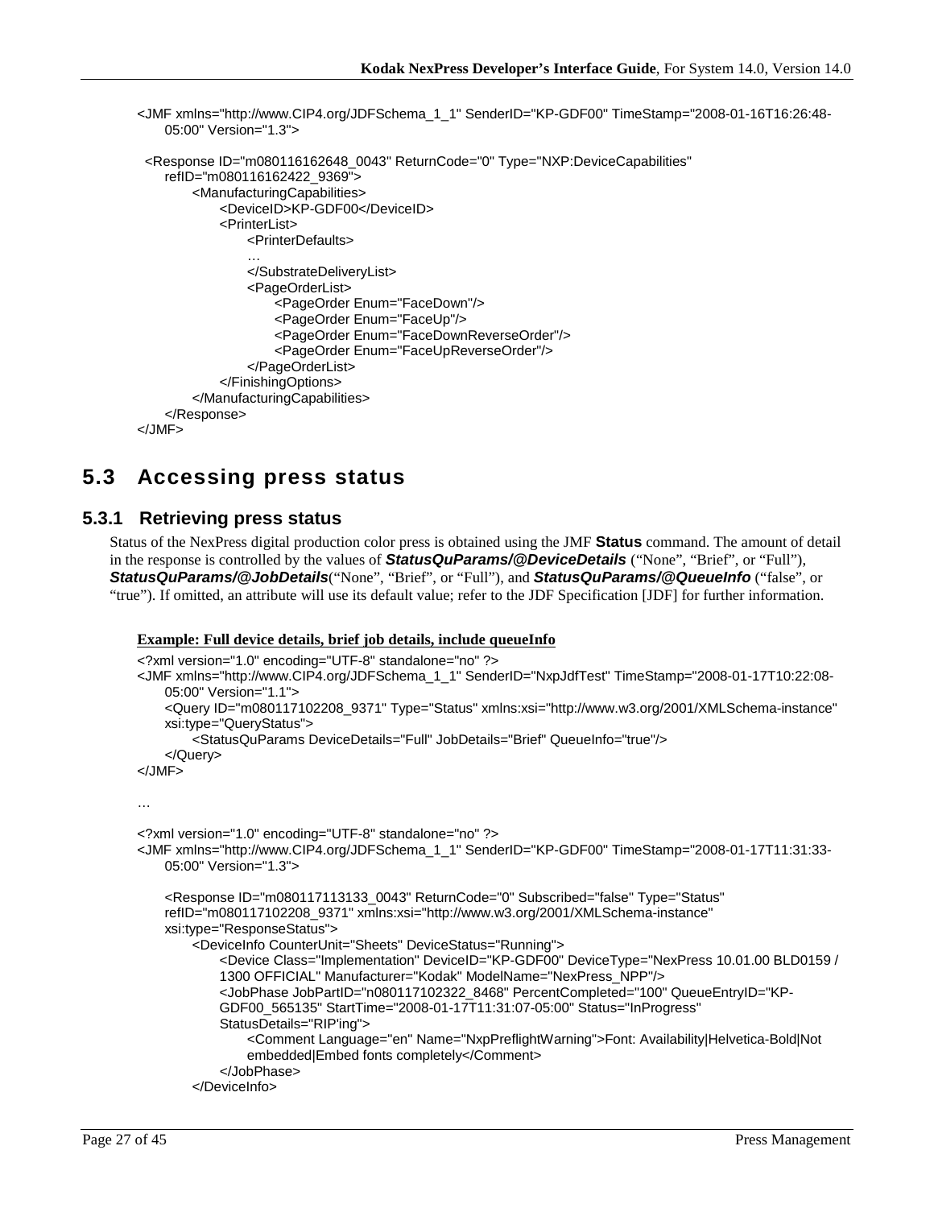```
<JMF xmlns="http://www.CIP4.org/JDFSchema_1_1" SenderID="KP-GDF00" TimeStamp="2008-01-16T16:26:48-
    05:00" Version="1.3">

  <Response ID="m080116162648_0043" ReturnCode="0" Type="NXP:DeviceCapabilities"
    refID="m080116162422_9369">
      <ManufacturingCapabilities>
          <DeviceID>KP-GDF00</DeviceID>
          <PrinterList>
              <PrinterDefaults>
              …
              </SubstrateDeliveryList>
              <PageOrderList>
                  <PageOrder Enum="FaceDown"/>
                  <PageOrder Enum="FaceUp"/>
                  <PageOrder Enum="FaceDownReverseOrder"/>
                  <PageOrder Enum="FaceUpReverseOrder"/>
              </PageOrderList>
          </FinishingOptions>
      </ManufacturingCapabilities>
  </Response>
</JMF>
```

## 5.3 Accessing press status

### 5.3.1 Retrieving press status

Status of the NexPress digital production color press is obtained using the JMF **Status** command. The amount of detail in the response is controlled by the values of ***StatusQuParams/@DeviceDetails*** (“None”, “Brief”, or “Full”), ***StatusQuParams/@JobDetails***(“None”, “Brief”, or “Full”), and ***StatusQuParams/@QueueInfo*** (“false”, or “true”). If omitted, an attribute will use its default value; refer to the JDF Specification [JDF] for further information.

**Example: Full device details, brief job details, include queueInfo**

```
<?xml version="1.0" encoding="UTF-8" standalone="no" ?>
<JMF xmlns="http://www.CIP4.org/JDFSchema_1_1" SenderID="NxpJdfTest" TimeStamp="2008-01-17T10:22:08-
    05:00" Version="1.1">
    <Query ID="m080117102208_9371" Type="Status" xmlns:xsi="http://www.w3.org/2001/XMLSchema-instance"
    xsi:type="QueryStatus">
        <StatusQuParams DeviceDetails="Full" JobDetails="Brief" QueueInfo="true"/>
    </Query>
</JMF>

…

<?xml version="1.0" encoding="UTF-8" standalone="no" ?>
<JMF xmlns="http://www.CIP4.org/JDFSchema_1_1" SenderID="KP-GDF00" TimeStamp="2008-01-17T11:31:33-
    05:00" Version="1.3">

    <Response ID="m080117113133_0043" ReturnCode="0" Subscribed="false" Type="Status"
    refID="m080117102208_9371" xmlns:xsi="http://www.w3.org/2001/XMLSchema-instance"
    xsi:type="ResponseStatus">
        <DeviceInfo CounterUnit="Sheets" DeviceStatus="Running">
            <Device Class="Implementation" DeviceID="KP-GDF00" DeviceType="NexPress 10.01.00 BLD0159 /
            1300 OFFICIAL" Manufacturer="Kodak" ModelName="NexPress_NPP"/>
            <JobPhase JobPartID="n080117102322_8468" PercentCompleted="100" QueueEntryID="KP-
            GDF00_565135" StartTime="2008-01-17T11:31:07-05:00" Status="InProgress"
            StatusDetails="RIP'ing">
                <Comment Language="en" Name="NxpPreflightWarning">Font: Availability|Helvetica-Bold|Not
                embedded|Embed fonts completely</Comment>
            </JobPhase>
        </DeviceInfo>
```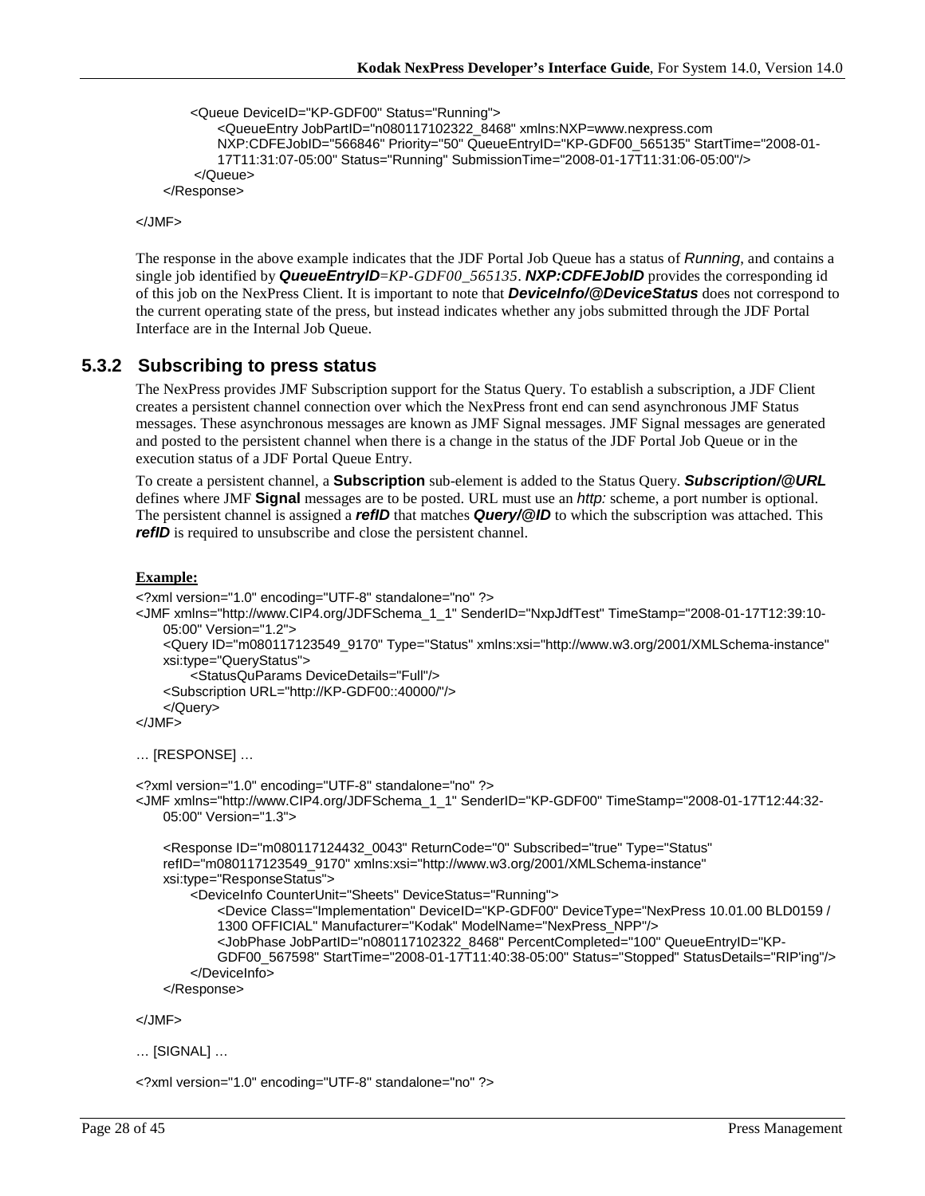```
        <Queue DeviceID="KP-GDF00" Status="Running">
            <QueueEntry JobPartID="n080117102322_8468" xmlns:NXP=www.nexpress.com
            NXP:CDFEJobID="566846" Priority="50" QueueEntryID="KP-GDF00_565135" StartTime="2008-01-
            17T11:31:07-05:00" Status="Running" SubmissionTime="2008-01-17T11:31:06-05:00"/>
        </Queue>
    </Response>

</JMF>
```

The response in the above example indicates that the JDF Portal Job Queue has a status of *Running*, and contains a single job identified by ***QueueEntryID****=KP-GDF00_565135*. ***NXP:CDFEJobID*** provides the corresponding id of this job on the NexPress Client. It is important to note that ***DeviceInfo/@DeviceStatus*** does not correspond to the current operating state of the press, but instead indicates whether any jobs submitted through the JDF Portal Interface are in the Internal Job Queue.

### 5.3.2 Subscribing to press status

The NexPress provides JMF Subscription support for the Status Query. To establish a subscription, a JDF Client creates a persistent channel connection over which the NexPress front end can send asynchronous JMF Status messages. These asynchronous messages are known as JMF Signal messages. JMF Signal messages are generated and posted to the persistent channel when there is a change in the status of the JDF Portal Job Queue or in the execution status of a JDF Portal Queue Entry.

To create a persistent channel, a **Subscription** sub-element is added to the Status Query. ***Subscription/@URL*** defines where JMF **Signal** messages are to be posted. URL must use an *http:* scheme, a port number is optional. The persistent channel is assigned a ***refID*** that matches ***Query/@ID*** to which the subscription was attached. This ***refID*** is required to unsubscribe and close the persistent channel.

**Example:**

```
<?xml version="1.0" encoding="UTF-8" standalone="no" ?>
<JMF xmlns="http://www.CIP4.org/JDFSchema_1_1" SenderID="NxpJdfTest" TimeStamp="2008-01-17T12:39:10-
    05:00" Version="1.2">
    <Query ID="m080117123549_9170" Type="Status" xmlns:xsi="http://www.w3.org/2001/XMLSchema-instance"
    xsi:type="QueryStatus">
        <StatusQuParams DeviceDetails="Full"/>
    <Subscription URL="http://KP-GDF00::40000/"/>
    </Query>
</JMF>

… [RESPONSE] …

<?xml version="1.0" encoding="UTF-8" standalone="no" ?>
<JMF xmlns="http://www.CIP4.org/JDFSchema_1_1" SenderID="KP-GDF00" TimeStamp="2008-01-17T12:44:32-
    05:00" Version="1.3">

    <Response ID="m080117124432_0043" ReturnCode="0" Subscribed="true" Type="Status"
    refID="m080117123549_9170" xmlns:xsi="http://www.w3.org/2001/XMLSchema-instance"
    xsi:type="ResponseStatus">
        <DeviceInfo CounterUnit="Sheets" DeviceStatus="Running">
            <Device Class="Implementation" DeviceID="KP-GDF00" DeviceType="NexPress 10.01.00 BLD0159 /
            1300 OFFICIAL" Manufacturer="Kodak" ModelName="NexPress_NPP"/>
            <JobPhase JobPartID="n080117102322_8468" PercentCompleted="100" QueueEntryID="KP-
            GDF00_567598" StartTime="2008-01-17T11:40:38-05:00" Status="Stopped" StatusDetails="RIP'ing"/>
        </DeviceInfo>
    </Response>

</JMF>

… [SIGNAL] …

<?xml version="1.0" encoding="UTF-8" standalone="no" ?>
```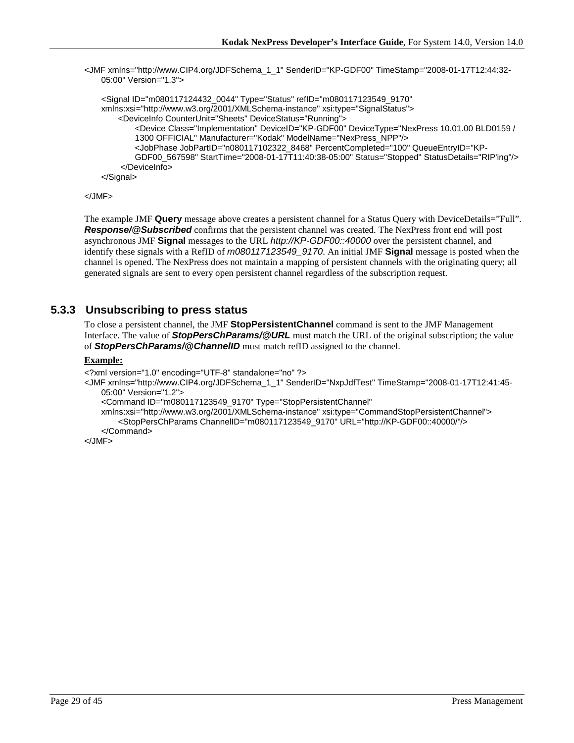```
<JMF xmlns="http://www.CIP4.org/JDFSchema_1_1" SenderID="KP-GDF00" TimeStamp="2008-01-17T12:44:32-05:00" Version="1.3">

    <Signal ID="m080117124432_0044" Type="Status" refID="m080117123549_9170"
    xmlns:xsi="http://www.w3.org/2001/XMLSchema-instance" xsi:type="SignalStatus">
        <DeviceInfo CounterUnit="Sheets" DeviceStatus="Running">
            <Device Class="Implementation" DeviceID="KP-GDF00" DeviceType="NexPress 10.01.00 BLD0159 / 1300 OFFICIAL" Manufacturer="Kodak" ModelName="NexPress_NPP"/>
            <JobPhase JobPartID="n080117102322_8468" PercentCompleted="100" QueueEntryID="KP-GDF00_567598" StartTime="2008-01-17T11:40:38-05:00" Status="Stopped" StatusDetails="RIP'ing"/>
        </DeviceInfo>
    </Signal>

</JMF>
```

The example JMF **Query** message above creates a persistent channel for a Status Query with DeviceDetails="Full". ***Response/@Subscribed*** confirms that the persistent channel was created. The NexPress front end will post asynchronous JMF **Signal** messages to the URL *http://KP-GDF00::40000* over the persistent channel, and identify these signals with a RefID of *m080117123549_9170*. An initial JMF **Signal** message is posted when the channel is opened. The NexPress does not maintain a mapping of persistent channels with the originating query; all generated signals are sent to every open persistent channel regardless of the subscription request.

### 5.3.3 Unsubscribing to press status

To close a persistent channel, the JMF **StopPersistentChannel** command is sent to the JMF Management Interface. The value of ***StopPersChParams/@URL*** must match the URL of the original subscription; the value of ***StopPersChParams/@ChannelID*** must match refID assigned to the channel.

**Example:**

```
<?xml version="1.0" encoding="UTF-8" standalone="no" ?>
<JMF xmlns="http://www.CIP4.org/JDFSchema_1_1" SenderID="NxpJdfTest" TimeStamp="2008-01-17T12:41:45-05:00" Version="1.2">
    <Command ID="m080117123549_9170" Type="StopPersistentChannel"
    xmlns:xsi="http://www.w3.org/2001/XMLSchema-instance" xsi:type="CommandStopPersistentChannel">
        <StopPersChParams ChannelID="m080117123549_9170" URL="http://KP-GDF00::40000/"/>
    </Command>
</JMF>
```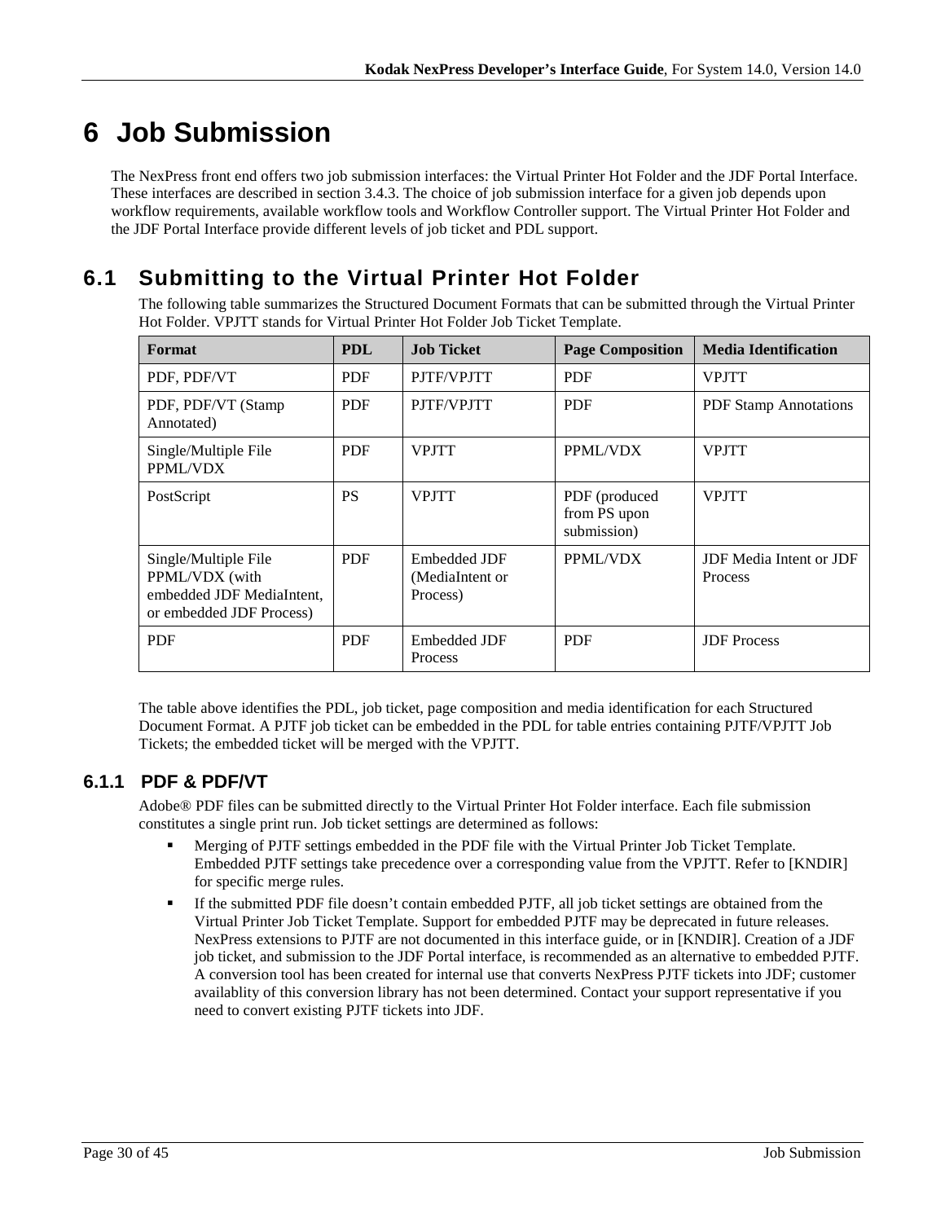# 6 Job Submission

The NexPress front end offers two job submission interfaces: the Virtual Printer Hot Folder and the JDF Portal Interface. These interfaces are described in section 3.4.3. The choice of job submission interface for a given job depends upon workflow requirements, available workflow tools and Workflow Controller support. The Virtual Printer Hot Folder and the JDF Portal Interface provide different levels of job ticket and PDL support.

## 6.1 Submitting to the Virtual Printer Hot Folder

The following table summarizes the Structured Document Formats that can be submitted through the Virtual Printer Hot Folder. VPJTT stands for Virtual Printer Hot Folder Job Ticket Template.

| Format | PDL | Job Ticket | Page Composition | Media Identification |
|---|---|---|---|---|
| PDF, PDF/VT | PDF | PJTF/VPJTT | PDF | VPJTT |
| PDF, PDF/VT (Stamp Annotated) | PDF | PJTF/VPJTT | PDF | PDF Stamp Annotations |
| Single/Multiple File PPML/VDX | PDF | VPJTT | PPML/VDX | VPJTT |
| PostScript | PS | VPJTT | PDF (produced from PS upon submission) | VPJTT |
| Single/Multiple File PPML/VDX (with embedded JDF MediaIntent, or embedded JDF Process) | PDF | Embedded JDF (MediaIntent or Process) | PPML/VDX | JDF Media Intent or JDF Process |
| PDF | PDF | Embedded JDF Process | PDF | JDF Process |

The table above identifies the PDL, job ticket, page composition and media identification for each Structured Document Format. A PJTF job ticket can be embedded in the PDL for table entries containing PJTF/VPJTT Job Tickets; the embedded ticket will be merged with the VPJTT.

### 6.1.1 PDF & PDF/VT

Adobe® PDF files can be submitted directly to the Virtual Printer Hot Folder interface. Each file submission constitutes a single print run. Job ticket settings are determined as follows:

- Merging of PJTF settings embedded in the PDF file with the Virtual Printer Job Ticket Template. Embedded PJTF settings take precedence over a corresponding value from the VPJTT. Refer to [KNDIR] for specific merge rules.
- If the submitted PDF file doesn't contain embedded PJTF, all job ticket settings are obtained from the Virtual Printer Job Ticket Template. Support for embedded PJTF may be deprecated in future releases. NexPress extensions to PJTF are not documented in this interface guide, or in [KNDIR]. Creation of a JDF job ticket, and submission to the JDF Portal interface, is recommended as an alternative to embedded PJTF. A conversion tool has been created for internal use that converts NexPress PJTF tickets into JDF; customer availablity of this conversion library has not been determined. Contact your support representative if you need to convert existing PJTF tickets into JDF.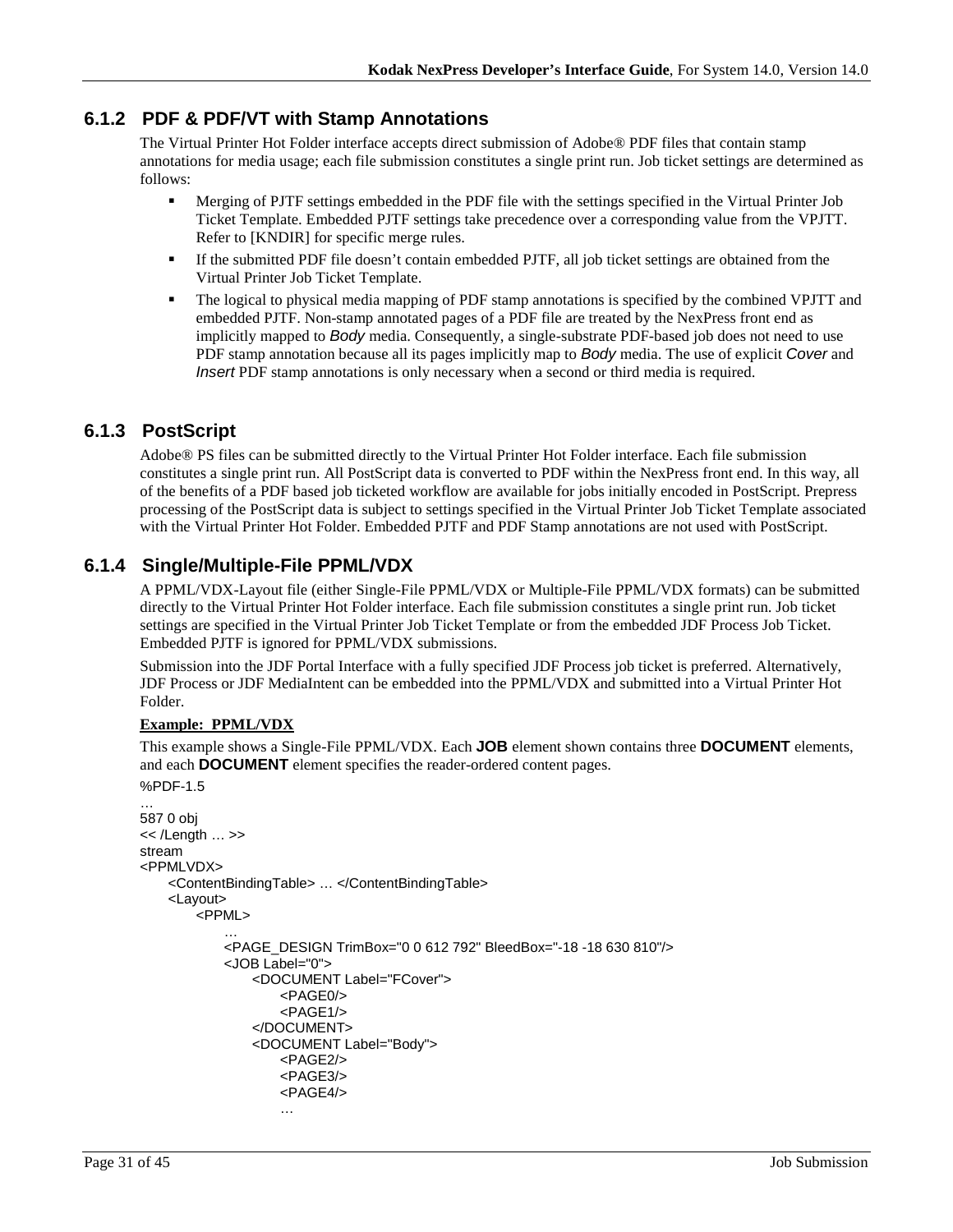### 6.1.2 PDF & PDF/VT with Stamp Annotations

The Virtual Printer Hot Folder interface accepts direct submission of Adobe® PDF files that contain stamp annotations for media usage; each file submission constitutes a single print run. Job ticket settings are determined as follows:

- Merging of PJTF settings embedded in the PDF file with the settings specified in the Virtual Printer Job Ticket Template. Embedded PJTF settings take precedence over a corresponding value from the VPJTT. Refer to [KNDIR] for specific merge rules.
- If the submitted PDF file doesn't contain embedded PJTF, all job ticket settings are obtained from the Virtual Printer Job Ticket Template.
- The logical to physical media mapping of PDF stamp annotations is specified by the combined VPJTT and embedded PJTF. Non-stamp annotated pages of a PDF file are treated by the NexPress front end as implicitly mapped to *Body* media. Consequently, a single-substrate PDF-based job does not need to use PDF stamp annotation because all its pages implicitly map to *Body* media. The use of explicit *Cover* and *Insert* PDF stamp annotations is only necessary when a second or third media is required.

### 6.1.3 PostScript

Adobe® PS files can be submitted directly to the Virtual Printer Hot Folder interface. Each file submission constitutes a single print run. All PostScript data is converted to PDF within the NexPress front end. In this way, all of the benefits of a PDF based job ticketed workflow are available for jobs initially encoded in PostScript. Prepress processing of the PostScript data is subject to settings specified in the Virtual Printer Job Ticket Template associated with the Virtual Printer Hot Folder. Embedded PJTF and PDF Stamp annotations are not used with PostScript.

### 6.1.4 Single/Multiple-File PPML/VDX

A PPML/VDX-Layout file (either Single-File PPML/VDX or Multiple-File PPML/VDX formats) can be submitted directly to the Virtual Printer Hot Folder interface. Each file submission constitutes a single print run. Job ticket settings are specified in the Virtual Printer Job Ticket Template or from the embedded JDF Process Job Ticket. Embedded PJTF is ignored for PPML/VDX submissions.

Submission into the JDF Portal Interface with a fully specified JDF Process job ticket is preferred. Alternatively, JDF Process or JDF MediaIntent can be embedded into the PPML/VDX and submitted into a Virtual Printer Hot Folder.

**Example: PPML/VDX**

This example shows a Single-File PPML/VDX. Each **JOB** element shown contains three **DOCUMENT** elements, and each **DOCUMENT** element specifies the reader-ordered content pages.

```
%PDF-1.5
…
587 0 obj
<< /Length … >>
stream
<PPMLVDX>
    <ContentBindingTable> … </ContentBindingTable>
    <Layout>
        <PPML>
            …
            <PAGE_DESIGN TrimBox="0 0 612 792" BleedBox="-18 -18 630 810"/>
            <JOB Label="0">
                <DOCUMENT Label="FCover">
                    <PAGE0/>
                    <PAGE1/>
                </DOCUMENT>
                <DOCUMENT Label="Body">
                    <PAGE2/>
                    <PAGE3/>
                    <PAGE4/>
                    …
```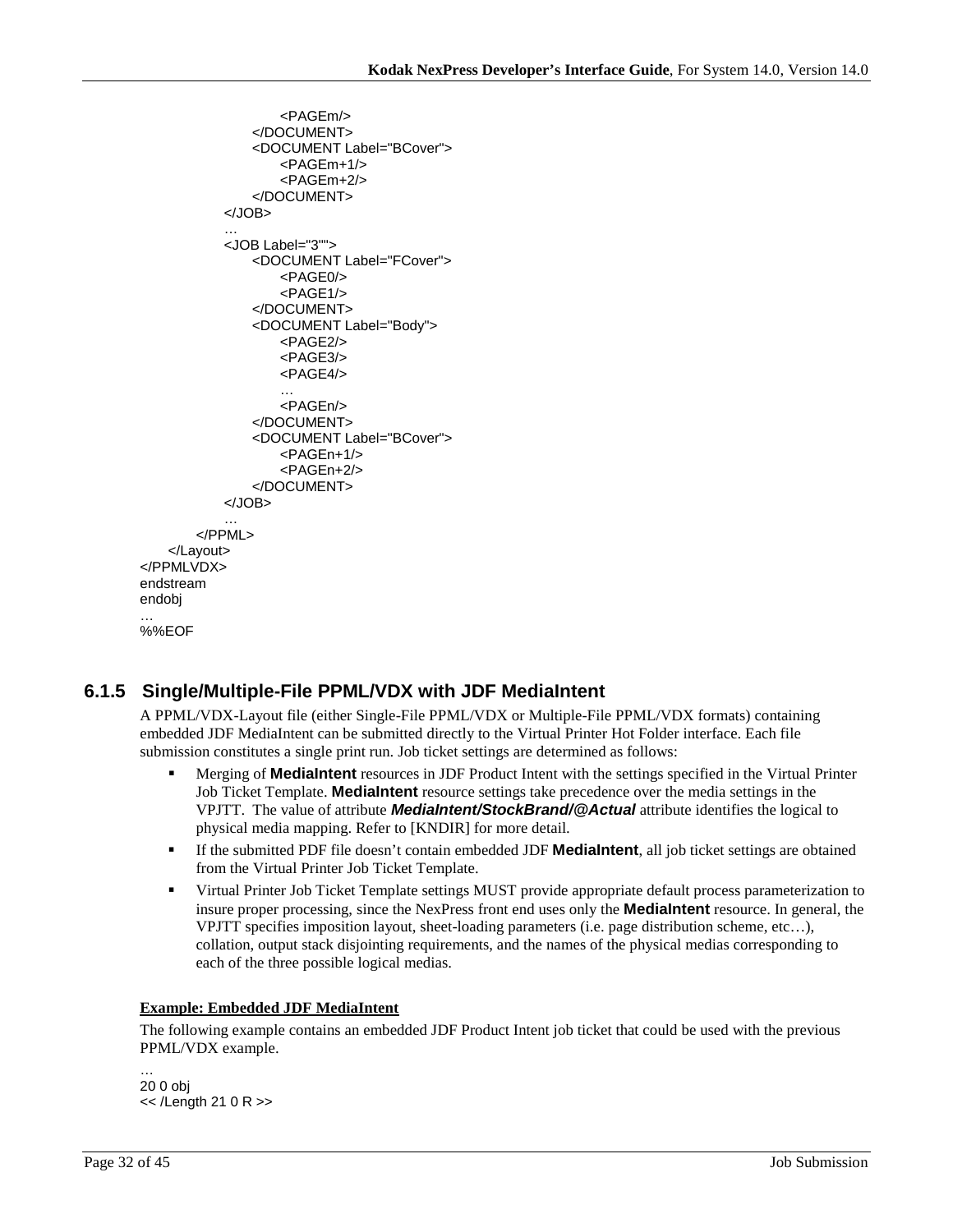```
                <PAGEm/>
            </DOCUMENT>
            <DOCUMENT Label="BCover">
                <PAGEm+1/>
                <PAGEm+2/>
            </DOCUMENT>
        </JOB>
        …
        <JOB Label="3"">
            <DOCUMENT Label="FCover">
                <PAGE0/>
                <PAGE1/>
            </DOCUMENT>
            <DOCUMENT Label="Body">
                <PAGE2/>
                <PAGE3/>
                <PAGE4/>
                …
                <PAGEn/>
            </DOCUMENT>
            <DOCUMENT Label="BCover">
                <PAGEn+1/>
                <PAGEn+2/>
            </DOCUMENT>
        </JOB>
        …
    </PPML>
  </Layout>
</PPMLVDX>
endstream
endobj
…
%%EOF
```

### 6.1.5 Single/Multiple-File PPML/VDX with JDF MediaIntent

A PPML/VDX-Layout file (either Single-File PPML/VDX or Multiple-File PPML/VDX formats) containing embedded JDF MediaIntent can be submitted directly to the Virtual Printer Hot Folder interface. Each file submission constitutes a single print run. Job ticket settings are determined as follows:

- Merging of **MediaIntent** resources in JDF Product Intent with the settings specified in the Virtual Printer Job Ticket Template. **MediaIntent** resource settings take precedence over the media settings in the VPJTT. The value of attribute ***MediaIntent/StockBrand/@Actual*** attribute identifies the logical to physical media mapping. Refer to [KNDIR] for more detail.
- If the submitted PDF file doesn't contain embedded JDF **MediaIntent**, all job ticket settings are obtained from the Virtual Printer Job Ticket Template.
- Virtual Printer Job Ticket Template settings MUST provide appropriate default process parameterization to insure proper processing, since the NexPress front end uses only the **MediaIntent** resource. In general, the VPJTT specifies imposition layout, sheet-loading parameters (i.e. page distribution scheme, etc…), collation, output stack disjointing requirements, and the names of the physical medias corresponding to each of the three possible logical medias.

**Example: Embedded JDF MediaIntent**

The following example contains an embedded JDF Product Intent job ticket that could be used with the previous PPML/VDX example.

```
…
20 0 obj
<< /Length 21 0 R >>
```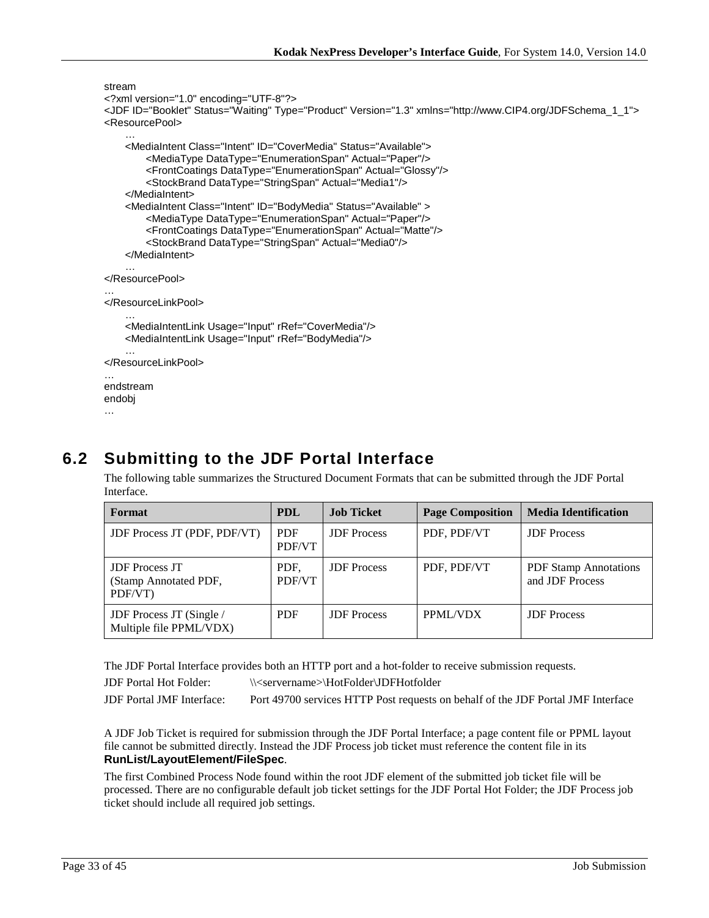```
stream
<?xml version="1.0" encoding="UTF-8"?>
<JDF ID="Booklet" Status="Waiting" Type="Product" Version="1.3" xmlns="http://www.CIP4.org/JDFSchema_1_1">
<ResourcePool>
    …
    <MediaIntent Class="Intent" ID="CoverMedia" Status="Available">
        <MediaType DataType="EnumerationSpan" Actual="Paper"/>
        <FrontCoatings DataType="EnumerationSpan" Actual="Glossy"/>
        <StockBrand DataType="StringSpan" Actual="Media1"/>
    </MediaIntent>
    <MediaIntent Class="Intent" ID="BodyMedia" Status="Available" >
        <MediaType DataType="EnumerationSpan" Actual="Paper"/>
        <FrontCoatings DataType="EnumerationSpan" Actual="Matte"/>
        <StockBrand DataType="StringSpan" Actual="Media0"/>
    </MediaIntent>
    …
</ResourcePool>
…
</ResourceLinkPool>
    …
    <MediaIntentLink Usage="Input" rRef="CoverMedia"/>
    <MediaIntentLink Usage="Input" rRef="BodyMedia"/>
    …
</ResourceLinkPool>
…
endstream
endobj
…
```

## 6.2 Submitting to the JDF Portal Interface

The following table summarizes the Structured Document Formats that can be submitted through the JDF Portal Interface.

| Format | PDL | Job Ticket | Page Composition | Media Identification |
|---|---|---|---|---|
| JDF Process JT (PDF, PDF/VT) | PDF PDF/VT | JDF Process | PDF, PDF/VT | JDF Process |
| JDF Process JT (Stamp Annotated PDF, PDF/VT) | PDF, PDF/VT | JDF Process | PDF, PDF/VT | PDF Stamp Annotations and JDF Process |
| JDF Process JT (Single / Multiple file PPML/VDX) | PDF | JDF Process | PPML/VDX | JDF Process |

The JDF Portal Interface provides both an HTTP port and a hot-folder to receive submission requests.

JDF Portal Hot Folder: \\<servername>\HotFolder\JDFHotfolder

JDF Portal JMF Interface: Port 49700 services HTTP Post requests on behalf of the JDF Portal JMF Interface

A JDF Job Ticket is required for submission through the JDF Portal Interface; a page content file or PPML layout file cannot be submitted directly. Instead the JDF Process job ticket must reference the content file in its **RunList/LayoutElement/FileSpec**.

The first Combined Process Node found within the root JDF element of the submitted job ticket file will be processed. There are no configurable default job ticket settings for the JDF Portal Hot Folder; the JDF Process job ticket should include all required job settings.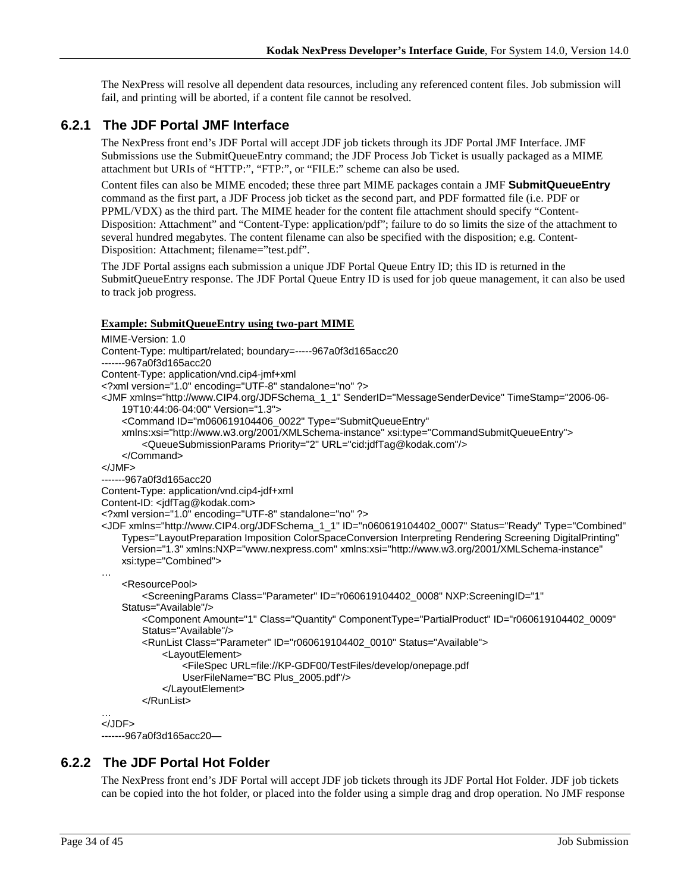The NexPress will resolve all dependent data resources, including any referenced content files. Job submission will fail, and printing will be aborted, if a content file cannot be resolved.

### 6.2.1 The JDF Portal JMF Interface

The NexPress front end's JDF Portal will accept JDF job tickets through its JDF Portal JMF Interface. JMF Submissions use the SubmitQueueEntry command; the JDF Process Job Ticket is usually packaged as a MIME attachment but URIs of "HTTP:", "FTP:", or "FILE:" scheme can also be used.

Content files can also be MIME encoded; these three part MIME packages contain a JMF **SubmitQueueEntry** command as the first part, a JDF Process job ticket as the second part, and PDF formatted file (i.e. PDF or PPML/VDX) as the third part. The MIME header for the content file attachment should specify "Content-Disposition: Attachment" and "Content-Type: application/pdf"; failure to do so limits the size of the attachment to several hundred megabytes. The content filename can also be specified with the disposition; e.g. Content-Disposition: Attachment; filename="test.pdf".

The JDF Portal assigns each submission a unique JDF Portal Queue Entry ID; this ID is returned in the SubmitQueueEntry response. The JDF Portal Queue Entry ID is used for job queue management, it can also be used to track job progress.

**Example: SubmitQueueEntry using two-part MIME**

```
MIME-Version: 1.0
Content-Type: multipart/related; boundary=-----967a0f3d165acc20
-------967a0f3d165acc20
Content-Type: application/vnd.cip4-jmf+xml
<?xml version="1.0" encoding="UTF-8" standalone="no" ?>
<JMF xmlns="http://www.CIP4.org/JDFSchema_1_1" SenderID="MessageSenderDevice" TimeStamp="2006-06-
    19T10:44:06-04:00" Version="1.3">
    <Command ID="m060619104406_0022" Type="SubmitQueueEntry"
    xmlns:xsi="http://www.w3.org/2001/XMLSchema-instance" xsi:type="CommandSubmitQueueEntry">
        <QueueSubmissionParams Priority="2" URL="cid:jdfTag@kodak.com"/>
    </Command>
</JMF>
-------967a0f3d165acc20
Content-Type: application/vnd.cip4-jdf+xml
Content-ID: <jdfTag@kodak.com>
<?xml version="1.0" encoding="UTF-8" standalone="no" ?>
<JDF xmlns="http://www.CIP4.org/JDFSchema_1_1" ID="n060619104402_0007" Status="Ready" Type="Combined"
    Types="LayoutPreparation Imposition ColorSpaceConversion Interpreting Rendering Screening DigitalPrinting"
    Version="1.3" xmlns:NXP="www.nexpress.com" xmlns:xsi="http://www.w3.org/2001/XMLSchema-instance"
    xsi:type="Combined">
…
    <ResourcePool>
        <ScreeningParams Class="Parameter" ID="r060619104402_0008" NXP:ScreeningID="1"
    Status="Available"/>
        <Component Amount="1" Class="Quantity" ComponentType="PartialProduct" ID="r060619104402_0009"
        Status="Available"/>
        <RunList Class="Parameter" ID="r060619104402_0010" Status="Available">
            <LayoutElement>
                <FileSpec URL=file://KP-GDF00/TestFiles/develop/onepage.pdf
                UserFileName="BC Plus_2005.pdf"/>
            </LayoutElement>
        </RunList>
…
</JDF>
-------967a0f3d165acc20—
```

### 6.2.2 The JDF Portal Hot Folder

The NexPress front end's JDF Portal will accept JDF job tickets through its JDF Portal Hot Folder. JDF job tickets can be copied into the hot folder, or placed into the folder using a simple drag and drop operation. No JMF response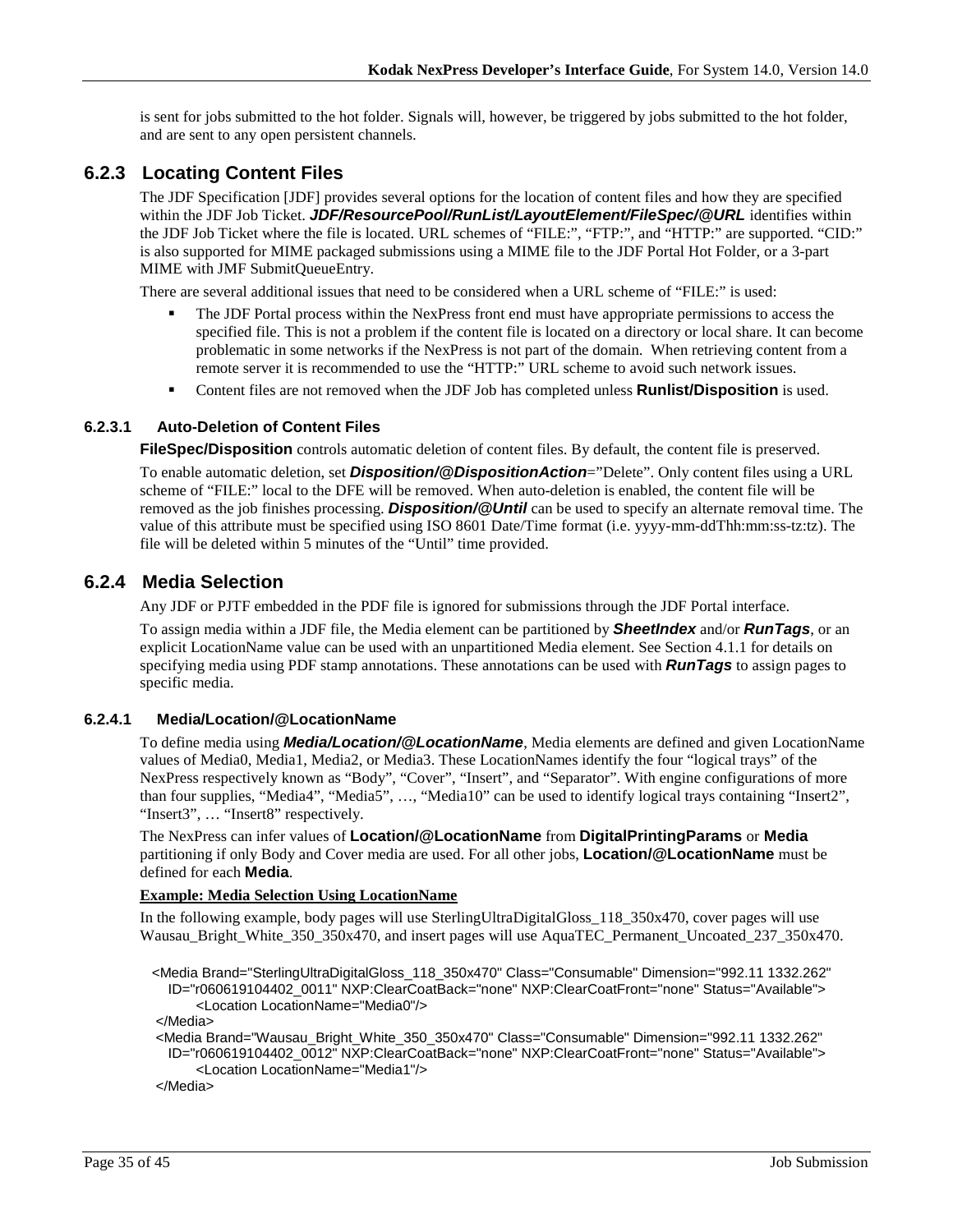is sent for jobs submitted to the hot folder. Signals will, however, be triggered by jobs submitted to the hot folder, and are sent to any open persistent channels.

## 6.2.3 Locating Content Files

The JDF Specification [JDF] provides several options for the location of content files and how they are specified within the JDF Job Ticket. ***JDF/ResourcePool/RunList/LayoutElement/FileSpec/@URL*** identifies within the JDF Job Ticket where the file is located. URL schemes of "FILE:", "FTP:", and "HTTP:" are supported. "CID:" is also supported for MIME packaged submissions using a MIME file to the JDF Portal Hot Folder, or a 3-part MIME with JMF SubmitQueueEntry.

There are several additional issues that need to be considered when a URL scheme of "FILE:" is used:

- The JDF Portal process within the NexPress front end must have appropriate permissions to access the specified file. This is not a problem if the content file is located on a directory or local share. It can become problematic in some networks if the NexPress is not part of the domain. When retrieving content from a remote server it is recommended to use the "HTTP:" URL scheme to avoid such network issues.
- Content files are not removed when the JDF Job has completed unless **Runlist/Disposition** is used.

### 6.2.3.1 Auto-Deletion of Content Files

**FileSpec/Disposition** controls automatic deletion of content files. By default, the content file is preserved.

To enable automatic deletion, set ***Disposition/@DispositionAction***="Delete". Only content files using a URL scheme of "FILE:" local to the DFE will be removed. When auto-deletion is enabled, the content file will be removed as the job finishes processing. ***Disposition/@Until*** can be used to specify an alternate removal time. The value of this attribute must be specified using ISO 8601 Date/Time format (i.e. yyyy-mm-ddThh:mm:ss-tz:tz). The file will be deleted within 5 minutes of the "Until" time provided.

## 6.2.4 Media Selection

Any JDF or PJTF embedded in the PDF file is ignored for submissions through the JDF Portal interface.

To assign media within a JDF file, the Media element can be partitioned by ***SheetIndex*** and/or ***RunTags***, or an explicit LocationName value can be used with an unpartitioned Media element. See Section 4.1.1 for details on specifying media using PDF stamp annotations. These annotations can be used with ***RunTags*** to assign pages to specific media.

### 6.2.4.1 Media/Location/@LocationName

To define media using ***Media/Location/@LocationName***, Media elements are defined and given LocationName values of Media0, Media1, Media2, or Media3. These LocationNames identify the four "logical trays" of the NexPress respectively known as "Body", "Cover", "Insert", and "Separator". With engine configurations of more than four supplies, "Media4", "Media5", …, "Media10" can be used to identify logical trays containing "Insert2", "Insert3", … "Insert8" respectively.

The NexPress can infer values of **Location/@LocationName** from **DigitalPrintingParams** or **Media** partitioning if only Body and Cover media are used. For all other jobs, **Location/@LocationName** must be defined for each **Media**.

**Example: Media Selection Using LocationName**

In the following example, body pages will use SterlingUltraDigitalGloss_118_350x470, cover pages will use Wausau_Bright_White_350_350x470, and insert pages will use AquaTEC_Permanent_Uncoated_237_350x470.

```
<Media Brand="SterlingUltraDigitalGloss_118_350x470" Class="Consumable" Dimension="992.11 1332.262"
   ID="r060619104402_0011" NXP:ClearCoatBack="none" NXP:ClearCoatFront="none" Status="Available">
      <Location LocationName="Media0"/>
</Media>
<Media Brand="Wausau_Bright_White_350_350x470" Class="Consumable" Dimension="992.11 1332.262"
   ID="r060619104402_0012" NXP:ClearCoatBack="none" NXP:ClearCoatFront="none" Status="Available">
      <Location LocationName="Media1"/>
</Media>
```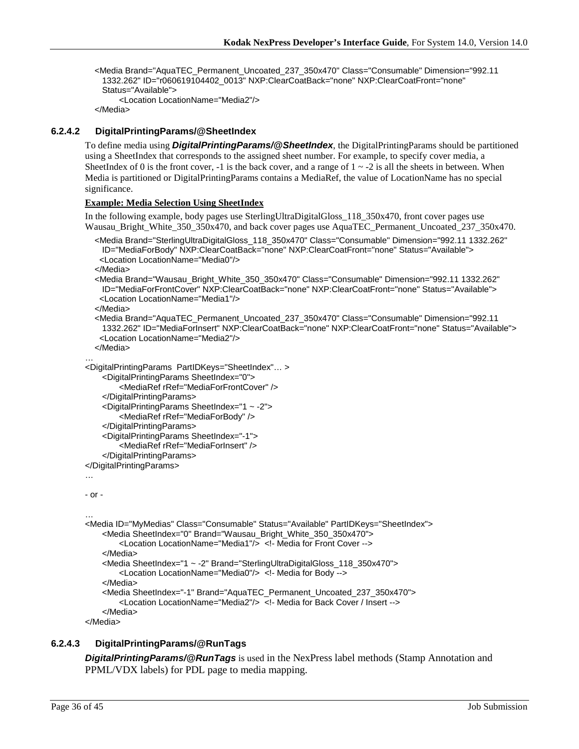```
<Media Brand="AquaTEC_Permanent_Uncoated_237_350x470" Class="Consumable" Dimension="992.11
  1332.262" ID="r060619104402_0013" NXP:ClearCoatBack="none" NXP:ClearCoatFront="none"
  Status="Available">
      <Location LocationName="Media2"/>
</Media>
```

#### 6.2.4.2 DigitalPrintingParams/@SheetIndex

To define media using ***DigitalPrintingParams/@SheetIndex***, the DigitalPrintingParams should be partitioned using a SheetIndex that corresponds to the assigned sheet number. For example, to specify cover media, a SheetIndex of 0 is the front cover, -1 is the back cover, and a range of 1 ~ -2 is all the sheets in between. When Media is partitioned or DigitalPrintingParams contains a MediaRef, the value of LocationName has no special significance.

**Example: Media Selection Using SheetIndex**

In the following example, body pages use SterlingUltraDigitalGloss_118_350x470, front cover pages use Wausau_Bright_White_350_350x470, and back cover pages use AquaTEC_Permanent_Uncoated_237_350x470.

```
<Media Brand="SterlingUltraDigitalGloss_118_350x470" Class="Consumable" Dimension="992.11 1332.262"
  ID="MediaForBody" NXP:ClearCoatBack="none" NXP:ClearCoatFront="none" Status="Available">
  <Location LocationName="Media0"/>
</Media>
<Media Brand="Wausau_Bright_White_350_350x470" Class="Consumable" Dimension="992.11 1332.262"
  ID="MediaForFrontCover" NXP:ClearCoatBack="none" NXP:ClearCoatFront="none" Status="Available">
  <Location LocationName="Media1"/>
</Media>
<Media Brand="AquaTEC_Permanent_Uncoated_237_350x470" Class="Consumable" Dimension="992.11
  1332.262" ID="MediaForInsert" NXP:ClearCoatBack="none" NXP:ClearCoatFront="none" Status="Available">
  <Location LocationName="Media2"/>
</Media>
…
<DigitalPrintingParams  PartIDKeys="SheetIndex"… >
    <DigitalPrintingParams SheetIndex="0">
        <MediaRef rRef="MediaForFrontCover" />
    </DigitalPrintingParams>
    <DigitalPrintingParams SheetIndex="1 ~ -2">
        <MediaRef rRef="MediaForBody" />
    </DigitalPrintingParams>
    <DigitalPrintingParams SheetIndex="-1">
        <MediaRef rRef="MediaForInsert" />
    </DigitalPrintingParams>
</DigitalPrintingParams>
…

- or -

…
<Media ID="MyMedias" Class="Consumable" Status="Available" PartIDKeys="SheetIndex">
    <Media SheetIndex="0" Brand="Wausau_Bright_White_350_350x470">
        <Location LocationName="Media1"/>  <!- Media for Front Cover -->
    </Media>
    <Media SheetIndex="1 ~ -2" Brand="SterlingUltraDigitalGloss_118_350x470">
        <Location LocationName="Media0"/>  <!- Media for Body -->
    </Media>
    <Media SheetIndex="-1" Brand="AquaTEC_Permanent_Uncoated_237_350x470">
        <Location LocationName="Media2"/>  <!- Media for Back Cover / Insert -->
    </Media>
</Media>
```

#### 6.2.4.3 DigitalPrintingParams/@RunTags

***DigitalPrintingParams/@RunTags*** is used in the NexPress label methods (Stamp Annotation and PPML/VDX labels) for PDL page to media mapping.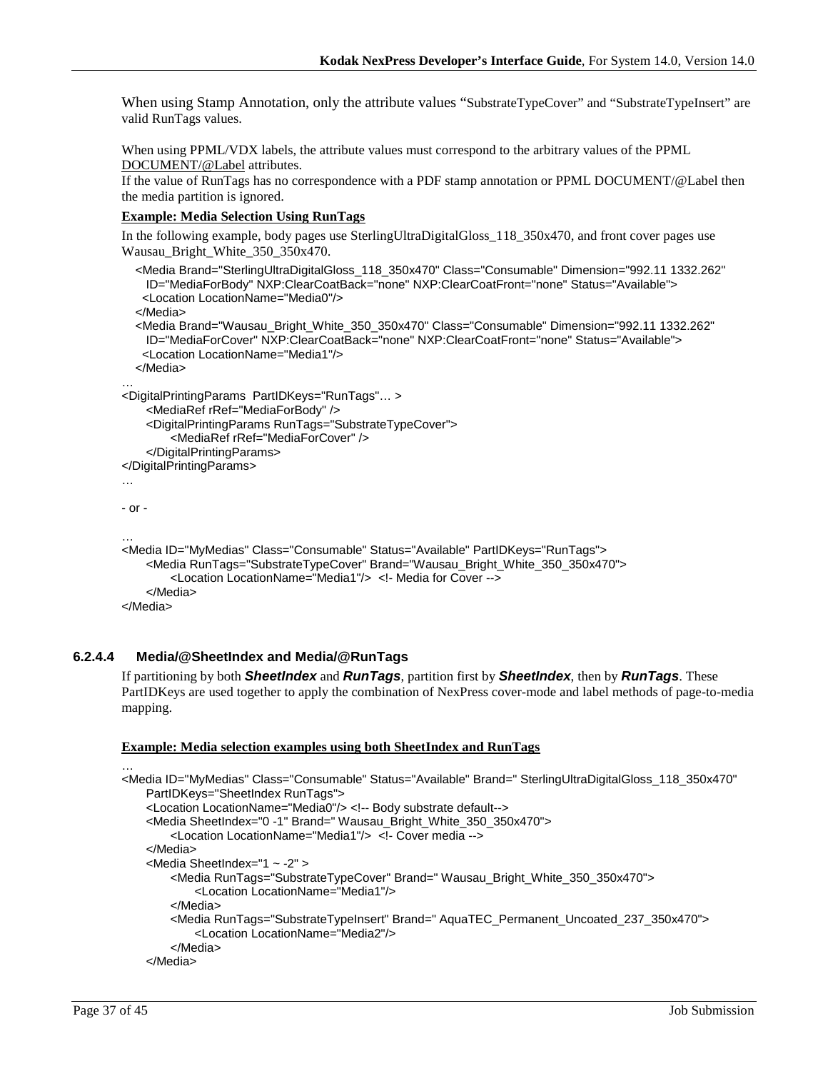When using Stamp Annotation, only the attribute values "SubstrateTypeCover" and "SubstrateTypeInsert" are valid RunTags values.

When using PPML/VDX labels, the attribute values must correspond to the arbitrary values of the PPML DOCUMENT/@Label attributes.
If the value of RunTags has no correspondence with a PDF stamp annotation or PPML DOCUMENT/@Label then the media partition is ignored.

**Example: Media Selection Using RunTags**

In the following example, body pages use SterlingUltraDigitalGloss_118_350x470, and front cover pages use Wausau_Bright_White_350_350x470.

```
<Media Brand="SterlingUltraDigitalGloss_118_350x470" Class="Consumable" Dimension="992.11 1332.262"
  ID="MediaForBody" NXP:ClearCoatBack="none" NXP:ClearCoatFront="none" Status="Available">
 <Location LocationName="Media0"/>
</Media>
<Media Brand="Wausau_Bright_White_350_350x470" Class="Consumable" Dimension="992.11 1332.262"
  ID="MediaForCover" NXP:ClearCoatBack="none" NXP:ClearCoatFront="none" Status="Available">
 <Location LocationName="Media1"/>
</Media>
…
<DigitalPrintingParams  PartIDKeys="RunTags"… >
    <MediaRef rRef="MediaForBody" />
    <DigitalPrintingParams RunTags="SubstrateTypeCover">
        <MediaRef rRef="MediaForCover" />
    </DigitalPrintingParams>
</DigitalPrintingParams>
…

- or -

…
<Media ID="MyMedias" Class="Consumable" Status="Available" PartIDKeys="RunTags">
    <Media RunTags="SubstrateTypeCover" Brand="Wausau_Bright_White_350_350x470">
        <Location LocationName="Media1"/>  <!- Media for Cover -->
    </Media>
</Media>
```

#### 6.2.4.4 Media/@SheetIndex and Media/@RunTags

If partitioning by both ***SheetIndex*** and ***RunTags***, partition first by ***SheetIndex***, then by ***RunTags***. These PartIDKeys are used together to apply the combination of NexPress cover-mode and label methods of page-to-media mapping.

**Example: Media selection examples using both SheetIndex and RunTags**

```
…
<Media ID="MyMedias" Class="Consumable" Status="Available" Brand=" SterlingUltraDigitalGloss_118_350x470"
    PartIDKeys="SheetIndex RunTags">
    <Location LocationName="Media0"/> <!-- Body substrate default-->
    <Media SheetIndex="0 -1" Brand=" Wausau_Bright_White_350_350x470">
        <Location LocationName="Media1"/>  <!- Cover media -->
    </Media>
    <Media SheetIndex="1 ~ -2" >
        <Media RunTags="SubstrateTypeCover" Brand=" Wausau_Bright_White_350_350x470">
            <Location LocationName="Media1"/>
        </Media>
        <Media RunTags="SubstrateTypeInsert" Brand=" AquaTEC_Permanent_Uncoated_237_350x470">
            <Location LocationName="Media2"/>
        </Media>
    </Media>
```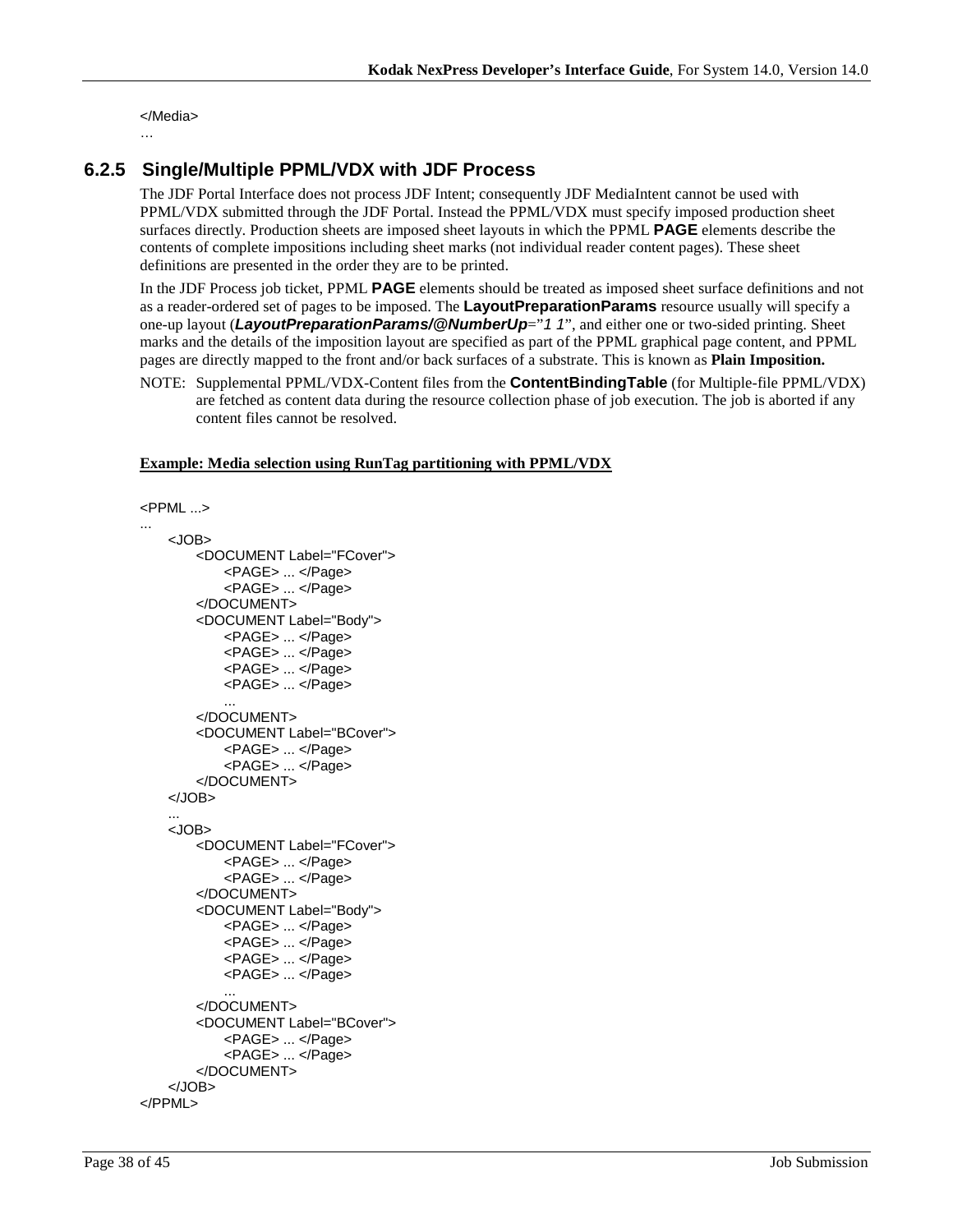```
</Media>
…
```

### 6.2.5 Single/Multiple PPML/VDX with JDF Process

The JDF Portal Interface does not process JDF Intent; consequently JDF MediaIntent cannot be used with PPML/VDX submitted through the JDF Portal. Instead the PPML/VDX must specify imposed production sheet surfaces directly. Production sheets are imposed sheet layouts in which the PPML **PAGE** elements describe the contents of complete impositions including sheet marks (not individual reader content pages). These sheet definitions are presented in the order they are to be printed.

In the JDF Process job ticket, PPML **PAGE** elements should be treated as imposed sheet surface definitions and not as a reader-ordered set of pages to be imposed. The **LayoutPreparationParams** resource usually will specify a one-up layout (***LayoutPreparationParams/@NumberUp***="*1 1*", and either one or two-sided printing. Sheet marks and the details of the imposition layout are specified as part of the PPML graphical page content, and PPML pages are directly mapped to the front and/or back surfaces of a substrate. This is known as **Plain Imposition.**

NOTE: Supplemental PPML/VDX-Content files from the **ContentBindingTable** (for Multiple-file PPML/VDX) are fetched as content data during the resource collection phase of job execution. The job is aborted if any content files cannot be resolved.

**Example: Media selection using RunTag partitioning with PPML/VDX**

```
<PPML ...>
...
    <JOB>
        <DOCUMENT Label="FCover">
            <PAGE> ... </Page>
            <PAGE> ... </Page>
        </DOCUMENT>
        <DOCUMENT Label="Body">
            <PAGE> ... </Page>
            <PAGE> ... </Page>
            <PAGE> ... </Page>
            <PAGE> ... </Page>
            ...
        </DOCUMENT>
        <DOCUMENT Label="BCover">
            <PAGE> ... </Page>
            <PAGE> ... </Page>
        </DOCUMENT>
    </JOB>
    ...
    <JOB>
        <DOCUMENT Label="FCover">
            <PAGE> ... </Page>
            <PAGE> ... </Page>
        </DOCUMENT>
        <DOCUMENT Label="Body">
            <PAGE> ... </Page>
            <PAGE> ... </Page>
            <PAGE> ... </Page>
            <PAGE> ... </Page>
            ...
        </DOCUMENT>
        <DOCUMENT Label="BCover">
            <PAGE> ... </Page>
            <PAGE> ... </Page>
        </DOCUMENT>
    </JOB>
</PPML>
```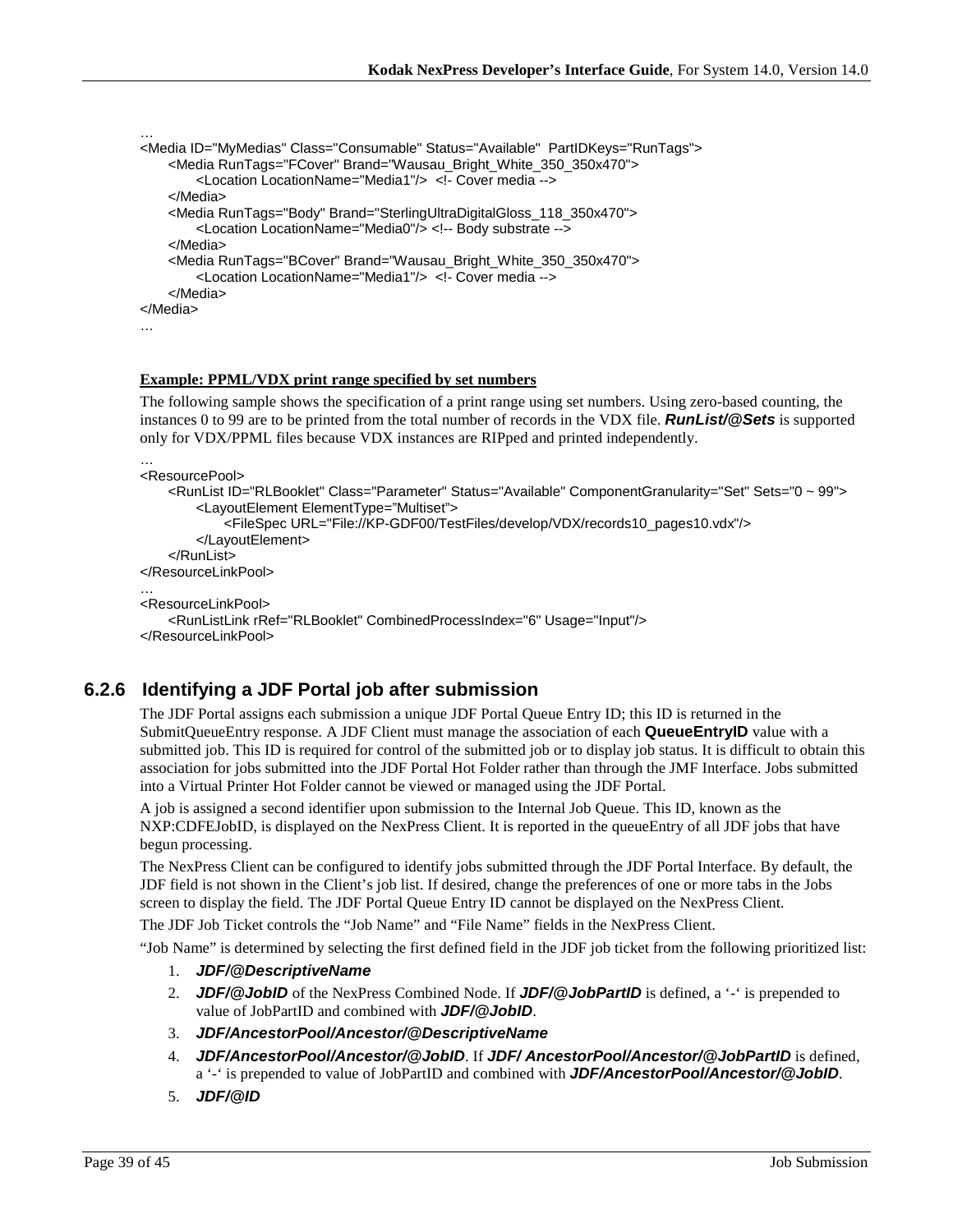```
…
<Media ID="MyMedias" Class="Consumable" Status="Available"  PartIDKeys="RunTags">
     <Media RunTags="FCover" Brand="Wausau_Bright_White_350_350x470">
          <Location LocationName="Media1"/>  <!- Cover media -->
     </Media>
     <Media RunTags="Body" Brand="SterlingUltraDigitalGloss_118_350x470">
          <Location LocationName="Media0"/> <!-- Body substrate -->
     </Media>
     <Media RunTags="BCover" Brand="Wausau_Bright_White_350_350x470">
          <Location LocationName="Media1"/>  <!- Cover media -->
     </Media>
</Media>
…
```

**Example: PPML/VDX print range specified by set numbers**

The following sample shows the specification of a print range using set numbers. Using zero-based counting, the instances 0 to 99 are to be printed from the total number of records in the VDX file. ***RunList/@Sets*** is supported only for VDX/PPML files because VDX instances are RIPped and printed independently.

```
…
<ResourcePool>
     <RunList ID="RLBooklet" Class="Parameter" Status="Available" ComponentGranularity="Set" Sets="0 ~ 99">
          <LayoutElement ElementType="Multiset">
               <FileSpec URL="File://KP-GDF00/TestFiles/develop/VDX/records10_pages10.vdx"/>
          </LayoutElement>
     </RunList>
</ResourceLinkPool>
…
<ResourceLinkPool>
     <RunListLink rRef="RLBooklet" CombinedProcessIndex="6" Usage="Input"/>
</ResourceLinkPool>
```

### 6.2.6 Identifying a JDF Portal job after submission

The JDF Portal assigns each submission a unique JDF Portal Queue Entry ID; this ID is returned in the SubmitQueueEntry response. A JDF Client must manage the association of each **QueueEntryID** value with a submitted job. This ID is required for control of the submitted job or to display job status. It is difficult to obtain this association for jobs submitted into the JDF Portal Hot Folder rather than through the JMF Interface. Jobs submitted into a Virtual Printer Hot Folder cannot be viewed or managed using the JDF Portal.

A job is assigned a second identifier upon submission to the Internal Job Queue. This ID, known as the NXP:CDFEJobID, is displayed on the NexPress Client. It is reported in the queueEntry of all JDF jobs that have begun processing.

The NexPress Client can be configured to identify jobs submitted through the JDF Portal Interface. By default, the JDF field is not shown in the Client's job list. If desired, change the preferences of one or more tabs in the Jobs screen to display the field. The JDF Portal Queue Entry ID cannot be displayed on the NexPress Client.

The JDF Job Ticket controls the "Job Name" and "File Name" fields in the NexPress Client.

"Job Name" is determined by selecting the first defined field in the JDF job ticket from the following prioritized list:

1. ***JDF/@DescriptiveName***
2. ***JDF/@JobID*** of the NexPress Combined Node. If ***JDF/@JobPartID*** is defined, a '-' is prepended to value of JobPartID and combined with ***JDF/@JobID***.
3. ***JDF/AncestorPool/Ancestor/@DescriptiveName***
4. ***JDF/AncestorPool/Ancestor/@JobID***. If ***JDF/ AncestorPool/Ancestor/@JobPartID*** is defined, a '-' is prepended to value of JobPartID and combined with ***JDF/AncestorPool/Ancestor/@JobID***.
5. ***JDF/@ID***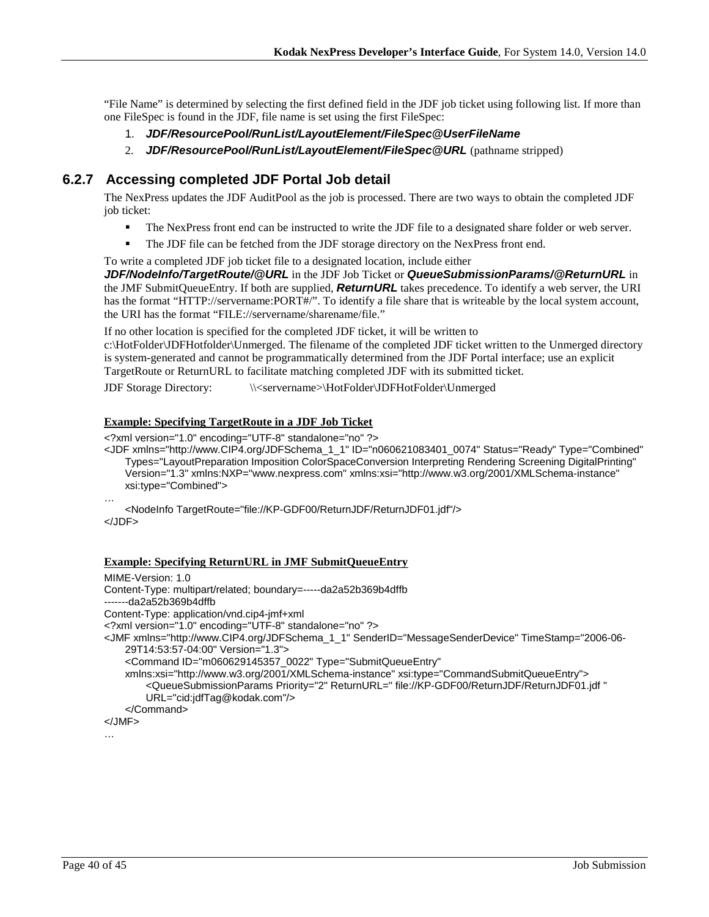“File Name” is determined by selecting the first defined field in the JDF job ticket using following list. If more than one FileSpec is found in the JDF, file name is set using the first FileSpec:

1. ***JDF/ResourcePool/RunList/LayoutElement/FileSpec@UserFileName***
2. ***JDF/ResourcePool/RunList/LayoutElement/FileSpec@URL*** (pathname stripped)

### 6.2.7 Accessing completed JDF Portal Job detail

The NexPress updates the JDF AuditPool as the job is processed. There are two ways to obtain the completed JDF job ticket:

- The NexPress front end can be instructed to write the JDF file to a designated share folder or web server.
- The JDF file can be fetched from the JDF storage directory on the NexPress front end.

To write a completed JDF job ticket file to a designated location, include either ***JDF/NodeInfo/TargetRoute/@URL*** in the JDF Job Ticket or ***QueueSubmissionParams/@ReturnURL*** in the JMF SubmitQueueEntry. If both are supplied, ***ReturnURL*** takes precedence. To identify a web server, the URI has the format “HTTP://servername:PORT#/”. To identify a file share that is writeable by the local system account, the URI has the format “FILE://servername/sharename/file.”

If no other location is specified for the completed JDF ticket, it will be written to c:\HotFolder\JDFHotfolder\Unmerged. The filename of the completed JDF ticket written to the Unmerged directory is system-generated and cannot be programmatically determined from the JDF Portal interface; use an explicit TargetRoute or ReturnURL to facilitate matching completed JDF with its submitted ticket.

JDF Storage Directory: \\<servername>\HotFolder\JDFHotFolder\Unmerged

**Example: Specifying TargetRoute in a JDF Job Ticket**

```
<?xml version="1.0" encoding="UTF-8" standalone="no" ?>
<JDF xmlns="http://www.CIP4.org/JDFSchema_1_1" ID="n060621083401_0074" Status="Ready" Type="Combined"
    Types="LayoutPreparation Imposition ColorSpaceConversion Interpreting Rendering Screening DigitalPrinting"
    Version="1.3" xmlns:NXP="www.nexpress.com" xmlns:xsi="http://www.w3.org/2001/XMLSchema-instance"
    xsi:type="Combined">
…
    <NodeInfo TargetRoute="file://KP-GDF00/ReturnJDF/ReturnJDF01.jdf"/>
</JDF>
```

**Example: Specifying ReturnURL in JMF SubmitQueueEntry**

```
MIME-Version: 1.0
Content-Type: multipart/related; boundary=-----da2a52b369b4dffb
-------da2a52b369b4dffb
Content-Type: application/vnd.cip4-jmf+xml
<?xml version="1.0" encoding="UTF-8" standalone="no" ?>
<JMF xmlns="http://www.CIP4.org/JDFSchema_1_1" SenderID="MessageSenderDevice" TimeStamp="2006-06-
    29T14:53:57-04:00" Version="1.3">
    <Command ID="m060629145357_0022" Type="SubmitQueueEntry"
    xmlns:xsi="http://www.w3.org/2001/XMLSchema-instance" xsi:type="CommandSubmitQueueEntry">
        <QueueSubmissionParams Priority="2" ReturnURL=" file://KP-GDF00/ReturnJDF/ReturnJDF01.jdf "
        URL="cid:jdfTag@kodak.com"/>
    </Command>
</JMF>
…
```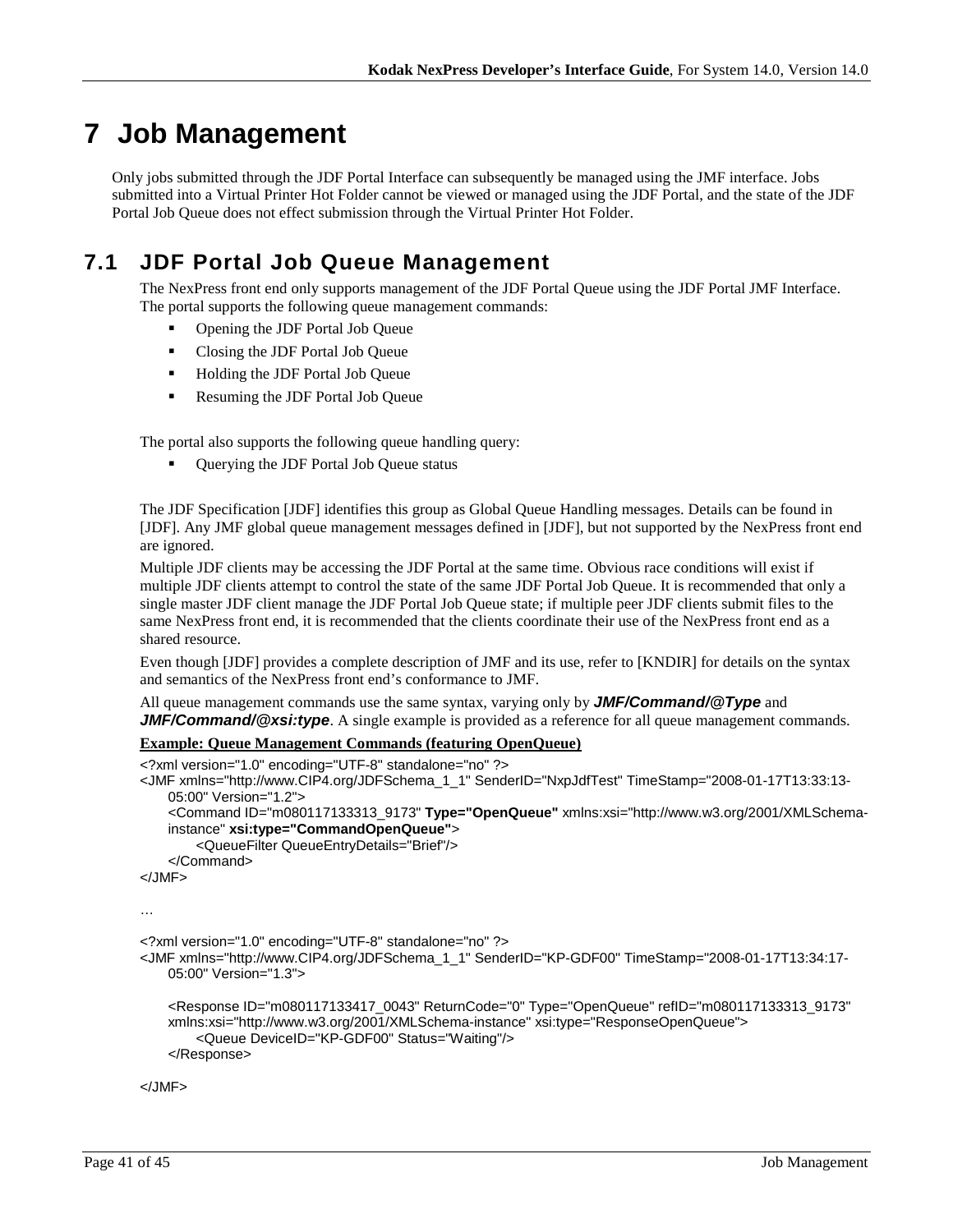# 7 Job Management

Only jobs submitted through the JDF Portal Interface can subsequently be managed using the JMF interface. Jobs submitted into a Virtual Printer Hot Folder cannot be viewed or managed using the JDF Portal, and the state of the JDF Portal Job Queue does not effect submission through the Virtual Printer Hot Folder.

## 7.1 JDF Portal Job Queue Management

The NexPress front end only supports management of the JDF Portal Queue using the JDF Portal JMF Interface. The portal supports the following queue management commands:

- Opening the JDF Portal Job Queue
- Closing the JDF Portal Job Queue
- Holding the JDF Portal Job Queue
- Resuming the JDF Portal Job Queue

The portal also supports the following queue handling query:

- Querying the JDF Portal Job Queue status

The JDF Specification [JDF] identifies this group as Global Queue Handling messages. Details can be found in [JDF]. Any JMF global queue management messages defined in [JDF], but not supported by the NexPress front end are ignored.

Multiple JDF clients may be accessing the JDF Portal at the same time. Obvious race conditions will exist if multiple JDF clients attempt to control the state of the same JDF Portal Job Queue. It is recommended that only a single master JDF client manage the JDF Portal Job Queue state; if multiple peer JDF clients submit files to the same NexPress front end, it is recommended that the clients coordinate their use of the NexPress front end as a shared resource.

Even though [JDF] provides a complete description of JMF and its use, refer to [KNDIR] for details on the syntax and semantics of the NexPress front end's conformance to JMF.

All queue management commands use the same syntax, varying only by ***JMF/Command/@Type*** and ***JMF/Command/@xsi:type***. A single example is provided as a reference for all queue management commands.

**Example: Queue Management Commands (featuring OpenQueue)**

```
<?xml version="1.0" encoding="UTF-8" standalone="no" ?>
<JMF xmlns="http://www.CIP4.org/JDFSchema_1_1" SenderID="NxpJdfTest" TimeStamp="2008-01-17T13:33:13-
    05:00" Version="1.2">
    <Command ID="m080117133313_9173" Type="OpenQueue" xmlns:xsi="http://www.w3.org/2001/XMLSchema-
    instance" xsi:type="CommandOpenQueue">
        <QueueFilter QueueEntryDetails="Brief"/>
    </Command>
</JMF>

…

<?xml version="1.0" encoding="UTF-8" standalone="no" ?>
<JMF xmlns="http://www.CIP4.org/JDFSchema_1_1" SenderID="KP-GDF00" TimeStamp="2008-01-17T13:34:17-
    05:00" Version="1.3">

    <Response ID="m080117133417_0043" ReturnCode="0" Type="OpenQueue" refID="m080117133313_9173"
    xmlns:xsi="http://www.w3.org/2001/XMLSchema-instance" xsi:type="ResponseOpenQueue">
        <Queue DeviceID="KP-GDF00" Status="Waiting"/>
    </Response>

</JMF>
```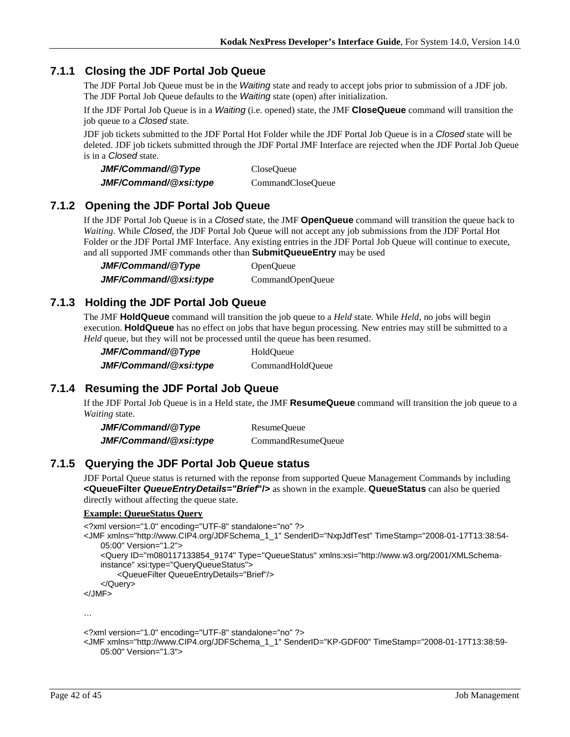### 7.1.1 Closing the JDF Portal Job Queue

The JDF Portal Job Queue must be in the *Waiting* state and ready to accept jobs prior to submission of a JDF job. The JDF Portal Job Queue defaults to the *Waiting* state (open) after initialization.

If the JDF Portal Job Queue is in a *Waiting* (i.e. opened) state, the JMF **CloseQueue** command will transition the job queue to a *Closed* state.

JDF job tickets submitted to the JDF Portal Hot Folder while the JDF Portal Job Queue is in a *Closed* state will be deleted. JDF job tickets submitted through the JDF Portal JMF Interface are rejected when the JDF Portal Job Queue is in a *Closed* state.

| | |
|---|---|
| ***JMF/Command/@Type*** | CloseQueue |
| ***JMF/Command/@xsi:type*** | CommandCloseQueue |

### 7.1.2 Opening the JDF Portal Job Queue

If the JDF Portal Job Queue is in a *Closed* state, the JMF **OpenQueue** command will transition the queue back to *Waiting*. While *Closed*, the JDF Portal Job Queue will not accept any job submissions from the JDF Portal Hot Folder or the JDF Portal JMF Interface. Any existing entries in the JDF Portal Job Queue will continue to execute, and all supported JMF commands other than **SubmitQueueEntry** may be used

| | |
|---|---|
| ***JMF/Command/@Type*** | OpenQueue |
| ***JMF/Command/@xsi:type*** | CommandOpenQueue |

### 7.1.3 Holding the JDF Portal Job Queue

The JMF **HoldQueue** command will transition the job queue to a *Held* state. While *Held*, no jobs will begin execution. **HoldQueue** has no effect on jobs that have begun processing. New entries may still be submitted to a *Held* queue, but they will not be processed until the queue has been resumed.

| | |
|---|---|
| ***JMF/Command/@Type*** | HoldQueue |
| ***JMF/Command/@xsi:type*** | CommandHoldQueue |

### 7.1.4 Resuming the JDF Portal Job Queue

If the JDF Portal Job Queue is in a Held state, the JMF **ResumeQueue** command will transition the job queue to a *Waiting* state.

| | |
|---|---|
| ***JMF/Command/@Type*** | ResumeQueue |
| ***JMF/Command/@xsi:type*** | CommandResumeQueue |

### 7.1.5 Querying the JDF Portal Job Queue status

JDF Portal Queue status is returned with the reponse from supported Queue Management Commands by including **<QueueFilter *QueueEntryDetails="Brief"*/>** as shown in the example. **QueueStatus** can also be queried directly without affecting the queue state.

**Example: QueueStatus Query**

```
<?xml version="1.0" encoding="UTF-8" standalone="no" ?>
<JMF xmlns="http://www.CIP4.org/JDFSchema_1_1" SenderID="NxpJdfTest" TimeStamp="2008-01-17T13:38:54-
    05:00" Version="1.2">
    <Query ID="m080117133854_9174" Type="QueueStatus" xmlns:xsi="http://www.w3.org/2001/XMLSchema-
    instance" xsi:type="QueryQueueStatus">
        <QueueFilter QueueEntryDetails="Brief"/>
    </Query>
</JMF>

…

<?xml version="1.0" encoding="UTF-8" standalone="no" ?>
<JMF xmlns="http://www.CIP4.org/JDFSchema_1_1" SenderID="KP-GDF00" TimeStamp="2008-01-17T13:38:59-
    05:00" Version="1.3">
```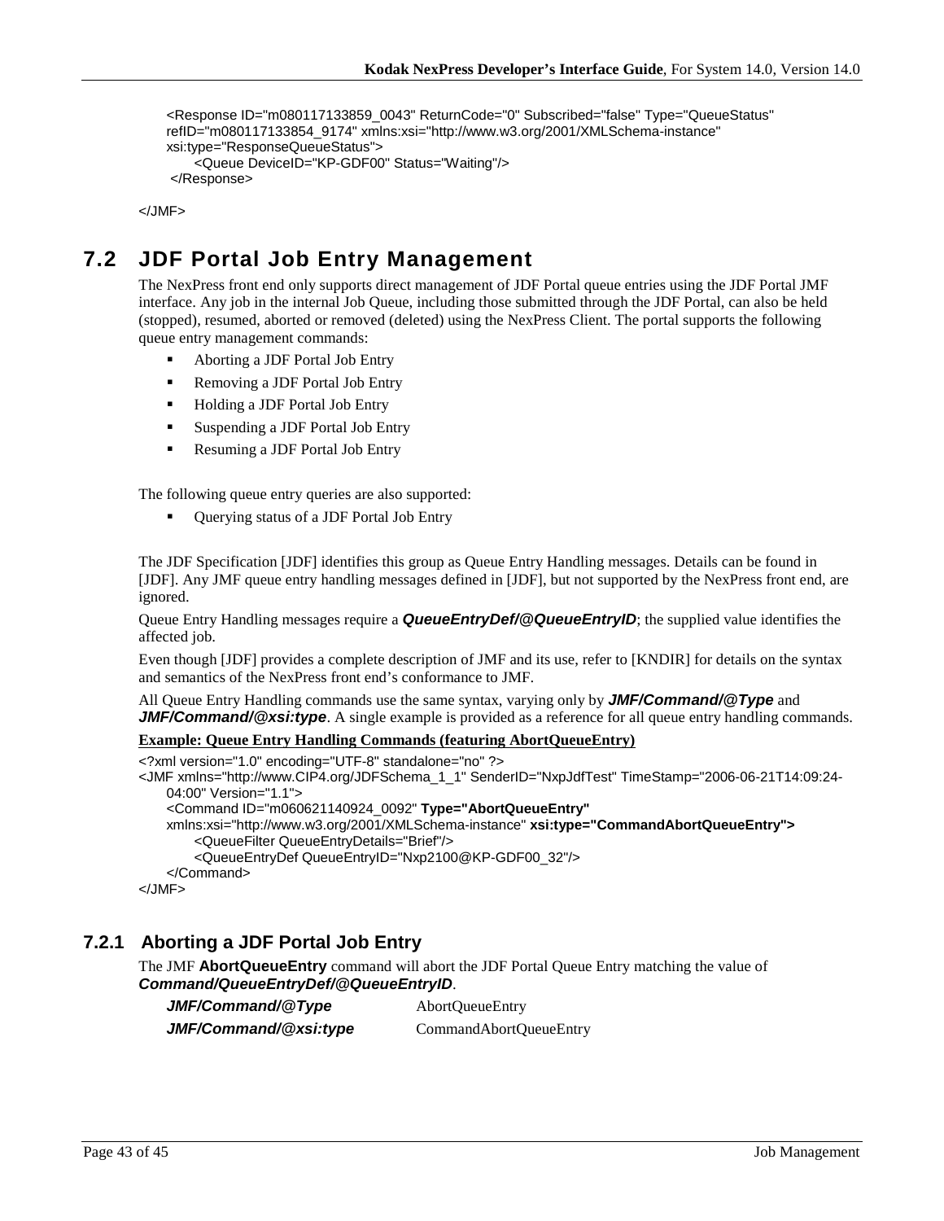```
<Response ID="m080117133859_0043" ReturnCode="0" Subscribed="false" Type="QueueStatus"
refID="m080117133854_9174" xmlns:xsi="http://www.w3.org/2001/XMLSchema-instance"
xsi:type="ResponseQueueStatus">
    <Queue DeviceID="KP-GDF00" Status="Waiting"/>
 </Response>

</JMF>
```

## 7.2 JDF Portal Job Entry Management

The NexPress front end only supports direct management of JDF Portal queue entries using the JDF Portal JMF interface. Any job in the internal Job Queue, including those submitted through the JDF Portal, can also be held (stopped), resumed, aborted or removed (deleted) using the NexPress Client. The portal supports the following queue entry management commands:

- Aborting a JDF Portal Job Entry
- Removing a JDF Portal Job Entry
- Holding a JDF Portal Job Entry
- Suspending a JDF Portal Job Entry
- Resuming a JDF Portal Job Entry

The following queue entry queries are also supported:

- Querying status of a JDF Portal Job Entry

The JDF Specification [JDF] identifies this group as Queue Entry Handling messages. Details can be found in [JDF]. Any JMF queue entry handling messages defined in [JDF], but not supported by the NexPress front end, are ignored.

Queue Entry Handling messages require a ***QueueEntryDef/@QueueEntryID***; the supplied value identifies the affected job.

Even though [JDF] provides a complete description of JMF and its use, refer to [KNDIR] for details on the syntax and semantics of the NexPress front end's conformance to JMF.

All Queue Entry Handling commands use the same syntax, varying only by ***JMF/Command/@Type*** and ***JMF/Command/@xsi:type***. A single example is provided as a reference for all queue entry handling commands.

**Example: Queue Entry Handling Commands (featuring AbortQueueEntry)**

```
<?xml version="1.0" encoding="UTF-8" standalone="no" ?>
<JMF xmlns="http://www.CIP4.org/JDFSchema_1_1" SenderID="NxpJdfTest" TimeStamp="2006-06-21T14:09:24-
    04:00" Version="1.1">
    <Command ID="m060621140924_0092" Type="AbortQueueEntry"
    xmlns:xsi="http://www.w3.org/2001/XMLSchema-instance" xsi:type="CommandAbortQueueEntry">
        <QueueFilter QueueEntryDetails="Brief"/>
        <QueueEntryDef QueueEntryID="Nxp2100@KP-GDF00_32"/>
    </Command>
</JMF>
```

### 7.2.1 Aborting a JDF Portal Job Entry

The JMF **AbortQueueEntry** command will abort the JDF Portal Queue Entry matching the value of ***Command/QueueEntryDef/@QueueEntryID***.

| | |
|---|---|
| ***JMF/Command/@Type*** | AbortQueueEntry |
| ***JMF/Command/@xsi:type*** | CommandAbortQueueEntry |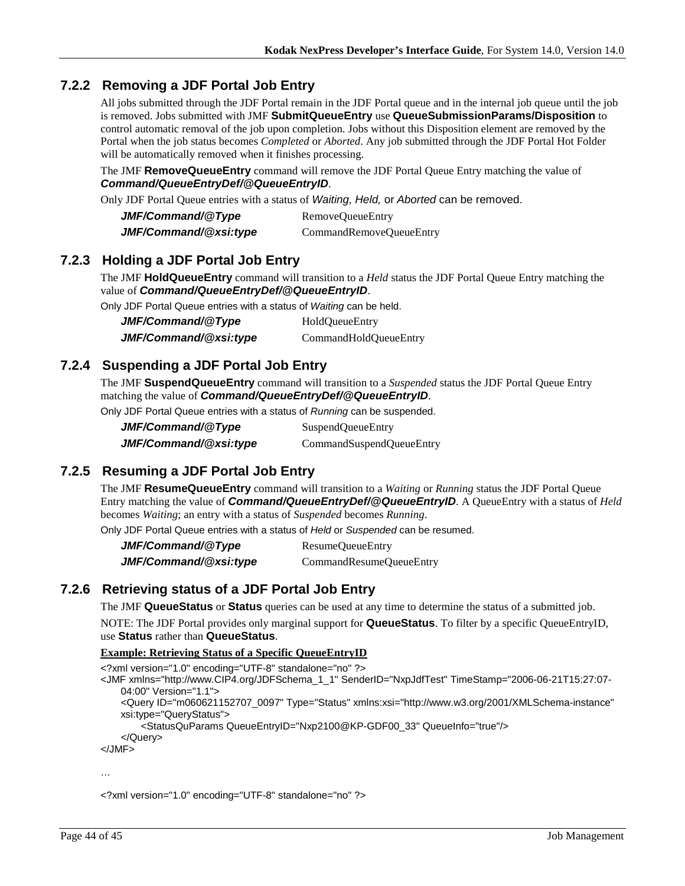### 7.2.2 Removing a JDF Portal Job Entry

All jobs submitted through the JDF Portal remain in the JDF Portal queue and in the internal job queue until the job is removed. Jobs submitted with JMF **SubmitQueueEntry** use **QueueSubmissionParams/Disposition** to control automatic removal of the job upon completion. Jobs without this Disposition element are removed by the Portal when the job status becomes *Completed* or *Aborted*. Any job submitted through the JDF Portal Hot Folder will be automatically removed when it finishes processing.

The JMF **RemoveQueueEntry** command will remove the JDF Portal Queue Entry matching the value of ***Command/QueueEntryDef/@QueueEntryID***.

Only JDF Portal Queue entries with a status of *Waiting, Held,* or *Aborted* can be removed.

| | |
|---|---|
| ***JMF/Command/@Type*** | RemoveQueueEntry |
| ***JMF/Command/@xsi:type*** | CommandRemoveQueueEntry |

### 7.2.3 Holding a JDF Portal Job Entry

The JMF **HoldQueueEntry** command will transition to a *Held* status the JDF Portal Queue Entry matching the value of ***Command/QueueEntryDef/@QueueEntryID***.

Only JDF Portal Queue entries with a status of *Waiting* can be held.

| | |
|---|---|
| ***JMF/Command/@Type*** | HoldQueueEntry |
| ***JMF/Command/@xsi:type*** | CommandHoldQueueEntry |

### 7.2.4 Suspending a JDF Portal Job Entry

The JMF **SuspendQueueEntry** command will transition to a *Suspended* status the JDF Portal Queue Entry matching the value of ***Command/QueueEntryDef/@QueueEntryID***.

Only JDF Portal Queue entries with a status of *Running* can be suspended.

| | |
|---|---|
| ***JMF/Command/@Type*** | SuspendQueueEntry |
| ***JMF/Command/@xsi:type*** | CommandSuspendQueueEntry |

### 7.2.5 Resuming a JDF Portal Job Entry

The JMF **ResumeQueueEntry** command will transition to a *Waiting* or *Running* status the JDF Portal Queue Entry matching the value of ***Command/QueueEntryDef/@QueueEntryID***. A QueueEntry with a status of *Held* becomes *Waiting*; an entry with a status of *Suspended* becomes *Running*.

Only JDF Portal Queue entries with a status of *Held* or *Suspended* can be resumed.

| | |
|---|---|
| ***JMF/Command/@Type*** | ResumeQueueEntry |
| ***JMF/Command/@xsi:type*** | CommandResumeQueueEntry |

### 7.2.6 Retrieving status of a JDF Portal Job Entry

The JMF **QueueStatus** or **Status** queries can be used at any time to determine the status of a submitted job.

NOTE: The JDF Portal provides only marginal support for **QueueStatus**. To filter by a specific QueueEntryID, use **Status** rather than **QueueStatus**.

**Example: Retrieving Status of a Specific QueueEntryID**

```
<?xml version="1.0" encoding="UTF-8" standalone="no" ?>
<JMF xmlns="http://www.CIP4.org/JDFSchema_1_1" SenderID="NxpJdfTest" TimeStamp="2006-06-21T15:27:07-
    04:00" Version="1.1">
    <Query ID="m060621152707_0097" Type="Status" xmlns:xsi="http://www.w3.org/2001/XMLSchema-instance"
    xsi:type="QueryStatus">
        <StatusQuParams QueueEntryID="Nxp2100@KP-GDF00_33" QueueInfo="true"/>
    </Query>
</JMF>

…

<?xml version="1.0" encoding="UTF-8" standalone="no" ?>
```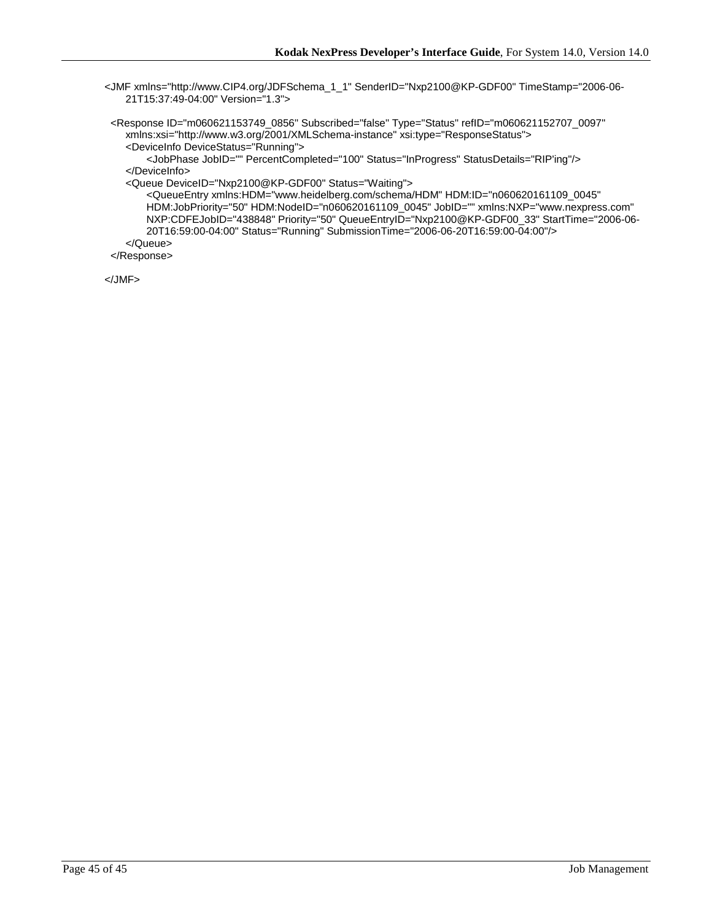```
<JMF xmlns="http://www.CIP4.org/JDFSchema_1_1" SenderID="Nxp2100@KP-GDF00" TimeStamp="2006-06-
    21T15:37:49-04:00" Version="1.3">

  <Response ID="m060621153749_0856" Subscribed="false" Type="Status" refID="m060621152707_0097"
      xmlns:xsi="http://www.w3.org/2001/XMLSchema-instance" xsi:type="ResponseStatus">
      <DeviceInfo DeviceStatus="Running">
          <JobPhase JobID="" PercentCompleted="100" Status="InProgress" StatusDetails="RIP'ing"/>
      </DeviceInfo>
      <Queue DeviceID="Nxp2100@KP-GDF00" Status="Waiting">
          <QueueEntry xmlns:HDM="www.heidelberg.com/schema/HDM" HDM:ID="n060620161109_0045"
          HDM:JobPriority="50" HDM:NodeID="n060620161109_0045" JobID="" xmlns:NXP="www.nexpress.com"
          NXP:CDFEJobID="438848" Priority="50" QueueEntryID="Nxp2100@KP-GDF00_33" StartTime="2006-06-
          20T16:59:00-04:00" Status="Running" SubmissionTime="2006-06-20T16:59:00-04:00"/>
      </Queue>
  </Response>

</JMF>
```